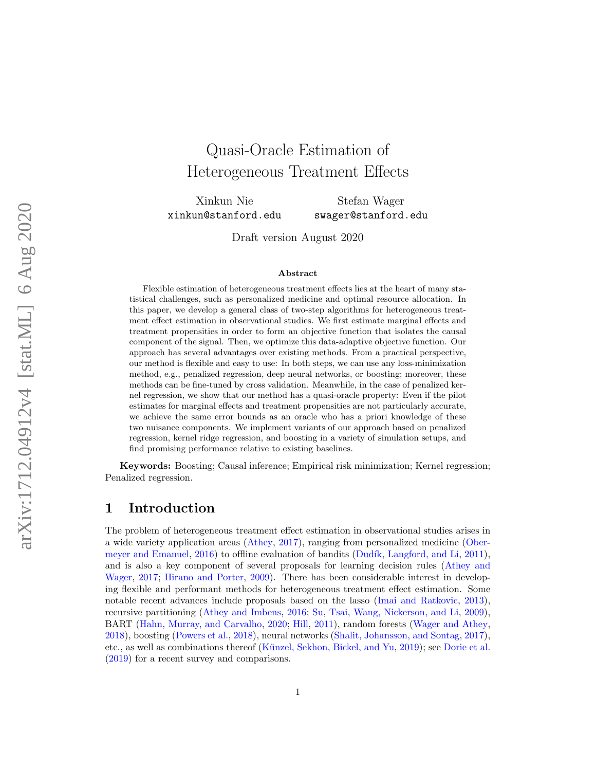# Quasi-Oracle Estimation of Heterogeneous Treatment Effects

Xinkun Nie
xinkun@stanford.edu

Stefan Wager
swager@stanford.edu

Draft version August 2020

### Abstract

Flexible estimation of heterogeneous treatment effects lies at the heart of many statistical challenges, such as personalized medicine and optimal resource allocation. In this paper, we develop a general class of two-step algorithms for heterogeneous treatment effect estimation in observational studies. We first estimate marginal effects and treatment propensities in order to form an objective function that isolates the causal component of the signal. Then, we optimize this data-adaptive objective function. Our approach has several advantages over existing methods. From a practical perspective, our method is flexible and easy to use: In both steps, we can use any loss-minimization method, e.g., penalized regression, deep neural networks, or boosting; moreover, these methods can be fine-tuned by cross validation. Meanwhile, in the case of penalized kernel regression, we show that our method has a quasi-oracle property: Even if the pilot estimates for marginal effects and treatment propensities are not particularly accurate, we achieve the same error bounds as an oracle who has a priori knowledge of these two nuisance components. We implement variants of our approach based on penalized regression, kernel ridge regression, and boosting in a variety of simulation setups, and find promising performance relative to existing baselines.

**Keywords:** Boosting; Causal inference; Empirical risk minimization; Kernel regression; Penalized regression.

## 1 Introduction

The problem of heterogeneous treatment effect estimation in observational studies arises in a wide variety application areas (Athey, 2017), ranging from personalized medicine (Obermeyer and Emanuel, 2016) to offline evaluation of bandits (Dudík, Langford, and Li, 2011), and is also a key component of several proposals for learning decision rules (Athey and Wager, 2017; Hirano and Porter, 2009). There has been considerable interest in developing flexible and performant methods for heterogeneous treatment effect estimation. Some notable recent advances include proposals based on the lasso (Imai and Ratkovic, 2013), recursive partitioning (Athey and Imbens, 2016; Su, Tsai, Wang, Nickerson, and Li, 2009), BART (Hahn, Murray, and Carvalho, 2020; Hill, 2011), random forests (Wager and Athey, 2018), boosting (Powers et al., 2018), neural networks (Shalit, Johansson, and Sontag, 2017), etc., as well as combinations thereof (Künzel, Sekhon, Bickel, and Yu, 2019); see Dorie et al. (2019) for a recent survey and comparisons.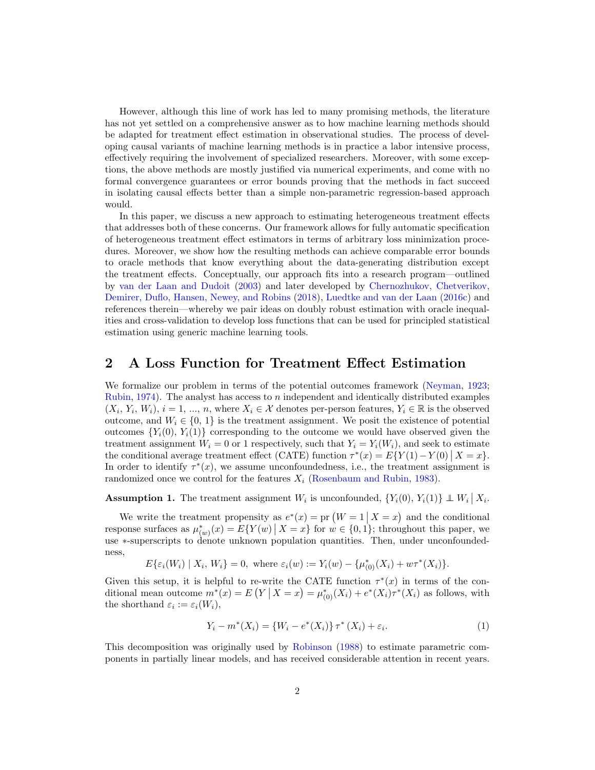However, although this line of work has led to many promising methods, the literature has not yet settled on a comprehensive answer as to how machine learning methods should be adapted for treatment effect estimation in observational studies. The process of developing causal variants of machine learning methods is in practice a labor intensive process, effectively requiring the involvement of specialized researchers. Moreover, with some exceptions, the above methods are mostly justified via numerical experiments, and come with no formal convergence guarantees or error bounds proving that the methods in fact succeed in isolating causal effects better than a simple non-parametric regression-based approach would.

In this paper, we discuss a new approach to estimating heterogeneous treatment effects that addresses both of these concerns. Our framework allows for fully automatic specification of heterogeneous treatment effect estimators in terms of arbitrary loss minimization procedures. Moreover, we show how the resulting methods can achieve comparable error bounds to oracle methods that know everything about the data-generating distribution except the treatment effects. Conceptually, our approach fits into a research program—outlined by van der Laan and Dudoit (2003) and later developed by Chernozhukov, Chetverikov, Demirer, Duflo, Hansen, Newey, and Robins (2018), Luedtke and van der Laan (2016c) and references therein—whereby we pair ideas on doubly robust estimation with oracle inequalities and cross-validation to develop loss functions that can be used for principled statistical estimation using generic machine learning tools.

## 2 A Loss Function for Treatment Effect Estimation

We formalize our problem in terms of the potential outcomes framework (Neyman, 1923; Rubin, 1974). The analyst has access to $n$ independent and identically distributed examples $(X_i, Y_i, W_i)$, $i = 1, ..., n$, where $X_i \in \mathcal{X}$ denotes per-person features, $Y_i \in \mathbb{R}$ is the observed outcome, and $W_i \in \{0, 1\}$ is the treatment assignment. We posit the existence of potential outcomes $\{Y_i(0), Y_i(1)\}$ corresponding to the outcome we would have observed given the treatment assignment $W_i = 0$ or 1 respectively, such that $Y_i = Y_i(W_i)$, and seek to estimate the conditional average treatment effect (CATE) function $\tau^*(x) = E\{Y(1) - Y(0) \mid X = x\}$. In order to identify $\tau^*(x)$, we assume unconfoundedness, i.e., the treatment assignment is randomized once we control for the features $X_i$ (Rosenbaum and Rubin, 1983).

**Assumption 1.** The treatment assignment $W_i$ is unconfounded, $\{Y_i(0), Y_i(1)\} \perp\!\!\!\perp W_i \mid X_i$.

We write the treatment propensity as $e^*(x) = \text{pr}\left(W = 1 \mid X = x\right)$ and the conditional response surfaces as $\mu^*_{(w)}(x) = E\{Y(w) \mid X = x\}$ for $w \in \{0, 1\}$; throughout this paper, we use $*$-superscripts to denote unknown population quantities. Then, under unconfoundedness,

$$E\{\varepsilon_i(W_i) \mid X_i, W_i\} = 0, \text{ where } \varepsilon_i(w) := Y_i(w) - \{\mu^*_{(0)}(X_i) + w\tau^*(X_i)\}.$$

Given this setup, it is helpful to re-write the CATE function $\tau^*(x)$ in terms of the conditional mean outcome $m^*(x) = E\left(Y \mid X = x\right) = \mu^*_{(0)}(X_i) + e^*(X_i)\tau^*(X_i)$ as follows, with the shorthand $\varepsilon_i := \varepsilon_i(W_i)$,

$$Y_i - m^*(X_i) = \{W_i - e^*(X_i)\}\, \tau^*\left(X_i\right) + \varepsilon_i. \tag{1}$$

This decomposition was originally used by Robinson (1988) to estimate parametric components in partially linear models, and has received considerable attention in recent years.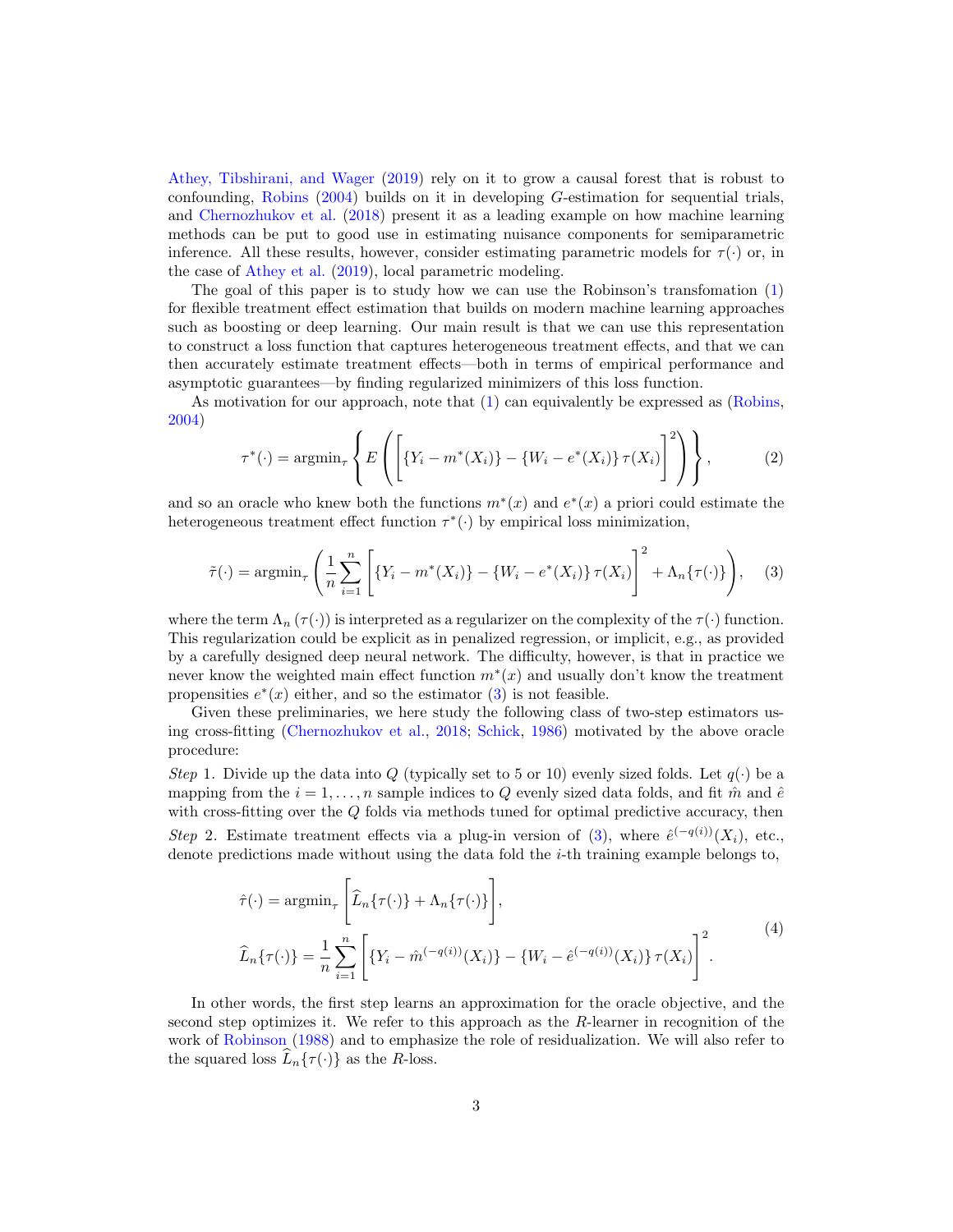Athey, Tibshirani, and Wager (2019) rely on it to grow a causal forest that is robust to confounding, Robins (2004) builds on it in developing $G$-estimation for sequential trials, and Chernozhukov et al. (2018) present it as a leading example on how machine learning methods can be put to good use in estimating nuisance components for semiparametric inference. All these results, however, consider estimating parametric models for $\tau(\cdot)$ or, in the case of Athey et al. (2019), local parametric modeling.

The goal of this paper is to study how we can use the Robinson's transfomation (1) for flexible treatment effect estimation that builds on modern machine learning approaches such as boosting or deep learning. Our main result is that we can use this representation to construct a loss function that captures heterogeneous treatment effects, and that we can then accurately estimate treatment effects—both in terms of empirical performance and asymptotic guarantees—by finding regularized minimizers of this loss function.

As motivation for our approach, note that (1) can equivalently be expressed as (Robins, 2004)

$$\tau^*(\cdot) = \text{argmin}_\tau \left\{ E\left( \left[ \{Y_i - m^*(X_i)\} - \{W_i - e^*(X_i)\}\, \tau(X_i) \right]^2 \right) \right\}, \tag{2}$$

and so an oracle who knew both the functions $m^*(x)$ and $e^*(x)$ a priori could estimate the heterogeneous treatment effect function $\tau^*(\cdot)$ by empirical loss minimization,

$$\tilde{\tau}(\cdot) = \text{argmin}_\tau \left( \frac{1}{n} \sum_{i=1}^{n} \left[ \{Y_i - m^*(X_i)\} - \{W_i - e^*(X_i)\}\, \tau(X_i) \right]^2 + \Lambda_n\{\tau(\cdot)\} \right), \tag{3}$$

where the term $\Lambda_n(\tau(\cdot))$ is interpreted as a regularizer on the complexity of the $\tau(\cdot)$ function. This regularization could be explicit as in penalized regression, or implicit, e.g., as provided by a carefully designed deep neural network. The difficulty, however, is that in practice we never know the weighted main effect function $m^*(x)$ and usually don't know the treatment propensities $e^*(x)$ either, and so the estimator (3) is not feasible.

Given these preliminaries, we here study the following class of two-step estimators using cross-fitting (Chernozhukov et al., 2018; Schick, 1986) motivated by the above oracle procedure:

*Step* 1. Divide up the data into $Q$ (typically set to 5 or 10) evenly sized folds. Let $q(\cdot)$ be a mapping from the $i = 1, \ldots, n$ sample indices to $Q$ evenly sized data folds, and fit $\hat{m}$ and $\hat{e}$ with cross-fitting over the $Q$ folds via methods tuned for optimal predictive accuracy, then

*Step* 2. Estimate treatment effects via a plug-in version of (3), where $\hat{e}^{(-q(i))}(X_i)$, etc., denote predictions made without using the data fold the $i$-th training example belongs to,

$$\begin{aligned} \hat{\tau}(\cdot) &= \text{argmin}_\tau \left[ \widehat{L}_n\{\tau(\cdot)\} + \Lambda_n\{\tau(\cdot)\} \right], \\ \widehat{L}_n\{\tau(\cdot)\} &= \frac{1}{n} \sum_{i=1}^{n} \left[ \{Y_i - \hat{m}^{(-q(i))}(X_i)\} - \{W_i - \hat{e}^{(-q(i))}(X_i)\}\, \tau(X_i) \right]^2. \end{aligned} \tag{4}$$

In other words, the first step learns an approximation for the oracle objective, and the second step optimizes it. We refer to this approach as the $R$-learner in recognition of the work of Robinson (1988) and to emphasize the role of residualization. We will also refer to the squared loss $\widehat{L}_n\{\tau(\cdot)\}$ as the $R$-loss.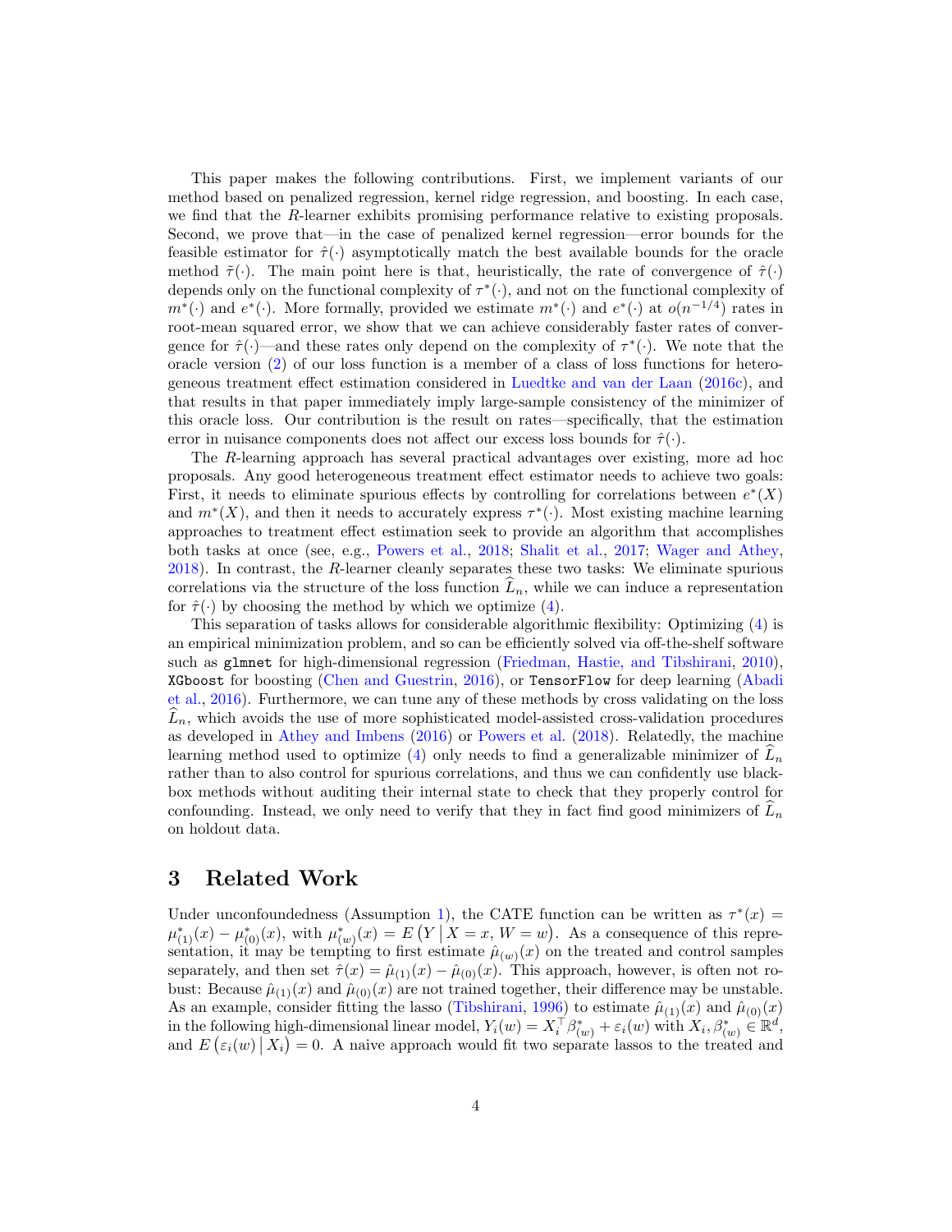This paper makes the following contributions. First, we implement variants of our method based on penalized regression, kernel ridge regression, and boosting. In each case, we find that the $R$-learner exhibits promising performance relative to existing proposals. Second, we prove that—in the case of penalized kernel regression—error bounds for the feasible estimator for $\hat{\tau}(\cdot)$ asymptotically match the best available bounds for the oracle method $\tilde{\tau}(\cdot)$. The main point here is that, heuristically, the rate of convergence of $\hat{\tau}(\cdot)$ depends only on the functional complexity of $\tau^*(\cdot)$, and not on the functional complexity of $m^*(\cdot)$ and $e^*(\cdot)$. More formally, provided we estimate $m^*(\cdot)$ and $e^*(\cdot)$ at $o(n^{-1/4})$ rates in root-mean squared error, we show that we can achieve considerably faster rates of convergence for $\hat{\tau}(\cdot)$—and these rates only depend on the complexity of $\tau^*(\cdot)$. We note that the oracle version (2) of our loss function is a member of a class of loss functions for heterogeneous treatment effect estimation considered in Luedtke and van der Laan (2016c), and that results in that paper immediately imply large-sample consistency of the minimizer of this oracle loss. Our contribution is the result on rates—specifically, that the estimation error in nuisance components does not affect our excess loss bounds for $\hat{\tau}(\cdot)$.

The $R$-learning approach has several practical advantages over existing, more ad hoc proposals. Any good heterogeneous treatment effect estimator needs to achieve two goals: First, it needs to eliminate spurious effects by controlling for correlations between $e^*(X)$ and $m^*(X)$, and then it needs to accurately express $\tau^*(\cdot)$. Most existing machine learning approaches to treatment effect estimation seek to provide an algorithm that accomplishes both tasks at once (see, e.g., Powers et al., 2018; Shalit et al., 2017; Wager and Athey, 2018). In contrast, the $R$-learner cleanly separates these two tasks: We eliminate spurious correlations via the structure of the loss function $\widehat{L}_n$, while we can induce a representation for $\hat{\tau}(\cdot)$ by choosing the method by which we optimize (4).

This separation of tasks allows for considerable algorithmic flexibility: Optimizing (4) is an empirical minimization problem, and so can be efficiently solved via off-the-shelf software such as `glmnet` for high-dimensional regression (Friedman, Hastie, and Tibshirani, 2010), `XGboost` for boosting (Chen and Guestrin, 2016), or `TensorFlow` for deep learning (Abadi et al., 2016). Furthermore, we can tune any of these methods by cross validating on the loss $\widehat{L}_n$, which avoids the use of more sophisticated model-assisted cross-validation procedures as developed in Athey and Imbens (2016) or Powers et al. (2018). Relatedly, the machine learning method used to optimize (4) only needs to find a generalizable minimizer of $\widehat{L}_n$ rather than to also control for spurious correlations, and thus we can confidently use black-box methods without auditing their internal state to check that they properly control for confounding. Instead, we only need to verify that they in fact find good minimizers of $\widehat{L}_n$ on holdout data.

# 3 Related Work

Under unconfoundedness (Assumption 1), the CATE function can be written as $\tau^*(x) = \mu^*_{(1)}(x) - \mu^*_{(0)}(x)$, with $\mu^*_{(w)}(x) = E\left(Y \,\middle|\, X = x, W = w\right)$. As a consequence of this representation, it may be tempting to first estimate $\hat{\mu}_{(w)}(x)$ on the treated and control samples separately, and then set $\hat{\tau}(x) = \hat{\mu}_{(1)}(x) - \hat{\mu}_{(0)}(x)$. This approach, however, is often not robust: Because $\hat{\mu}_{(1)}(x)$ and $\hat{\mu}_{(0)}(x)$ are not trained together, their difference may be unstable. As an example, consider fitting the lasso (Tibshirani, 1996) to estimate $\hat{\mu}_{(1)}(x)$ and $\hat{\mu}_{(0)}(x)$ in the following high-dimensional linear model, $Y_i(w) = X_i^\top \beta^*_{(w)} + \varepsilon_i(w)$ with $X_i, \beta^*_{(w)} \in \mathbb{R}^d$, and $E\left(\varepsilon_i(w) \,\middle|\, X_i\right) = 0$. A naive approach would fit two separate lassos to the treated and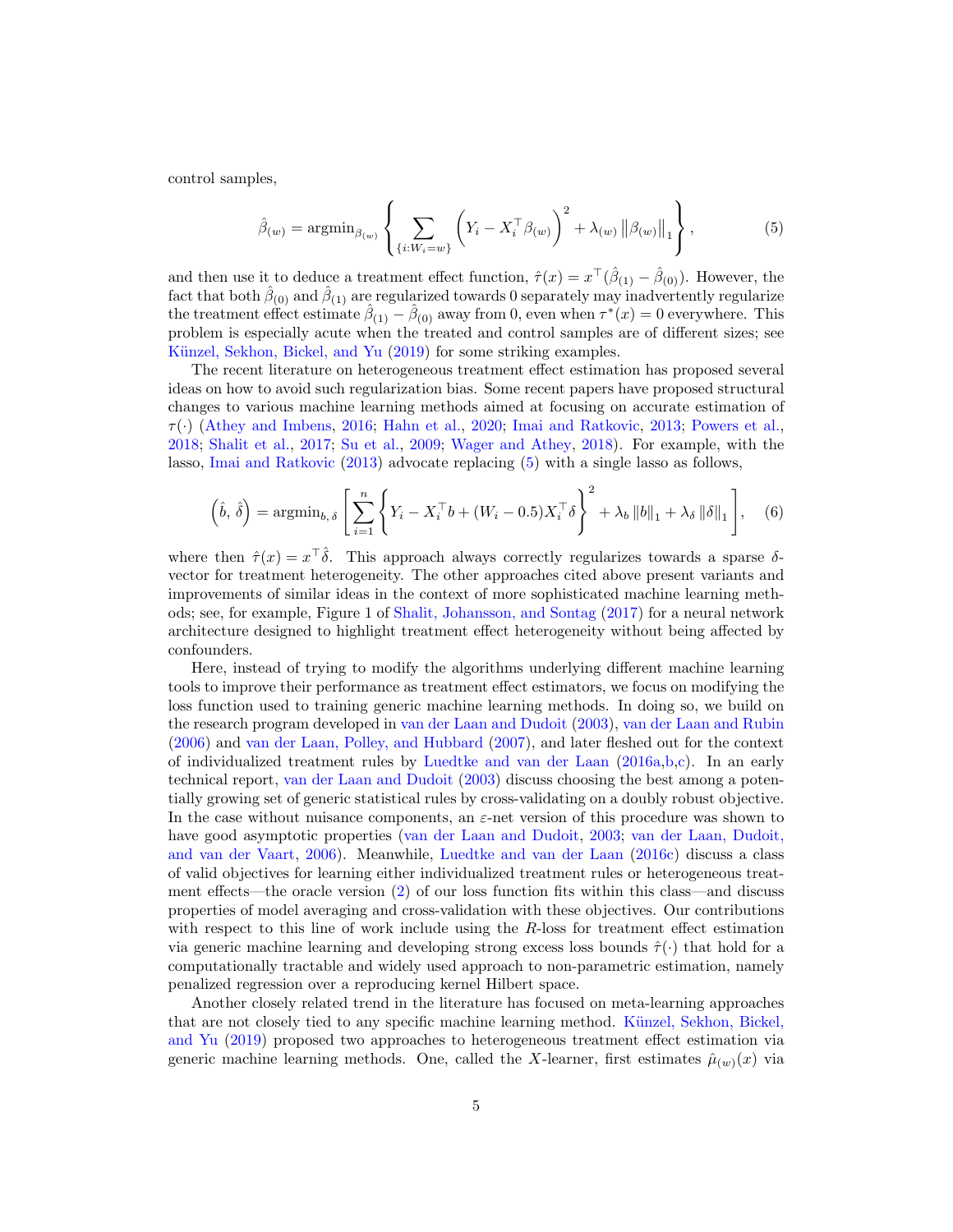control samples,

$$\hat{\beta}_{(w)} = \text{argmin}_{\beta_{(w)}} \left\{ \sum_{\{i: W_i = w\}} \left( Y_i - X_i^\top \beta_{(w)} \right)^2 + \lambda_{(w)} \left\| \beta_{(w)} \right\|_1 \right\}, \tag{5}$$

and then use it to deduce a treatment effect function, $\hat{\tau}(x) = x^\top(\hat{\beta}_{(1)} - \hat{\beta}_{(0)})$. However, the fact that both $\hat{\beta}_{(0)}$ and $\hat{\beta}_{(1)}$ are regularized towards 0 separately may inadvertently regularize the treatment effect estimate $\hat{\beta}_{(1)} - \hat{\beta}_{(0)}$ away from 0, even when $\tau^*(x) = 0$ everywhere. This problem is especially acute when the treated and control samples are of different sizes; see Künzel, Sekhon, Bickel, and Yu (2019) for some striking examples.

The recent literature on heterogeneous treatment effect estimation has proposed several ideas on how to avoid such regularization bias. Some recent papers have proposed structural changes to various machine learning methods aimed at focusing on accurate estimation of $\tau(\cdot)$ (Athey and Imbens, 2016; Hahn et al., 2020; Imai and Ratkovic, 2013; Powers et al., 2018; Shalit et al., 2017; Su et al., 2009; Wager and Athey, 2018). For example, with the lasso, Imai and Ratkovic (2013) advocate replacing (5) with a single lasso as follows,

$$\left(\hat{b},\, \hat{\delta}\right) = \text{argmin}_{b,\, \delta} \left[ \sum_{i=1}^{n} \left\{ Y_i - X_i^\top b + (W_i - 0.5) X_i^\top \delta \right\}^2 + \lambda_b \left\| b \right\|_1 + \lambda_\delta \left\| \delta \right\|_1 \right], \tag{6}$$

where then $\hat{\tau}(x) = x^\top \hat{\delta}$. This approach always correctly regularizes towards a sparse $\delta$-vector for treatment heterogeneity. The other approaches cited above present variants and improvements of similar ideas in the context of more sophisticated machine learning methods; see, for example, Figure 1 of Shalit, Johansson, and Sontag (2017) for a neural network architecture designed to highlight treatment effect heterogeneity without being affected by confounders.

Here, instead of trying to modify the algorithms underlying different machine learning tools to improve their performance as treatment effect estimators, we focus on modifying the loss function used to training generic machine learning methods. In doing so, we build on the research program developed in van der Laan and Dudoit (2003), van der Laan and Rubin (2006) and van der Laan, Polley, and Hubbard (2007), and later fleshed out for the context of individualized treatment rules by Luedtke and van der Laan (2016a,b,c). In an early technical report, van der Laan and Dudoit (2003) discuss choosing the best among a potentially growing set of generic statistical rules by cross-validating on a doubly robust objective. In the case without nuisance components, an $\varepsilon$-net version of this procedure was shown to have good asymptotic properties (van der Laan and Dudoit, 2003; van der Laan, Dudoit, and van der Vaart, 2006). Meanwhile, Luedtke and van der Laan (2016c) discuss a class of valid objectives for learning either individualized treatment rules or heterogeneous treatment effects—the oracle version (2) of our loss function fits within this class—and discuss properties of model averaging and cross-validation with these objectives. Our contributions with respect to this line of work include using the $R$-loss for treatment effect estimation via generic machine learning and developing strong excess loss bounds $\hat{\tau}(\cdot)$ that hold for a computationally tractable and widely used approach to non-parametric estimation, namely penalized regression over a reproducing kernel Hilbert space.

Another closely related trend in the literature has focused on meta-learning approaches that are not closely tied to any specific machine learning method. Künzel, Sekhon, Bickel, and Yu (2019) proposed two approaches to heterogeneous treatment effect estimation via generic machine learning methods. One, called the $X$-learner, first estimates $\hat{\mu}_{(w)}(x)$ via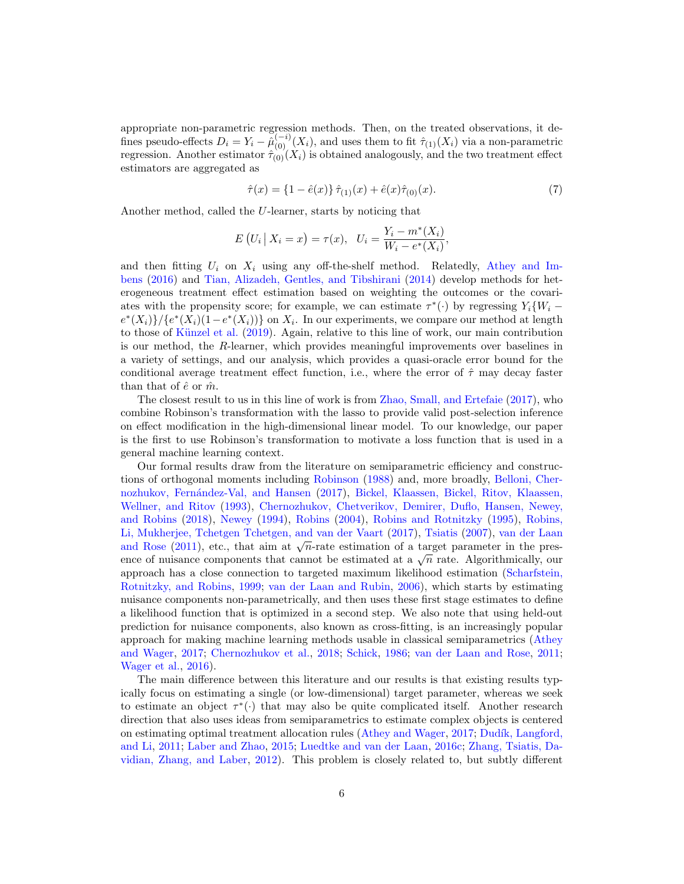appropriate non-parametric regression methods. Then, on the treated observations, it defines pseudo-effects $D_i = Y_i - \hat{\mu}_{(0)}^{(-i)}(X_i)$, and uses them to fit $\hat{\tau}_{(1)}(X_i)$ via a non-parametric regression. Another estimator $\hat{\tau}_{(0)}(X_i)$ is obtained analogously, and the two treatment effect estimators are aggregated as

$$\hat{\tau}(x) = \{1 - \hat{e}(x)\}\, \hat{\tau}_{(1)}(x) + \hat{e}(x)\hat{\tau}_{(0)}(x). \tag{7}$$

Another method, called the $U$-learner, starts by noticing that

$$E\left(U_i \,\middle|\, X_i = x\right) = \tau(x), \quad U_i = \frac{Y_i - m^*(X_i)}{W_i - e^*(X_i)},$$

and then fitting $U_i$ on $X_i$ using any off-the-shelf method. Relatedly, Athey and Imbens (2016) and Tian, Alizadeh, Gentles, and Tibshirani (2014) develop methods for heterogeneous treatment effect estimation based on weighting the outcomes or the covariates with the propensity score; for example, we can estimate $\tau^*(\cdot)$ by regressing $Y_i\{W_i - e^*(X_i)\}/\{e^*(X_i)(1-e^*(X_i))\}$ on $X_i$. In our experiments, we compare our method at length to those of Künzel et al. (2019). Again, relative to this line of work, our main contribution is our method, the $R$-learner, which provides meaningful improvements over baselines in a variety of settings, and our analysis, which provides a quasi-oracle error bound for the conditional average treatment effect function, i.e., where the error of $\hat{\tau}$ may decay faster than that of $\hat{e}$ or $\hat{m}$.

The closest result to us in this line of work is from Zhao, Small, and Ertefaie (2017), who combine Robinson's transformation with the lasso to provide valid post-selection inference on effect modification in the high-dimensional linear model. To our knowledge, our paper is the first to use Robinson's transformation to motivate a loss function that is used in a general machine learning context.

Our formal results draw from the literature on semiparametric efficiency and constructions of orthogonal moments including Robinson (1988) and, more broadly, Belloni, Chernozhukov, Fernández-Val, and Hansen (2017), Bickel, Klaassen, Bickel, Ritov, Klaassen, Wellner, and Ritov (1993), Chernozhukov, Chetverikov, Demirer, Duflo, Hansen, Newey, and Robins (2018), Newey (1994), Robins (2004), Robins and Rotnitzky (1995), Robins, Li, Mukherjee, Tchetgen Tchetgen, and van der Vaart (2017), Tsiatis (2007), van der Laan and Rose (2011), etc., that aim at $\sqrt{n}$-rate estimation of a target parameter in the presence of nuisance components that cannot be estimated at a $\sqrt{n}$ rate. Algorithmically, our approach has a close connection to targeted maximum likelihood estimation (Scharfstein, Rotnitzky, and Robins, 1999; van der Laan and Rubin, 2006), which starts by estimating nuisance components non-parametrically, and then uses these first stage estimates to define a likelihood function that is optimized in a second step. We also note that using held-out prediction for nuisance components, also known as cross-fitting, is an increasingly popular approach for making machine learning methods usable in classical semiparametrics (Athey and Wager, 2017; Chernozhukov et al., 2018; Schick, 1986; van der Laan and Rose, 2011; Wager et al., 2016).

The main difference between this literature and our results is that existing results typically focus on estimating a single (or low-dimensional) target parameter, whereas we seek to estimate an object $\tau^*(\cdot)$ that may also be quite complicated itself. Another research direction that also uses ideas from semiparametrics to estimate complex objects is centered on estimating optimal treatment allocation rules (Athey and Wager, 2017; Dudík, Langford, and Li, 2011; Laber and Zhao, 2015; Luedtke and van der Laan, 2016c; Zhang, Tsiatis, Davidian, Zhang, and Laber, 2012). This problem is closely related to, but subtly different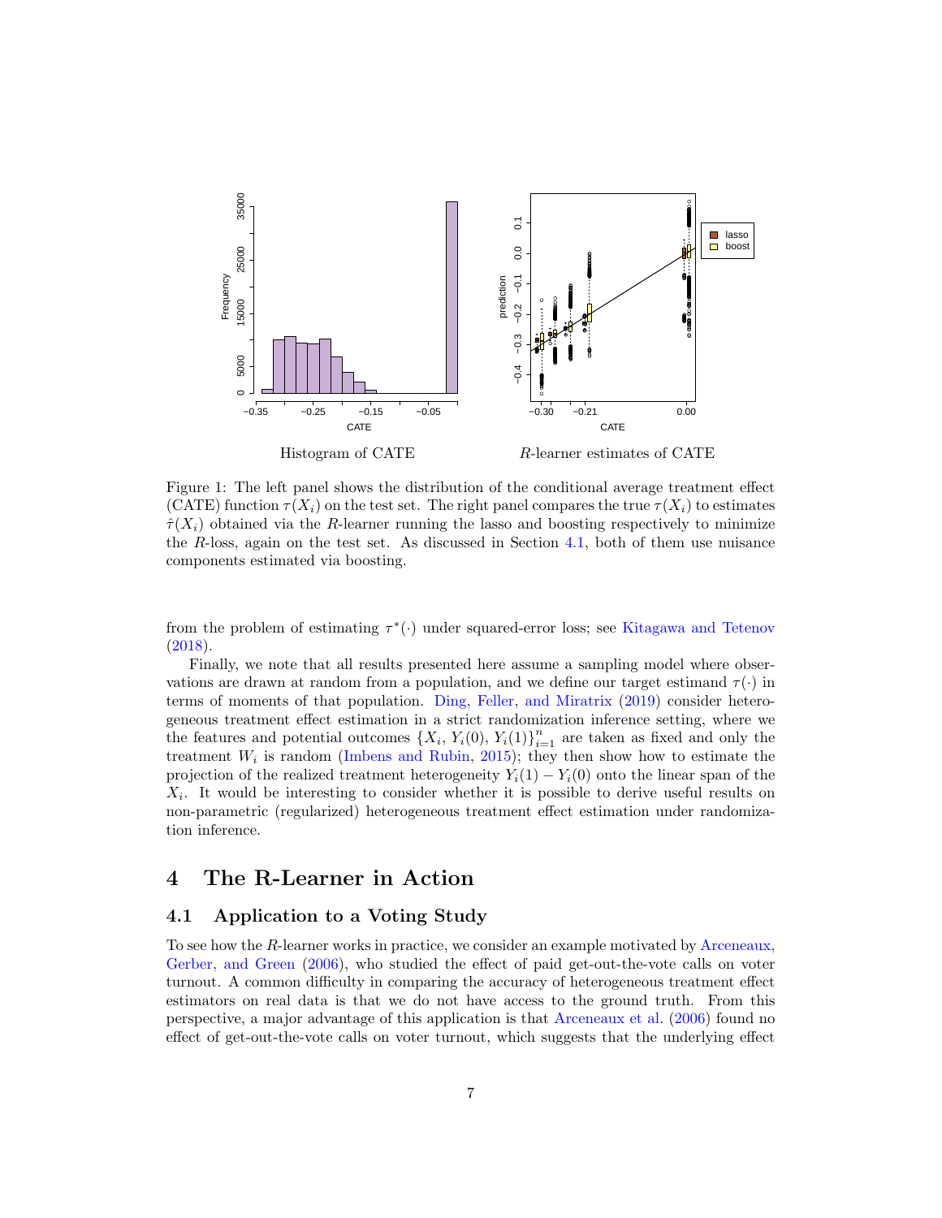Histogram of CATE

*R*-learner estimates of CATE

Figure 1: The left panel shows the distribution of the conditional average treatment effect (CATE) function $\tau(X_i)$ on the test set. The right panel compares the true $\tau(X_i)$ to estimates $\hat{\tau}(X_i)$ obtained via the $R$-learner running the lasso and boosting respectively to minimize the $R$-loss, again on the test set. As discussed in Section 4.1, both of them use nuisance components estimated via boosting.

from the problem of estimating $\tau^*(\cdot)$ under squared-error loss; see Kitagawa and Tetenov (2018).

Finally, we note that all results presented here assume a sampling model where observations are drawn at random from a population, and we define our target estimand $\tau(\cdot)$ in terms of moments of that population. Ding, Feller, and Miratrix (2019) consider heterogeneous treatment effect estimation in a strict randomization inference setting, where we the features and potential outcomes $\{X_i, Y_i(0), Y_i(1)\}_{i=1}^n$ are taken as fixed and only the treatment $W_i$ is random (Imbens and Rubin, 2015); they then show how to estimate the projection of the realized treatment heterogeneity $Y_i(1) - Y_i(0)$ onto the linear span of the $X_i$. It would be interesting to consider whether it is possible to derive useful results on non-parametric (regularized) heterogeneous treatment effect estimation under randomization inference.

# 4 The R-Learner in Action

## 4.1 Application to a Voting Study

To see how the $R$-learner works in practice, we consider an example motivated by Arceneaux, Gerber, and Green (2006), who studied the effect of paid get-out-the-vote calls on voter turnout. A common difficulty in comparing the accuracy of heterogeneous treatment effect estimators on real data is that we do not have access to the ground truth. From this perspective, a major advantage of this application is that Arceneaux et al. (2006) found no effect of get-out-the-vote calls on voter turnout, which suggests that the underlying effect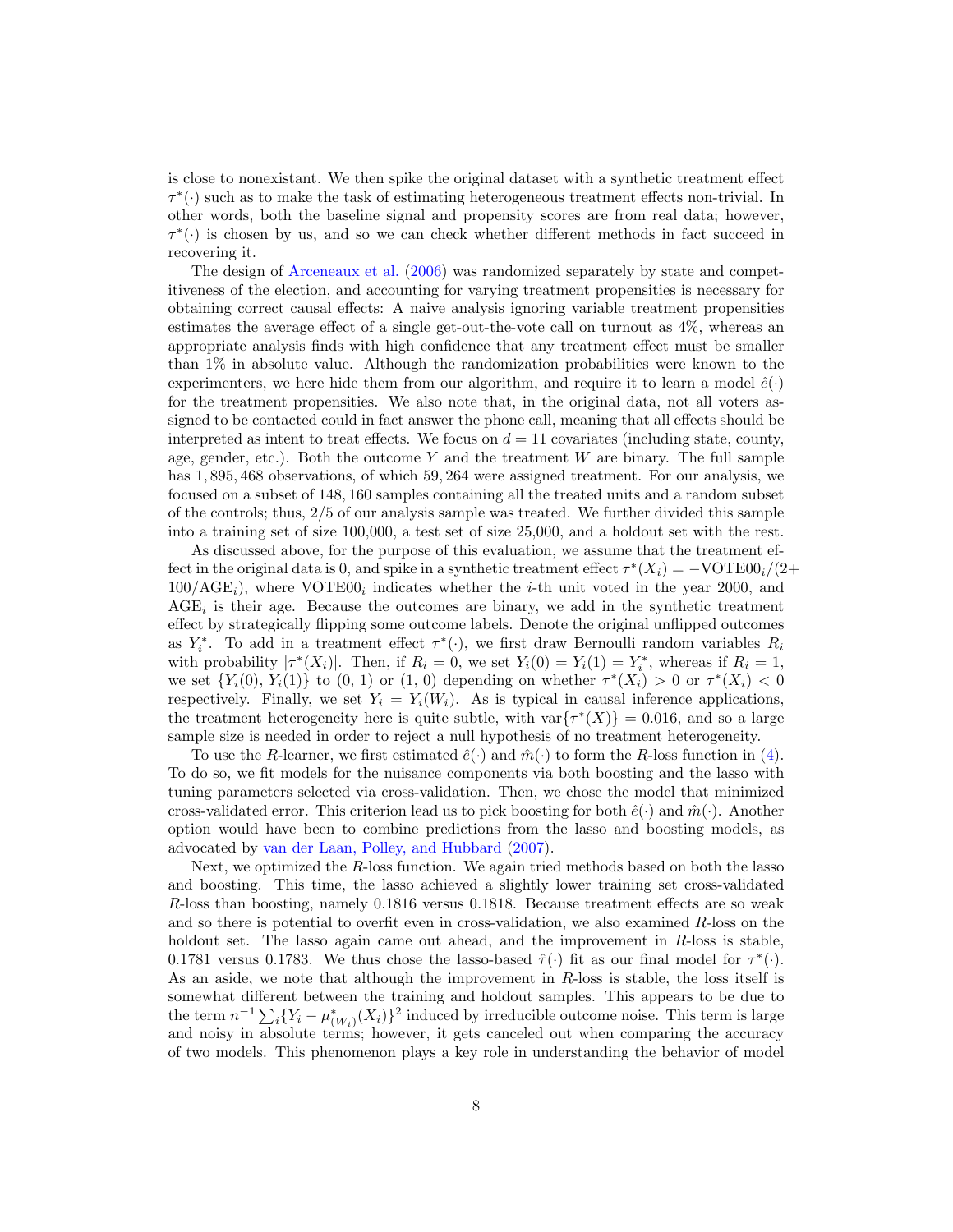is close to nonexistant. We then spike the original dataset with a synthetic treatment effect $\tau^*(\cdot)$ such as to make the task of estimating heterogeneous treatment effects non-trivial. In other words, both the baseline signal and propensity scores are from real data; however, $\tau^*(\cdot)$ is chosen by us, and so we can check whether different methods in fact succeed in recovering it.

The design of Arceneaux et al. (2006) was randomized separately by state and competitiveness of the election, and accounting for varying treatment propensities is necessary for obtaining correct causal effects: A naive analysis ignoring variable treatment propensities estimates the average effect of a single get-out-the-vote call on turnout as 4%, whereas an appropriate analysis finds with high confidence that any treatment effect must be smaller than 1% in absolute value. Although the randomization probabilities were known to the experimenters, we here hide them from our algorithm, and require it to learn a model $\hat{e}(\cdot)$ for the treatment propensities. We also note that, in the original data, not all voters assigned to be contacted could in fact answer the phone call, meaning that all effects should be interpreted as intent to treat effects. We focus on $d = 11$ covariates (including state, county, age, gender, etc.). Both the outcome $Y$ and the treatment $W$ are binary. The full sample has 1,895,468 observations, of which 59,264 were assigned treatment. For our analysis, we focused on a subset of 148,160 samples containing all the treated units and a random subset of the controls; thus, 2/5 of our analysis sample was treated. We further divided this sample into a training set of size 100,000, a test set of size 25,000, and a holdout set with the rest.

As discussed above, for the purpose of this evaluation, we assume that the treatment effect in the original data is 0, and spike in a synthetic treatment effect $\tau^*(X_i) = -\text{VOTE00}_i/(2 + 100/\text{AGE}_i)$, where $\text{VOTE00}_i$ indicates whether the $i$-th unit voted in the year 2000, and $\text{AGE}_i$ is their age. Because the outcomes are binary, we add in the synthetic treatment effect by strategically flipping some outcome labels. Denote the original unflipped outcomes as $Y_i^*$. To add in a treatment effect $\tau^*(\cdot)$, we first draw Bernoulli random variables $R_i$ with probability $|\tau^*(X_i)|$. Then, if $R_i = 0$, we set $Y_i(0) = Y_i(1) = Y_i^*$, whereas if $R_i = 1$, we set $\{Y_i(0), Y_i(1)\}$ to $(0, 1)$ or $(1, 0)$ depending on whether $\tau^*(X_i) > 0$ or $\tau^*(X_i) < 0$ respectively. Finally, we set $Y_i = Y_i(W_i)$. As is typical in causal inference applications, the treatment heterogeneity here is quite subtle, with $\text{var}\{\tau^*(X)\} = 0.016$, and so a large sample size is needed in order to reject a null hypothesis of no treatment heterogeneity.

To use the $R$-learner, we first estimated $\hat{e}(\cdot)$ and $\hat{m}(\cdot)$ to form the $R$-loss function in (4). To do so, we fit models for the nuisance components via both boosting and the lasso with tuning parameters selected via cross-validation. Then, we chose the model that minimized cross-validated error. This criterion lead us to pick boosting for both $\hat{e}(\cdot)$ and $\hat{m}(\cdot)$. Another option would have been to combine predictions from the lasso and boosting models, as advocated by van der Laan, Polley, and Hubbard (2007).

Next, we optimized the $R$-loss function. We again tried methods based on both the lasso and boosting. This time, the lasso achieved a slightly lower training set cross-validated $R$-loss than boosting, namely 0.1816 versus 0.1818. Because treatment effects are so weak and so there is potential to overfit even in cross-validation, we also examined $R$-loss on the holdout set. The lasso again came out ahead, and the improvement in $R$-loss is stable, 0.1781 versus 0.1783. We thus chose the lasso-based $\hat{\tau}(\cdot)$ fit as our final model for $\tau^*(\cdot)$. As an aside, we note that although the improvement in $R$-loss is stable, the loss itself is somewhat different between the training and holdout samples. This appears to be due to the term $n^{-1} \sum_i \{Y_i - \mu^*_{(W_i)}(X_i)\}^2$ induced by irreducible outcome noise. This term is large and noisy in absolute terms; however, it gets canceled out when comparing the accuracy of two models. This phenomenon plays a key role in understanding the behavior of model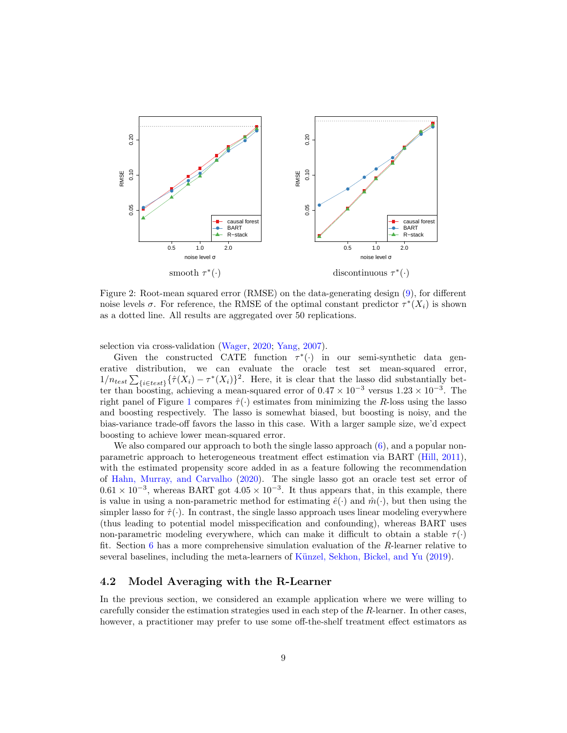Figure 2: Root-mean squared error (RMSE) on the data-generating design (9), for different noise levels $\sigma$. For reference, the RMSE of the optimal constant predictor $\tau^*(X_i)$ is shown as a dotted line. All results are aggregated over 50 replications.

selection via cross-validation (Wager, 2020; Yang, 2007).

Given the constructed CATE function $\tau^*(\cdot)$ in our semi-synthetic data generative distribution, we can evaluate the oracle test set mean-squared error, $1/n_{test} \sum_{\{i \in test\}} \{\hat{\tau}(X_i) - \tau^*(X_i)\}^2$. Here, it is clear that the lasso did substantially better than boosting, achieving a mean-squared error of $0.47 \times 10^{-3}$ versus $1.23 \times 10^{-3}$. The right panel of Figure 1 compares $\hat{\tau}(\cdot)$ estimates from minimizing the $R$-loss using the lasso and boosting respectively. The lasso is somewhat biased, but boosting is noisy, and the bias-variance trade-off favors the lasso in this case. With a larger sample size, we'd expect boosting to achieve lower mean-squared error.

We also compared our approach to both the single lasso approach (6), and a popular non-parametric approach to heterogeneous treatment effect estimation via BART (Hill, 2011), with the estimated propensity score added in as a feature following the recommendation of Hahn, Murray, and Carvalho (2020). The single lasso got an oracle test set error of $0.61 \times 10^{-3}$, whereas BART got $4.05 \times 10^{-3}$. It thus appears that, in this example, there is value in using a non-parametric method for estimating $\hat{e}(\cdot)$ and $\hat{m}(\cdot)$, but then using the simpler lasso for $\hat{\tau}(\cdot)$. In contrast, the single lasso approach uses linear modeling everywhere (thus leading to potential model misspecification and confounding), whereas BART uses non-parametric modeling everywhere, which can make it difficult to obtain a stable $\tau(\cdot)$ fit. Section 6 has a more comprehensive simulation evaluation of the $R$-learner relative to several baselines, including the meta-learners of Künzel, Sekhon, Bickel, and Yu (2019).

## 4.2 Model Averaging with the R-Learner

In the previous section, we considered an example application where we were willing to carefully consider the estimation strategies used in each step of the $R$-learner. In other cases, however, a practitioner may prefer to use some off-the-shelf treatment effect estimators as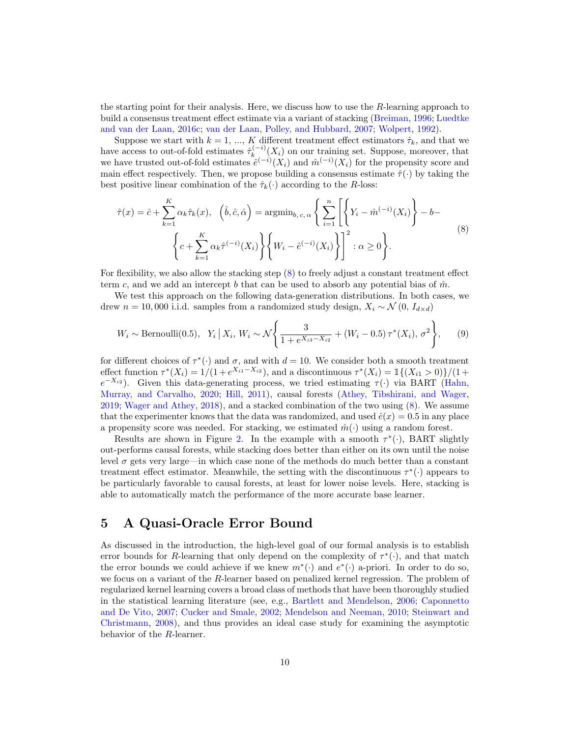the starting point for their analysis. Here, we discuss how to use the $R$-learning approach to build a consensus treatment effect estimate via a variant of stacking (Breiman, 1996; Luedtke and van der Laan, 2016c; van der Laan, Polley, and Hubbard, 2007; Wolpert, 1992).

Suppose we start with $k = 1, \ldots, K$ different treatment effect estimators $\hat{\tau}_k$, and that we have access to out-of-fold estimates $\hat{\tau}_k^{(-i)}(X_i)$ on our training set. Suppose, moreover, that we have trusted out-of-fold estimates $\hat{e}^{(-i)}(X_i)$ and $\hat{m}^{(-i)}(X_i)$ for the propensity score and main effect respectively. Then, we propose building a consensus estimate $\hat{\tau}(\cdot)$ by taking the best positive linear combination of the $\hat{\tau}_k(\cdot)$ according to the $R$-loss:

$$
\begin{aligned}
\hat{\tau}(x) = \hat{c} + \sum_{k=1}^{K} \alpha_k \hat{\tau}_k(x), \quad \left(\hat{b}, \hat{c}, \hat{\alpha}\right) = \text{argmin}_{b,\, c,\, \alpha} \Bigg\{ \sum_{i=1}^{n} \Bigg[ \left\{ Y_i - \hat{m}^{(-i)}(X_i) \right\} - b - \\
\left\{ c + \sum_{k=1}^{K} \alpha_k \hat{\tau}^{(-i)}(X_i) \right\} \left\{ W_i - \hat{e}^{(-i)}(X_i) \right\} \Bigg]^2 : \alpha \geq 0 \Bigg\}.
\end{aligned} \tag{8}
$$

For flexibility, we also allow the stacking step (8) to freely adjust a constant treatment effect term $c$, and we add an intercept $b$ that can be used to absorb any potential bias of $\hat{m}$.

We test this approach on the following data-generation distributions. In both cases, we drew $n = 10,000$ i.i.d. samples from a randomized study design, $X_i \sim \mathcal{N}\left(0,\, I_{d \times d}\right)$

$$
W_i \sim \text{Bernoulli}(0.5), \quad Y_i \,\big|\, X_i,\, W_i \sim \mathcal{N}\left\{ \frac{3}{1 + e^{X_{i3} - X_{i2}}} + (W_i - 0.5)\, \tau^*(X_i),\, \sigma^2 \right\}, \tag{9}
$$

for different choices of $\tau^*(\cdot)$ and $\sigma$, and with $d = 10$. We consider both a smooth treatment effect function $\tau^*(X_i) = 1/(1 + e^{X_{i1} - X_{i2}})$, and a discontinuous $\tau^*(X_i) = \mathbb{1}\{(X_{i1} > 0)\}/(1 + e^{-X_{i2}})$. Given this data-generating process, we tried estimating $\tau(\cdot)$ via BART (Hahn, Murray, and Carvalho, 2020; Hill, 2011), causal forests (Athey, Tibshirani, and Wager, 2019; Wager and Athey, 2018), and a stacked combination of the two using (8). We assume that the experimenter knows that the data was randomized, and used $\hat{e}(x) = 0.5$ in any place a propensity score was needed. For stacking, we estimated $\hat{m}(\cdot)$ using a random forest.

Results are shown in Figure 2. In the example with a smooth $\tau^*(\cdot)$, BART slightly out-performs causal forests, while stacking does better than either on its own until the noise level $\sigma$ gets very large—in which case none of the methods do much better than a constant treatment effect estimator. Meanwhile, the setting with the discontinuous $\tau^*(\cdot)$ appears to be particularly favorable to causal forests, at least for lower noise levels. Here, stacking is able to automatically match the performance of the more accurate base learner.

# 5 A Quasi-Oracle Error Bound

As discussed in the introduction, the high-level goal of our formal analysis is to establish error bounds for $R$-learning that only depend on the complexity of $\tau^*(\cdot)$, and that match the error bounds we could achieve if we knew $m^*(\cdot)$ and $e^*(\cdot)$ a-priori. In order to do so, we focus on a variant of the $R$-learner based on penalized kernel regression. The problem of regularized kernel learning covers a broad class of methods that have been thoroughly studied in the statistical learning literature (see, e.g., Bartlett and Mendelson, 2006; Caponnetto and De Vito, 2007; Cucker and Smale, 2002; Mendelson and Neeman, 2010; Steinwart and Christmann, 2008), and thus provides an ideal case study for examining the asymptotic behavior of the $R$-learner.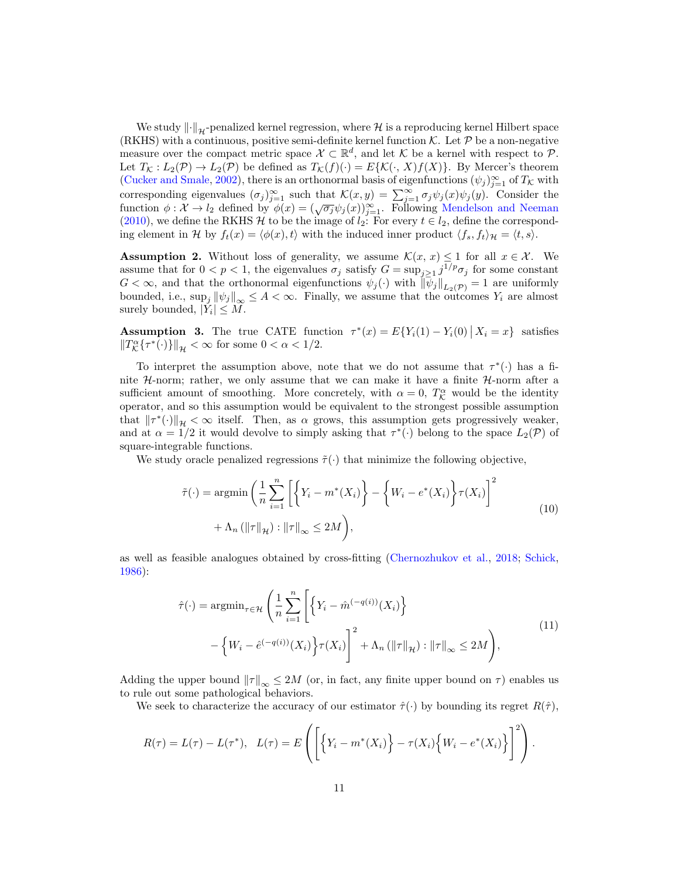We study $\|\cdot\|_{\mathcal{H}}$-penalized kernel regression, where $\mathcal{H}$ is a reproducing kernel Hilbert space (RKHS) with a continuous, positive semi-definite kernel function $\mathcal{K}$. Let $\mathcal{P}$ be a non-negative measure over the compact metric space $\mathcal{X} \subset \mathbb{R}^d$, and let $\mathcal{K}$ be a kernel with respect to $\mathcal{P}$. Let $T_{\mathcal{K}} : L_2(\mathcal{P}) \to L_2(\mathcal{P})$ be defined as $T_{\mathcal{K}}(f)(\cdot) = E\{\mathcal{K}(\cdot, X)f(X)\}$. By Mercer's theorem (Cucker and Smale, 2002), there is an orthonormal basis of eigenfunctions $(\psi_j)_{j=1}^{\infty}$ of $T_{\mathcal{K}}$ with corresponding eigenvalues $(\sigma_j)_{j=1}^{\infty}$ such that $\mathcal{K}(x, y) = \sum_{j=1}^{\infty} \sigma_j \psi_j(x)\psi_j(y)$. Consider the function $\phi : \mathcal{X} \to l_2$ defined by $\phi(x) = (\sqrt{\sigma_j}\psi_j(x))_{j=1}^{\infty}$. Following Mendelson and Neeman (2010), we define the RKHS $\mathcal{H}$ to be the image of $l_2$: For every $t \in l_2$, define the corresponding element in $\mathcal{H}$ by $f_t(x) = \langle \phi(x), t\rangle$ with the induced inner product $\langle f_s, f_t\rangle_{\mathcal{H}} = \langle t, s\rangle$.

**Assumption 2.** Without loss of generality, we assume $\mathcal{K}(x, x) \leq 1$ for all $x \in \mathcal{X}$. We assume that for $0 < p < 1$, the eigenvalues $\sigma_j$ satisfy $G = \sup_{j\geq 1} j^{1/p}\sigma_j$ for some constant $G < \infty$, and that the orthonormal eigenfunctions $\psi_j(\cdot)$ with $\|\psi_j\|_{L_2(\mathcal{P})} = 1$ are uniformly bounded, i.e., $\sup_j \|\psi_j\|_{\infty} \leq A < \infty$. Finally, we assume that the outcomes $Y_i$ are almost surely bounded, $|Y_i| \leq M$.

**Assumption 3.** The true CATE function $\tau^*(x) = E\{Y_i(1) - Y_i(0) \,|\, X_i = x\}$ satisfies $\|T_{\mathcal{K}}^{\alpha}\{\tau^*(\cdot)\}\|_{\mathcal{H}} < \infty$ for some $0 < \alpha < 1/2$.

To interpret the assumption above, note that we do not assume that $\tau^*(\cdot)$ has a finite $\mathcal{H}$-norm; rather, we only assume that we can make it have a finite $\mathcal{H}$-norm after a sufficient amount of smoothing. More concretely, with $\alpha = 0$, $T_{\mathcal{K}}^{\alpha}$ would be the identity operator, and so this assumption would be equivalent to the strongest possible assumption that $\|\tau^*(\cdot)\|_{\mathcal{H}} < \infty$ itself. Then, as $\alpha$ grows, this assumption gets progressively weaker, and at $\alpha = 1/2$ it would devolve to simply asking that $\tau^*(\cdot)$ belong to the space $L_2(\mathcal{P})$ of square-integrable functions.

We study oracle penalized regressions $\tilde{\tau}(\cdot)$ that minimize the following objective,

$$
\begin{aligned}
\tilde{\tau}(\cdot) = \operatorname{argmin} \Bigg( \frac{1}{n}\sum_{i=1}^{n} \bigg[ \Big\{ Y_i - m^*(X_i) \Big\} - \Big\{ W_i - e^*(X_i) \Big\} \tau(X_i) \bigg]^2 \\
+ \Lambda_n\left(\|\tau\|_{\mathcal{H}}\right) : \|\tau\|_{\infty} \leq 2M \Bigg),
\end{aligned} \tag{10}
$$

as well as feasible analogues obtained by cross-fitting (Chernozhukov et al., 2018; Schick, 1986):

$$
\begin{aligned}
\hat{\tau}(\cdot) = \operatorname{argmin}_{\tau \in \mathcal{H}} \Bigg( \frac{1}{n}\sum_{i=1}^{n} \bigg[ \Big\{ Y_i - \hat{m}^{(-q(i))}(X_i) \Big\} \\
- \Big\{ W_i - \hat{e}^{(-q(i))}(X_i) \Big\} \tau(X_i) \bigg]^2 + \Lambda_n\left(\|\tau\|_{\mathcal{H}}\right) : \|\tau\|_{\infty} \leq 2M \Bigg),
\end{aligned} \tag{11}
$$

Adding the upper bound $\|\tau\|_{\infty} \leq 2M$ (or, in fact, any finite upper bound on $\tau$) enables us to rule out some pathological behaviors.

We seek to characterize the accuracy of our estimator $\hat{\tau}(\cdot)$ by bounding its regret $R(\hat{\tau})$,

$$
R(\tau) = L(\tau) - L(\tau^*), \quad L(\tau) = E\left( \left[ \Big\{ Y_i - m^*(X_i) \Big\} - \tau(X_i) \Big\{ W_i - e^*(X_i) \Big\} \right]^2 \right).
$$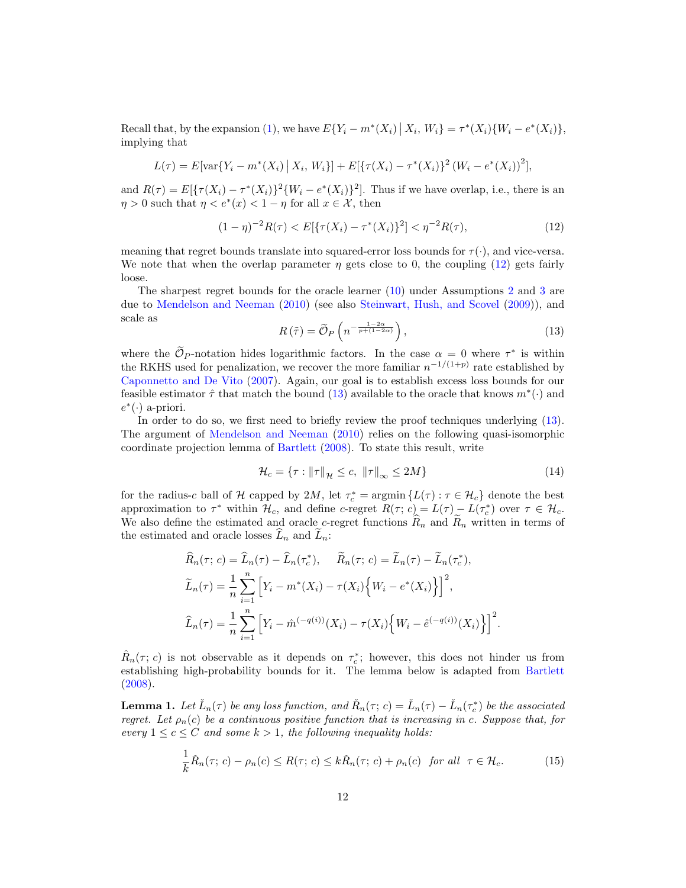Recall that, by the expansion (1), we have $E\{Y_i - m^*(X_i) \mid X_i, W_i\} = \tau^*(X_i)\{W_i - e^*(X_i)\}$, implying that

$$L(\tau) = E[\text{var}\{Y_i - m^*(X_i) \mid X_i, W_i\}] + E[\{\tau(X_i) - \tau^*(X_i)\}^2 (W_i - e^*(X_i))^2],$$

and $R(\tau) = E[\{\tau(X_i) - \tau^*(X_i)\}^2\{W_i - e^*(X_i)\}^2]$. Thus if we have overlap, i.e., there is an $\eta > 0$ such that $\eta < e^*(x) < 1 - \eta$ for all $x \in \mathcal{X}$, then

$$(1-\eta)^{-2} R(\tau) < E[\{\tau(X_i) - \tau^*(X_i)\}^2] < \eta^{-2} R(\tau), \tag{12}$$

meaning that regret bounds translate into squared-error loss bounds for $\tau(\cdot)$, and vice-versa. We note that when the overlap parameter $\eta$ gets close to 0, the coupling (12) gets fairly loose.

The sharpest regret bounds for the oracle learner (10) under Assumptions 2 and 3 are due to Mendelson and Neeman (2010) (see also Steinwart, Hush, and Scovel (2009)), and scale as

$$R(\tilde{\tau}) = \widetilde{\mathcal{O}}_P\left(n^{-\frac{1-2\alpha}{p+(1-2\alpha)}}\right), \tag{13}$$

where the $\widetilde{\mathcal{O}}_P$-notation hides logarithmic factors. In the case $\alpha = 0$ where $\tau^*$ is within the RKHS used for penalization, we recover the more familiar $n^{-1/(1+p)}$ rate established by Caponnetto and De Vito (2007). Again, our goal is to establish excess loss bounds for our feasible estimator $\hat{\tau}$ that match the bound (13) available to the oracle that knows $m^*(\cdot)$ and $e^*(\cdot)$ a-priori.

In order to do so, we first need to briefly review the proof techniques underlying (13). The argument of Mendelson and Neeman (2010) relies on the following quasi-isomorphic coordinate projection lemma of Bartlett (2008). To state this result, write

$$\mathcal{H}_c = \{\tau : \|\tau\|_{\mathcal{H}} \leq c,\ \|\tau\|_\infty \leq 2M\} \tag{14}$$

for the radius-$c$ ball of $\mathcal{H}$ capped by $2M$, let $\tau_c^* = \text{argmin}\{L(\tau) : \tau \in \mathcal{H}_c\}$ denote the best approximation to $\tau^*$ within $\mathcal{H}_c$, and define $c$-regret $R(\tau;\, c) = L(\tau) - L(\tau_c^*)$ over $\tau \in \mathcal{H}_c$. We also define the estimated and oracle $c$-regret functions $\widehat{R}_n$ and $\widetilde{R}_n$ written in terms of the estimated and oracle losses $\widehat{L}_n$ and $\widetilde{L}_n$:

$$\widehat{R}_n(\tau;\, c) = \widehat{L}_n(\tau) - \widehat{L}_n(\tau_c^*), \quad \widetilde{R}_n(\tau;\, c) = \widetilde{L}_n(\tau) - \widetilde{L}_n(\tau_c^*),$$

$$\widetilde{L}_n(\tau) = \frac{1}{n}\sum_{i=1}^n \left[Y_i - m^*(X_i) - \tau(X_i)\Big\{W_i - e^*(X_i)\Big\}\right]^2,$$

$$\widehat{L}_n(\tau) = \frac{1}{n}\sum_{i=1}^n \left[Y_i - \hat{m}^{(-q(i))}(X_i) - \tau(X_i)\Big\{W_i - \hat{e}^{(-q(i))}(X_i)\Big\}\right]^2.$$

$\hat{R}_n(\tau;\, c)$ is not observable as it depends on $\tau_c^*$; however, this does not hinder us from establishing high-probability bounds for it. The lemma below is adapted from Bartlett (2008).

**Lemma 1.** *Let $\check{L}_n(\tau)$ be any loss function, and $\check{R}_n(\tau;\, c) = \check{L}_n(\tau) - \check{L}_n(\tau_c^*)$ be the associated regret. Let $\rho_n(c)$ be a continuous positive function that is increasing in $c$. Suppose that, for every $1 \leq c \leq C$ and some $k > 1$, the following inequality holds:*

$$\frac{1}{k}\check{R}_n(\tau;\, c) - \rho_n(c) \leq R(\tau;\, c) \leq k\check{R}_n(\tau;\, c) + \rho_n(c) \quad \text{for all} \quad \tau \in \mathcal{H}_c. \tag{15}$$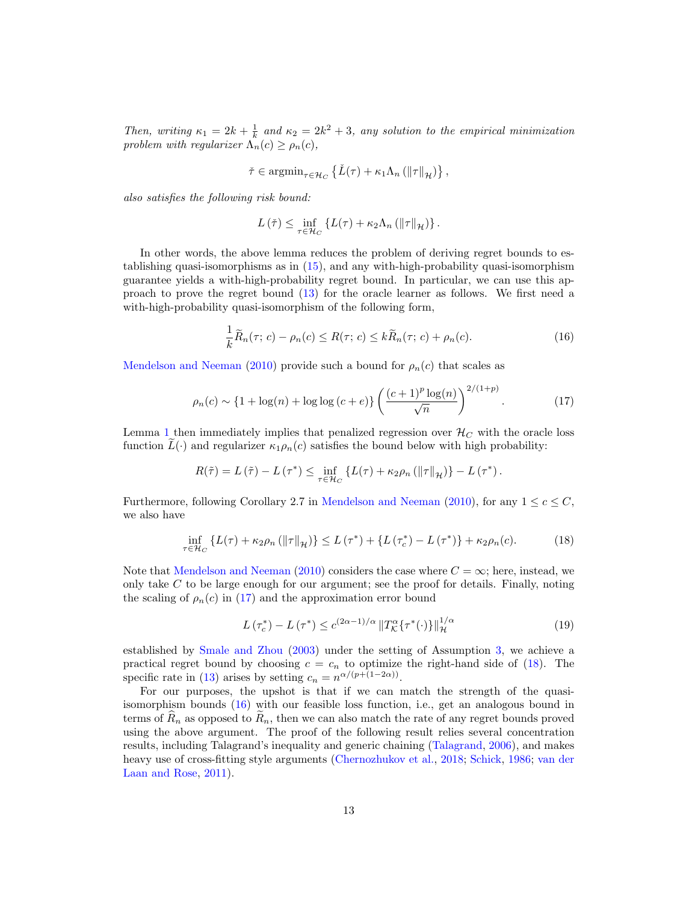*Then, writing $\kappa_1 = 2k + \frac{1}{k}$ and $\kappa_2 = 2k^2 + 3$, any solution to the empirical minimization problem with regularizer $\Lambda_n(c) \geq \rho_n(c)$,*

$$\check{\tau} \in \operatorname{argmin}_{\tau \in \mathcal{H}_C} \left\{ \check{L}(\tau) + \kappa_1 \Lambda_n \left( \|\tau\|_{\mathcal{H}} \right) \right\},$$

*also satisfies the following risk bound:*

$$L\left(\check{\tau}\right) \leq \inf_{\tau \in \mathcal{H}_C} \left\{ L(\tau) + \kappa_2 \Lambda_n \left( \|\tau\|_{\mathcal{H}} \right) \right\}.$$

In other words, the above lemma reduces the problem of deriving regret bounds to establishing quasi-isomorphisms as in (15), and any with-high-probability quasi-isomorphism guarantee yields a with-high-probability regret bound. In particular, we can use this approach to prove the regret bound (13) for the oracle learner as follows. We first need a with-high-probability quasi-isomorphism of the following form,

$$\frac{1}{k}\widetilde{R}_n(\tau;\, c) - \rho_n(c) \leq R(\tau;\, c) \leq k\widetilde{R}_n(\tau;\, c) + \rho_n(c). \tag{16}$$

Mendelson and Neeman (2010) provide such a bound for $\rho_n(c)$ that scales as

$$\rho_n(c) \sim \left\{1 + \log(n) + \log\log\left(c + e\right)\right\} \left( \frac{(c+1)^p \log(n)}{\sqrt{n}} \right)^{2/(1+p)}. \tag{17}$$

Lemma 1 then immediately implies that penalized regression over $\mathcal{H}_C$ with the oracle loss function $\widetilde{L}(\cdot)$ and regularizer $\kappa_1 \rho_n(c)$ satisfies the bound below with high probability:

$$R(\tilde{\tau}) = L\left(\tilde{\tau}\right) - L\left(\tau^*\right) \leq \inf_{\tau \in \mathcal{H}_C} \left\{ L(\tau) + \kappa_2 \rho_n \left( \|\tau\|_{\mathcal{H}} \right) \right\} - L\left(\tau^*\right).$$

Furthermore, following Corollary 2.7 in Mendelson and Neeman (2010), for any $1 \leq c \leq C$, we also have

$$\inf_{\tau \in \mathcal{H}_C} \left\{ L(\tau) + \kappa_2 \rho_n \left( \|\tau\|_{\mathcal{H}} \right) \right\} \leq L\left(\tau^*\right) + \left\{ L\left(\tau^*_c\right) - L\left(\tau^*\right) \right\} + \kappa_2 \rho_n(c). \tag{18}$$

Note that Mendelson and Neeman (2010) considers the case where $C = \infty$; here, instead, we only take $C$ to be large enough for our argument; see the proof for details. Finally, noting the scaling of $\rho_n(c)$ in (17) and the approximation error bound

$$L\left(\tau^*_c\right) - L\left(\tau^*\right) \leq c^{(2\alpha - 1)/\alpha} \left\| T^{\alpha}_{\mathcal{K}} \{\tau^*(\cdot)\} \right\|_{\mathcal{H}}^{1/\alpha} \tag{19}$$

established by Smale and Zhou (2003) under the setting of Assumption 3, we achieve a practical regret bound by choosing $c = c_n$ to optimize the right-hand side of (18). The specific rate in (13) arises by setting $c_n = n^{\alpha/(p + (1-2\alpha))}$.

For our purposes, the upshot is that if we can match the strength of the quasi-isomorphism bounds (16) with our feasible loss function, i.e., get an analogous bound in terms of $\widehat{R}_n$ as opposed to $\widetilde{R}_n$, then we can also match the rate of any regret bounds proved using the above argument. The proof of the following result relies several concentration results, including Talagrand's inequality and generic chaining (Talagrand, 2006), and makes heavy use of cross-fitting style arguments (Chernozhukov et al., 2018; Schick, 1986; van der Laan and Rose, 2011).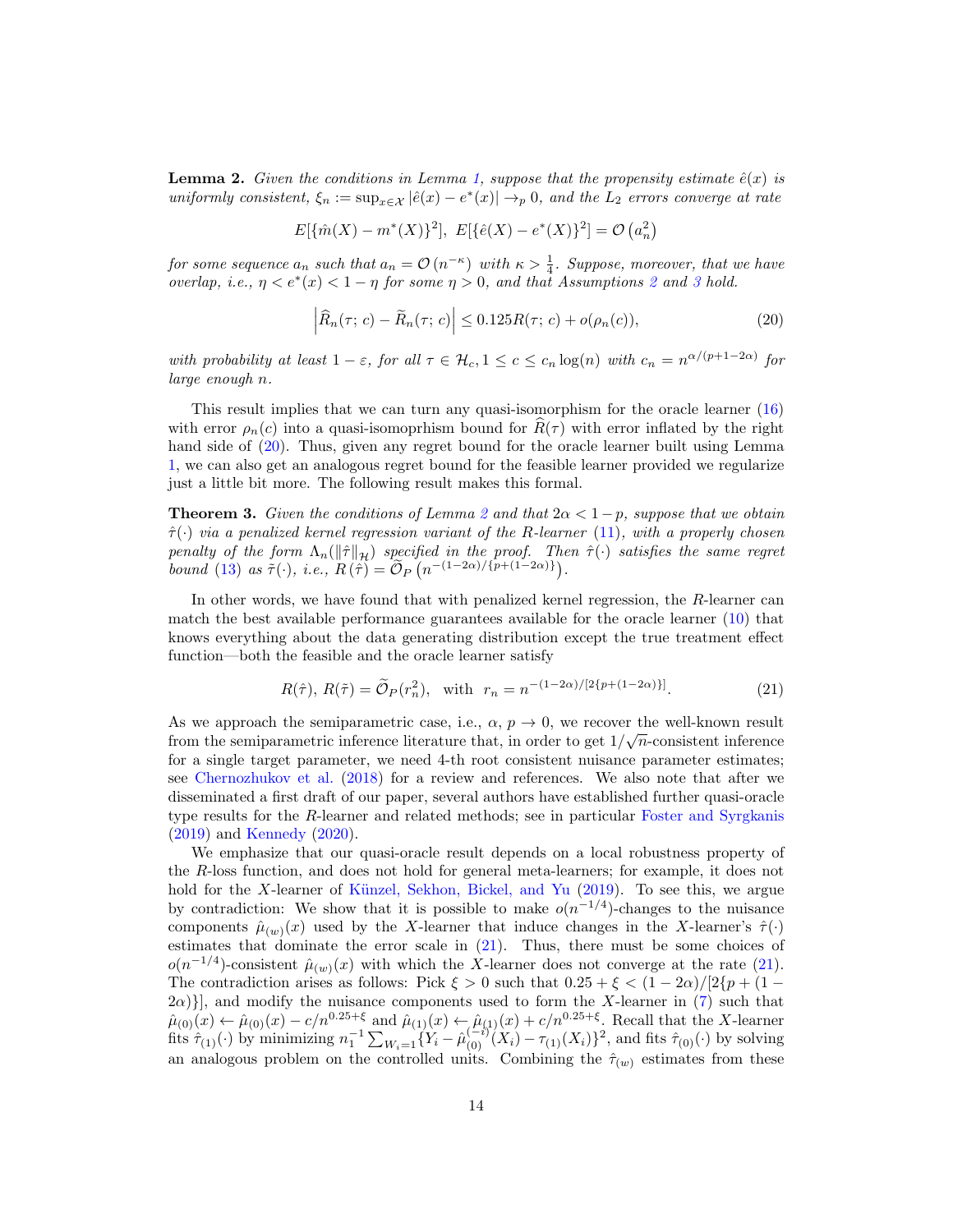**Lemma 2.** *Given the conditions in Lemma 1, suppose that the propensity estimate $\hat{e}(x)$ is uniformly consistent, $\xi_n := \sup_{x \in \mathcal{X}} |\hat{e}(x) - e^*(x)| \to_p 0$, and the $L_2$ errors converge at rate*

$$E[\{\hat{m}(X) - m^*(X)\}^2],\ E[\{\hat{e}(X) - e^*(X)\}^2] = \mathcal{O}\left(a_n^2\right)$$

*for some sequence $a_n$ such that $a_n = \mathcal{O}\left(n^{-\kappa}\right)$ with $\kappa > \frac{1}{4}$. Suppose, moreover, that we have overlap, i.e., $\eta < e^*(x) < 1 - \eta$ for some $\eta > 0$, and that Assumptions 2 and 3 hold.*

$$\left|\widehat{R}_n(\tau;\, c) - \widetilde{R}_n(\tau;\, c)\right| \leq 0.125 R(\tau;\, c) + o(\rho_n(c)), \tag{20}$$

*with probability at least $1 - \varepsilon$, for all $\tau \in \mathcal{H}_c, 1 \leq c \leq c_n \log(n)$ with $c_n = n^{\alpha/(p+1-2\alpha)}$ for large enough $n$.*

This result implies that we can turn any quasi-isomorphism for the oracle learner (16) with error $\rho_n(c)$ into a quasi-isomoprhism bound for $\widehat{R}(\tau)$ with error inflated by the right hand side of (20). Thus, given any regret bound for the oracle learner built using Lemma 1, we can also get an analogous regret bound for the feasible learner provided we regularize just a little bit more. The following result makes this formal.

**Theorem 3.** *Given the conditions of Lemma 2 and that $2\alpha < 1 - p$, suppose that we obtain $\hat{\tau}(\cdot)$ via a penalized kernel regression variant of the R-learner (11), with a properly chosen penalty of the form $\Lambda_n(\|\hat{\tau}\|_{\mathcal{H}})$ specified in the proof. Then $\hat{\tau}(\cdot)$ satisfies the same regret bound (13) as $\tilde{\tau}(\cdot)$, i.e., $R\left(\hat{\tau}\right) = \widetilde{\mathcal{O}}_P\left(n^{-(1-2\alpha)/\{p+(1-2\alpha)\}}\right)$.*

In other words, we have found that with penalized kernel regression, the $R$-learner can match the best available performance guarantees available for the oracle learner (10) that knows everything about the data generating distribution except the true treatment effect function—both the feasible and the oracle learner satisfy

$$R(\hat{\tau}),\ R(\tilde{\tau}) = \widetilde{\mathcal{O}}_P(r_n^2), \quad \text{with} \quad r_n = n^{-(1-2\alpha)/[2\{p+(1-2\alpha)\}]}. \tag{21}$$

As we approach the semiparametric case, i.e., $\alpha,\, p \to 0$, we recover the well-known result from the semiparametric inference literature that, in order to get $1/\sqrt{n}$-consistent inference for a single target parameter, we need 4-th root consistent nuisance parameter estimates; see Chernozhukov et al. (2018) for a review and references. We also note that after we disseminated a first draft of our paper, several authors have established further quasi-oracle type results for the $R$-learner and related methods; see in particular Foster and Syrgkanis (2019) and Kennedy (2020).

We emphasize that our quasi-oracle result depends on a local robustness property of the $R$-loss function, and does not hold for general meta-learners; for example, it does not hold for the $X$-learner of Künzel, Sekhon, Bickel, and Yu (2019). To see this, we argue by contradiction: We show that it is possible to make $o(n^{-1/4})$-changes to the nuisance components $\hat{\mu}_{(w)}(x)$ used by the $X$-learner that induce changes in the $X$-learner's $\hat{\tau}(\cdot)$ estimates that dominate the error scale in (21). Thus, there must be some choices of $o(n^{-1/4})$-consistent $\hat{\mu}_{(w)}(x)$ with which the $X$-learner does not converge at the rate (21). The contradiction arises as follows: Pick $\xi > 0$ such that $0.25 + \xi < (1 - 2\alpha)/[2\{p + (1 - 2\alpha)\}]$, and modify the nuisance components used to form the $X$-learner in (7) such that $\hat{\mu}_{(0)}(x) \leftarrow \hat{\mu}_{(0)}(x) - c/n^{0.25+\xi}$ and $\hat{\mu}_{(1)}(x) \leftarrow \hat{\mu}_{(1)}(x) + c/n^{0.25+\xi}$. Recall that the $X$-learner fits $\hat{\tau}_{(1)}(\cdot)$ by minimizing $n_1^{-1} \sum_{W_i=1} \{Y_i - \hat{\mu}_{(0)}^{(-i)}(X_i) - \tau_{(1)}(X_i)\}^2$, and fits $\hat{\tau}_{(0)}(\cdot)$ by solving an analogous problem on the controlled units. Combining the $\hat{\tau}_{(w)}$ estimates from these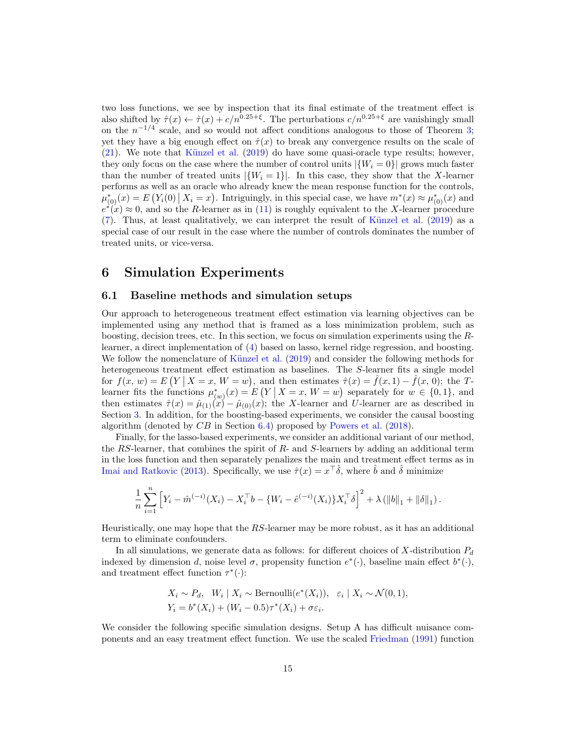two loss functions, we see by inspection that its final estimate of the treatment effect is also shifted by $\hat{\tau}(x) \leftarrow \hat{\tau}(x) + c/n^{0.25+\xi}$. The perturbations $c/n^{0.25+\xi}$ are vanishingly small on the $n^{-1/4}$ scale, and so would not affect conditions analogous to those of Theorem 3; yet they have a big enough effect on $\hat{\tau}(x)$ to break any convergence results on the scale of (21). We note that Künzel et al. (2019) do have some quasi-oracle type results; however, they only focus on the case where the number of control units $|\{W_i = 0\}|$ grows much faster than the number of treated units $|\{W_i = 1\}|$. In this case, they show that the $X$-learner performs as well as an oracle who already knew the mean response function for the controls, $\mu^*_{(0)}(x) = E\left(Y_i(0) \,\middle|\, X_i = x\right)$. Intriguingly, in this special case, we have $m^*(x) \approx \mu^*_{(0)}(x)$ and $e^*(x) \approx 0$, and so the $R$-learner as in (11) is roughly equivalent to the $X$-learner procedure (7). Thus, at least qualitatively, we can interpret the result of Künzel et al. (2019) as a special case of our result in the case where the number of controls dominates the number of treated units, or vice-versa.

# 6 Simulation Experiments

## 6.1 Baseline methods and simulation setups

Our approach to heterogeneous treatment effect estimation via learning objectives can be implemented using any method that is framed as a loss minimization problem, such as boosting, decision trees, etc. In this section, we focus on simulation experiments using the $R$-learner, a direct implementation of (4) based on lasso, kernel ridge regression, and boosting. We follow the nomenclature of Künzel et al. (2019) and consider the following methods for heterogeneous treatment effect estimation as baselines. The $S$-learner fits a single model for $f(x, w) = E\left(Y \,\middle|\, X = x, W = w\right)$, and then estimates $\hat{\tau}(x) = \hat{f}(x, 1) - \hat{f}(x, 0)$; the $T$-learner fits the functions $\mu^*_{(w)}(x) = E\left(Y \,\middle|\, X = x, W = w\right)$ separately for $w \in \{0, 1\}$, and then estimates $\hat{\tau}(x) = \hat{\mu}_{(1)}(x) - \hat{\mu}_{(0)}(x)$; the $X$-learner and $U$-learner are as described in Section 3. In addition, for the boosting-based experiments, we consider the causal boosting algorithm (denoted by $CB$ in Section 6.4) proposed by Powers et al. (2018).

Finally, for the lasso-based experiments, we consider an additional variant of our method, the $RS$-learner, that combines the spirit of $R$- and $S$-learners by adding an additional term in the loss function and then separately penalizes the main and treatment effect terms as in Imai and Ratkovic (2013). Specifically, we use $\hat{\tau}(x) = x^\top \hat{\delta}$, where $\hat{b}$ and $\hat{\delta}$ minimize

$$\frac{1}{n} \sum_{i=1}^{n} \left[ Y_i - \hat{m}^{(-i)}(X_i) - X_i^\top b - \{W_i - \hat{e}^{(-i)}(X_i)\} X_i^\top \delta \right]^2 + \lambda \left( \|b\|_1 + \|\delta\|_1 \right).$$

Heuristically, one may hope that the $RS$-learner may be more robust, as it has an additional term to eliminate confounders.

In all simulations, we generate data as follows: for different choices of $X$-distribution $P_d$ indexed by dimension $d$, noise level $\sigma$, propensity function $e^*(\cdot)$, baseline main effect $b^*(\cdot)$, and treatment effect function $\tau^*(\cdot)$:

$$\begin{aligned}
&X_i \sim P_d, \quad W_i \mid X_i \sim \text{Bernoulli}(e^*(X_i)), \quad \varepsilon_i \mid X_i \sim \mathcal{N}(0, 1), \\
&Y_i = b^*(X_i) + (W_i - 0.5)\tau^*(X_i) + \sigma \varepsilon_i.
\end{aligned}$$

We consider the following specific simulation designs. Setup A has difficult nuisance components and an easy treatment effect function. We use the scaled Friedman (1991) function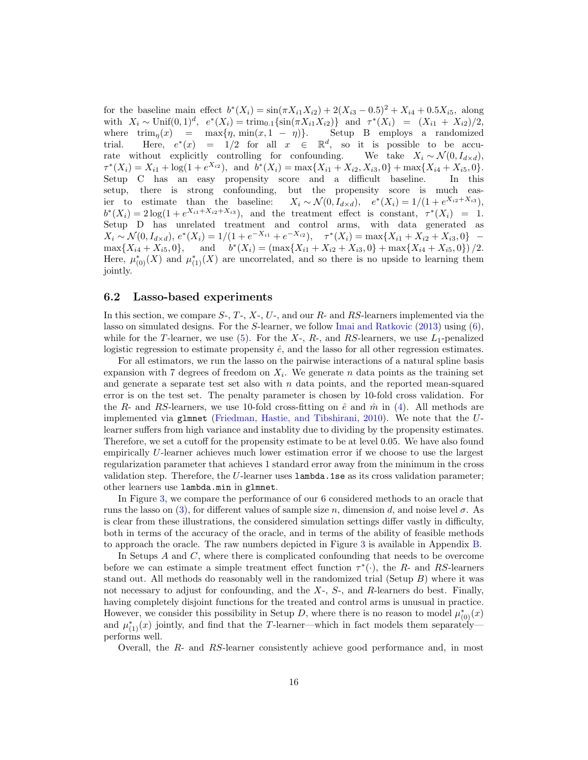for the baseline main effect $b^*(X_i) = \sin(\pi X_{i1} X_{i2}) + 2(X_{i3} - 0.5)^2 + X_{i4} + 0.5X_{i5}$, along with $X_i \sim \text{Unif}(0,1)^d$, $e^*(X_i) = \text{trim}_{0.1}\{\sin(\pi X_{i1} X_{i2})\}$ and $\tau^*(X_i) = (X_{i1} + X_{i2})/2$, where $\text{trim}_\eta(x) = \max\{\eta, \min(x, 1-\eta)\}$. Setup B employs a randomized trial. Here, $e^*(x) = 1/2$ for all $x \in \mathbb{R}^d$, so it is possible to be accurate without explicitly controlling for confounding. We take $X_i \sim \mathcal{N}(0, I_{d\times d})$, $\tau^*(X_i) = X_{i1} + \log(1 + e^{X_{i2}})$, and $b^*(X_i) = \max\{X_{i1} + X_{i2}, X_{i3}, 0\} + \max\{X_{i4} + X_{i5}, 0\}$. Setup C has an easy propensity score and a difficult baseline. In this setup, there is strong confounding, but the propensity score is much easier to estimate than the baseline: $X_i \sim \mathcal{N}(0, I_{d\times d})$, $e^*(X_i) = 1/(1 + e^{X_{i2}+X_{i3}})$, $b^*(X_i) = 2\log(1 + e^{X_{i1}+X_{i2}+X_{i3}})$, and the treatment effect is constant, $\tau^*(X_i) = 1$. Setup D has unrelated treatment and control arms, with data generated as $X_i \sim \mathcal{N}(0, I_{d\times d})$, $e^*(X_i) = 1/(1 + e^{-X_{i1}} + e^{-X_{i2}})$, $\tau^*(X_i) = \max\{X_{i1} + X_{i2} + X_{i3}, 0\} - \max\{X_{i4} + X_{i5}, 0\}$, and $b^*(X_i) = (\max\{X_{i1} + X_{i2} + X_{i3}, 0\} + \max\{X_{i4} + X_{i5}, 0\})/2$. Here, $\mu^*_{(0)}(X)$ and $\mu^*_{(1)}(X)$ are uncorrelated, and so there is no upside to learning them jointly.

## 6.2 Lasso-based experiments

In this section, we compare *S*-, *T*-, *X*-, *U*-, and our *R*- and *RS*-learners implemented via the lasso on simulated designs. For the *S*-learner, we follow Imai and Ratkovic (2013) using (6), while for the *T*-learner, we use (5). For the *X*-, *R*-, and *RS*-learners, we use $L_1$-penalized logistic regression to estimate propensity $\hat{e}$, and the lasso for all other regression estimates.

For all estimators, we run the lasso on the pairwise interactions of a natural spline basis expansion with 7 degrees of freedom on $X_i$. We generate $n$ data points as the training set and generate a separate test set also with $n$ data points, and the reported mean-squared error is on the test set. The penalty parameter is chosen by 10-fold cross validation. For the *R*- and *RS*-learners, we use 10-fold cross-fitting on $\hat{e}$ and $\hat{m}$ in (4). All methods are implemented via `glmnet` (Friedman, Hastie, and Tibshirani, 2010). We note that the *U*-learner suffers from high variance and instablity due to dividing by the propensity estimates. Therefore, we set a cutoff for the propensity estimate to be at level 0.05. We have also found empirically *U*-learner achieves much lower estimation error if we choose to use the largest regularization parameter that achieves 1 standard error away from the minimum in the cross validation step. Therefore, the *U*-learner uses `lambda.1se` as its cross validation parameter; other learners use `lambda.min` in `glmnet`.

In Figure 3, we compare the performance of our 6 considered methods to an oracle that runs the lasso on (3), for different values of sample size $n$, dimension $d$, and noise level $\sigma$. As is clear from these illustrations, the considered simulation settings differ vastly in difficulty, both in terms of the accuracy of the oracle, and in terms of the ability of feasible methods to approach the oracle. The raw numbers depicted in Figure 3 is available in Appendix B.

In Setups *A* and *C*, where there is complicated confounding that needs to be overcome before we can estimate a simple treatment effect function $\tau^*(\cdot)$, the *R*- and *RS*-learners stand out. All methods do reasonably well in the randomized trial (Setup *B*) where it was not necessary to adjust for confounding, and the *X*-, *S*-, and *R*-learners do best. Finally, having completely disjoint functions for the treated and control arms is unusual in practice. However, we consider this possibility in Setup *D*, where there is no reason to model $\mu^*_{(0)}(x)$ and $\mu^*_{(1)}(x)$ jointly, and find that the *T*-learner—which in fact models them separately—performs well.

Overall, the *R*- and *RS*-learner consistently achieve good performance and, in most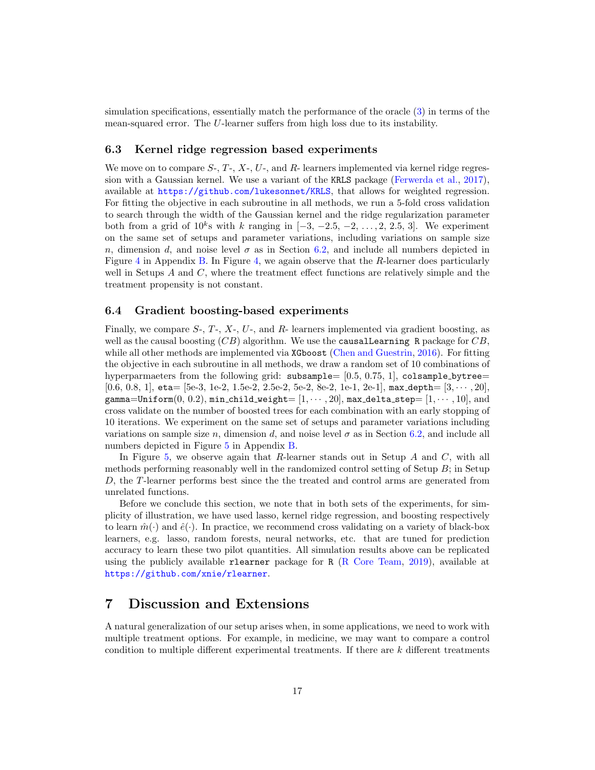simulation specifications, essentially match the performance of the oracle (3) in terms of the mean-squared error. The $U$-learner suffers from high loss due to its instability.

### 6.3 Kernel ridge regression based experiments

We move on to compare $S$-, $T$-, $X$-, $U$-, and $R$- learners implemented via kernel ridge regression with a Gaussian kernel. We use a variant of the `KRLS` package (Ferwerda et al., 2017), available at https://github.com/lukesonnet/KRLS, that allows for weighted regression. For fitting the objective in each subroutine in all methods, we run a 5-fold cross validation to search through the width of the Gaussian kernel and the ridge regularization parameter both from a grid of $10^k$s with $k$ ranging in $[-3, -2.5, -2, \ldots, 2, 2.5, 3]$. We experiment on the same set of setups and parameter variations, including variations on sample size $n$, dimension $d$, and noise level $\sigma$ as in Section 6.2, and include all numbers depicted in Figure 4 in Appendix B. In Figure 4, we again observe that the $R$-learner does particularly well in Setups $A$ and $C$, where the treatment effect functions are relatively simple and the treatment propensity is not constant.

### 6.4 Gradient boosting-based experiments

Finally, we compare $S$-, $T$-, $X$-, $U$-, and $R$- learners implemented via gradient boosting, as well as the causal boosting ($CB$) algorithm. We use the `causalLearning` `R` package for $CB$, while all other methods are implemented via `XGboost` (Chen and Guestrin, 2016). For fitting the objective in each subroutine in all methods, we draw a random set of 10 combinations of hyperparmaeters from the following grid: `subsample`= [0.5, 0.75, 1], `colsample_bytree`= [0.6, 0.8, 1], `eta`= [5e-3, 1e-2, 1.5e-2, 2.5e-2, 5e-2, 8e-2, 1e-1, 2e-1], `max_depth`= $[3, \cdots, 20]$, `gamma`=`Uniform`(0, 0.2), `min_child_weight`= $[1, \cdots, 20]$, `max_delta_step`= $[1, \cdots, 10]$, and cross validate on the number of boosted trees for each combination with an early stopping of 10 iterations. We experiment on the same set of setups and parameter variations including variations on sample size $n$, dimension $d$, and noise level $\sigma$ as in Section 6.2, and include all numbers depicted in Figure 5 in Appendix B.

In Figure 5, we observe again that $R$-learner stands out in Setup $A$ and $C$, with all methods performing reasonably well in the randomized control setting of Setup $B$; in Setup $D$, the $T$-learner performs best since the the treated and control arms are generated from unrelated functions.

Before we conclude this section, we note that in both sets of the experiments, for simplicity of illustration, we have used lasso, kernel ridge regression, and boosting respectively to learn $\hat{m}(\cdot)$ and $\hat{e}(\cdot)$. In practice, we recommend cross validating on a variety of black-box learners, e.g. lasso, random forests, neural networks, etc. that are tuned for prediction accuracy to learn these two pilot quantities. All simulation results above can be replicated using the publicly available `rlearner` package for `R` (R Core Team, 2019), available at https://github.com/xnie/rlearner.

## 7 Discussion and Extensions

A natural generalization of our setup arises when, in some applications, we need to work with multiple treatment options. For example, in medicine, we may want to compare a control condition to multiple different experimental treatments. If there are $k$ different treatments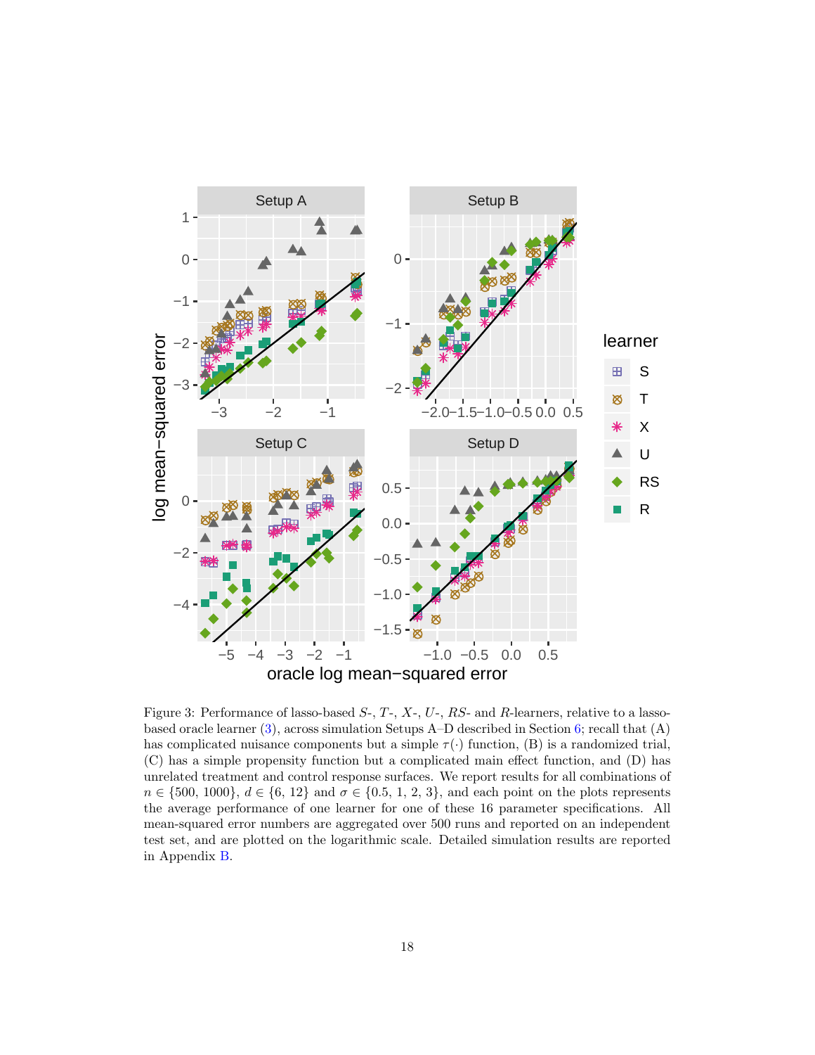Figure 3: Performance of lasso-based $S$-, $T$-, $X$-, $U$-, $RS$- and $R$-learners, relative to a lasso-based oracle learner (3), across simulation Setups A–D described in Section 6; recall that (A) has complicated nuisance components but a simple $\tau(\cdot)$ function, (B) is a randomized trial, (C) has a simple propensity function but a complicated main effect function, and (D) has unrelated treatment and control response surfaces. We report results for all combinations of $n \in \{500, 1000\}$, $d \in \{6, 12\}$ and $\sigma \in \{0.5, 1, 2, 3\}$, and each point on the plots represents the average performance of one learner for one of these 16 parameter specifications. All mean-squared error numbers are aggregated over 500 runs and reported on an independent test set, and are plotted on the logarithmic scale. Detailed simulation results are reported in Appendix B.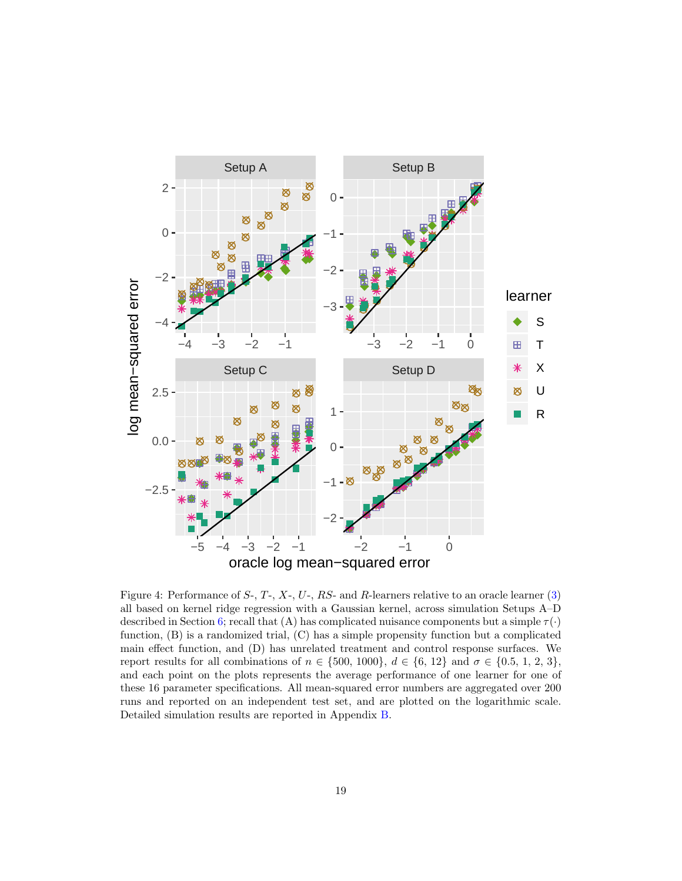Figure 4: Performance of $S$-, $T$-, $X$-, $U$-, $RS$- and $R$-learners relative to an oracle learner (3) all based on kernel ridge regression with a Gaussian kernel, across simulation Setups A–D described in Section 6; recall that (A) has complicated nuisance components but a simple $\tau(\cdot)$ function, (B) is a randomized trial, (C) has a simple propensity function but a complicated main effect function, and (D) has unrelated treatment and control response surfaces. We report results for all combinations of $n \in \{500, 1000\}$, $d \in \{6, 12\}$ and $\sigma \in \{0.5, 1, 2, 3\}$, and each point on the plots represents the average performance of one learner for one of these 16 parameter specifications. All mean-squared error numbers are aggregated over 200 runs and reported on an independent test set, and are plotted on the logarithmic scale. Detailed simulation results are reported in Appendix B.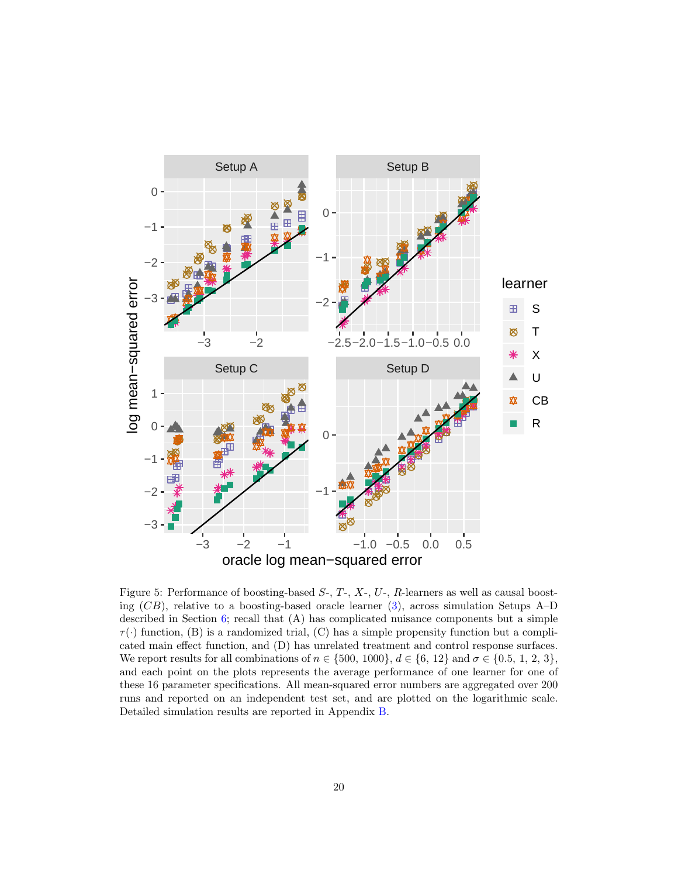Figure 5: Performance of boosting-based $S$-, $T$-, $X$-, $U$-, $R$-learners as well as causal boosting ($CB$), relative to a boosting-based oracle learner (3), across simulation Setups A–D described in Section 6; recall that (A) has complicated nuisance components but a simple $\tau(\cdot)$ function, (B) is a randomized trial, (C) has a simple propensity function but a complicated main effect function, and (D) has unrelated treatment and control response surfaces. We report results for all combinations of $n \in \{500, 1000\}$, $d \in \{6, 12\}$ and $\sigma \in \{0.5, 1, 2, 3\}$, and each point on the plots represents the average performance of one learner for one of these 16 parameter specifications. All mean-squared error numbers are aggregated over 200 runs and reported on an independent test set, and are plotted on the logarithmic scale. Detailed simulation results are reported in Appendix B.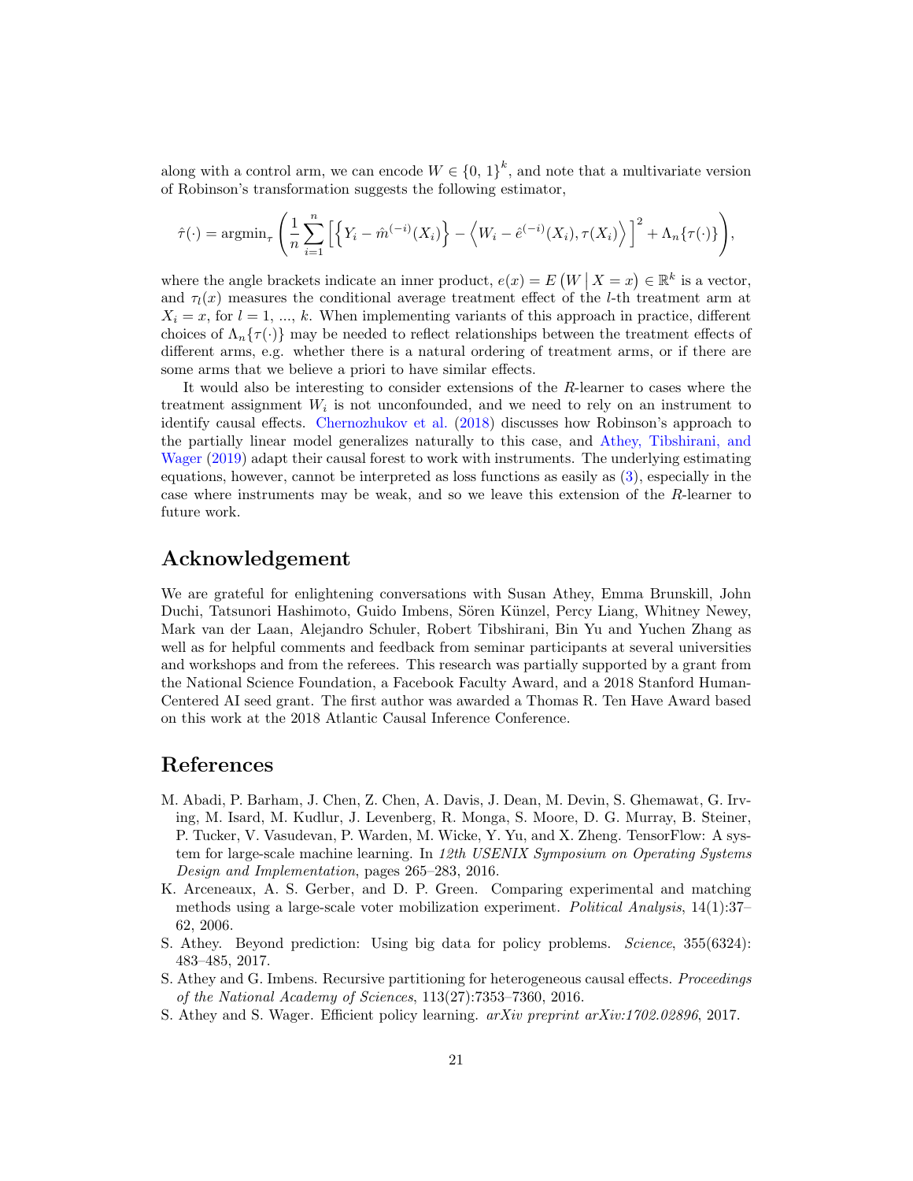along with a control arm, we can encode $W \in \{0, 1\}^k$, and note that a multivariate version of Robinson's transformation suggests the following estimator,

$$\hat{\tau}(\cdot) = \operatorname{argmin}_{\tau} \left( \frac{1}{n} \sum_{i=1}^{n} \left[ \left\{ Y_i - \hat{m}^{(-i)}(X_i) \right\} - \left\langle W_i - \hat{e}^{(-i)}(X_i), \tau(X_i) \right\rangle \right]^2 + \Lambda_n\{\tau(\cdot)\} \right),$$

where the angle brackets indicate an inner product, $e(x) = E\left(W \,\middle|\, X = x\right) \in \mathbb{R}^k$ is a vector, and $\tau_l(x)$ measures the conditional average treatment effect of the $l$-th treatment arm at $X_i = x$, for $l = 1, \ldots, k$. When implementing variants of this approach in practice, different choices of $\Lambda_n\{\tau(\cdot)\}$ may be needed to reflect relationships between the treatment effects of different arms, e.g. whether there is a natural ordering of treatment arms, or if there are some arms that we believe a priori to have similar effects.

It would also be interesting to consider extensions of the $R$-learner to cases where the treatment assignment $W_i$ is not unconfounded, and we need to rely on an instrument to identify causal effects. Chernozhukov et al. (2018) discusses how Robinson's approach to the partially linear model generalizes naturally to this case, and Athey, Tibshirani, and Wager (2019) adapt their causal forest to work with instruments. The underlying estimating equations, however, cannot be interpreted as loss functions as easily as (3), especially in the case where instruments may be weak, and so we leave this extension of the $R$-learner to future work.

## Acknowledgement

We are grateful for enlightening conversations with Susan Athey, Emma Brunskill, John Duchi, Tatsunori Hashimoto, Guido Imbens, Sören Künzel, Percy Liang, Whitney Newey, Mark van der Laan, Alejandro Schuler, Robert Tibshirani, Bin Yu and Yuchen Zhang as well as for helpful comments and feedback from seminar participants at several universities and workshops and from the referees. This research was partially supported by a grant from the National Science Foundation, a Facebook Faculty Award, and a 2018 Stanford Human-Centered AI seed grant. The first author was awarded a Thomas R. Ten Have Award based on this work at the 2018 Atlantic Causal Inference Conference.

## References

M. Abadi, P. Barham, J. Chen, Z. Chen, A. Davis, J. Dean, M. Devin, S. Ghemawat, G. Irving, M. Isard, M. Kudlur, J. Levenberg, R. Monga, S. Moore, D. G. Murray, B. Steiner, P. Tucker, V. Vasudevan, P. Warden, M. Wicke, Y. Yu, and X. Zheng. TensorFlow: A system for large-scale machine learning. In *12th USENIX Symposium on Operating Systems Design and Implementation*, pages 265–283, 2016.

K. Arceneaux, A. S. Gerber, and D. P. Green. Comparing experimental and matching methods using a large-scale voter mobilization experiment. *Political Analysis*, 14(1):37–62, 2006.

S. Athey. Beyond prediction: Using big data for policy problems. *Science*, 355(6324): 483–485, 2017.

S. Athey and G. Imbens. Recursive partitioning for heterogeneous causal effects. *Proceedings of the National Academy of Sciences*, 113(27):7353–7360, 2016.

S. Athey and S. Wager. Efficient policy learning. *arXiv preprint arXiv:1702.02896*, 2017.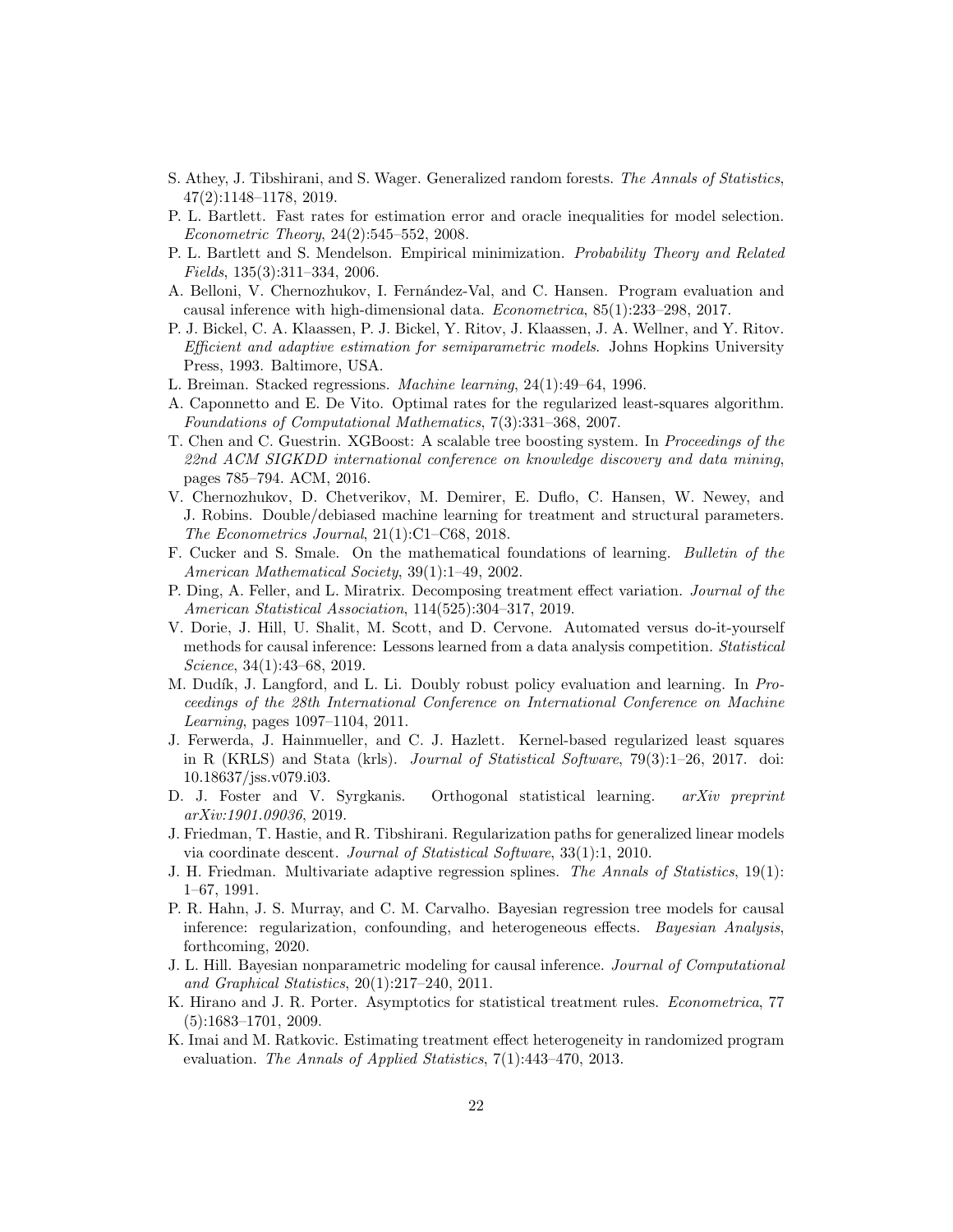S. Athey, J. Tibshirani, and S. Wager. Generalized random forests. *The Annals of Statistics*, 47(2):1148–1178, 2019.

P. L. Bartlett. Fast rates for estimation error and oracle inequalities for model selection. *Econometric Theory*, 24(2):545–552, 2008.

P. L. Bartlett and S. Mendelson. Empirical minimization. *Probability Theory and Related Fields*, 135(3):311–334, 2006.

A. Belloni, V. Chernozhukov, I. Fernández-Val, and C. Hansen. Program evaluation and causal inference with high-dimensional data. *Econometrica*, 85(1):233–298, 2017.

P. J. Bickel, C. A. Klaassen, P. J. Bickel, Y. Ritov, J. Klaassen, J. A. Wellner, and Y. Ritov. *Efficient and adaptive estimation for semiparametric models*. Johns Hopkins University Press, 1993. Baltimore, USA.

L. Breiman. Stacked regressions. *Machine learning*, 24(1):49–64, 1996.

A. Caponnetto and E. De Vito. Optimal rates for the regularized least-squares algorithm. *Foundations of Computational Mathematics*, 7(3):331–368, 2007.

T. Chen and C. Guestrin. XGBoost: A scalable tree boosting system. In *Proceedings of the 22nd ACM SIGKDD international conference on knowledge discovery and data mining*, pages 785–794. ACM, 2016.

V. Chernozhukov, D. Chetverikov, M. Demirer, E. Duflo, C. Hansen, W. Newey, and J. Robins. Double/debiased machine learning for treatment and structural parameters. *The Econometrics Journal*, 21(1):C1–C68, 2018.

F. Cucker and S. Smale. On the mathematical foundations of learning. *Bulletin of the American Mathematical Society*, 39(1):1–49, 2002.

P. Ding, A. Feller, and L. Miratrix. Decomposing treatment effect variation. *Journal of the American Statistical Association*, 114(525):304–317, 2019.

V. Dorie, J. Hill, U. Shalit, M. Scott, and D. Cervone. Automated versus do-it-yourself methods for causal inference: Lessons learned from a data analysis competition. *Statistical Science*, 34(1):43–68, 2019.

M. Dudík, J. Langford, and L. Li. Doubly robust policy evaluation and learning. In *Proceedings of the 28th International Conference on International Conference on Machine Learning*, pages 1097–1104, 2011.

J. Ferwerda, J. Hainmueller, and C. J. Hazlett. Kernel-based regularized least squares in R (KRLS) and Stata (krls). *Journal of Statistical Software*, 79(3):1–26, 2017. doi: 10.18637/jss.v079.i03.

D. J. Foster and V. Syrgkanis. Orthogonal statistical learning. *arXiv preprint arXiv:1901.09036*, 2019.

J. Friedman, T. Hastie, and R. Tibshirani. Regularization paths for generalized linear models via coordinate descent. *Journal of Statistical Software*, 33(1):1, 2010.

J. H. Friedman. Multivariate adaptive regression splines. *The Annals of Statistics*, 19(1): 1–67, 1991.

P. R. Hahn, J. S. Murray, and C. M. Carvalho. Bayesian regression tree models for causal inference: regularization, confounding, and heterogeneous effects. *Bayesian Analysis*, forthcoming, 2020.

J. L. Hill. Bayesian nonparametric modeling for causal inference. *Journal of Computational and Graphical Statistics*, 20(1):217–240, 2011.

K. Hirano and J. R. Porter. Asymptotics for statistical treatment rules. *Econometrica*, 77 (5):1683–1701, 2009.

K. Imai and M. Ratkovic. Estimating treatment effect heterogeneity in randomized program evaluation. *The Annals of Applied Statistics*, 7(1):443–470, 2013.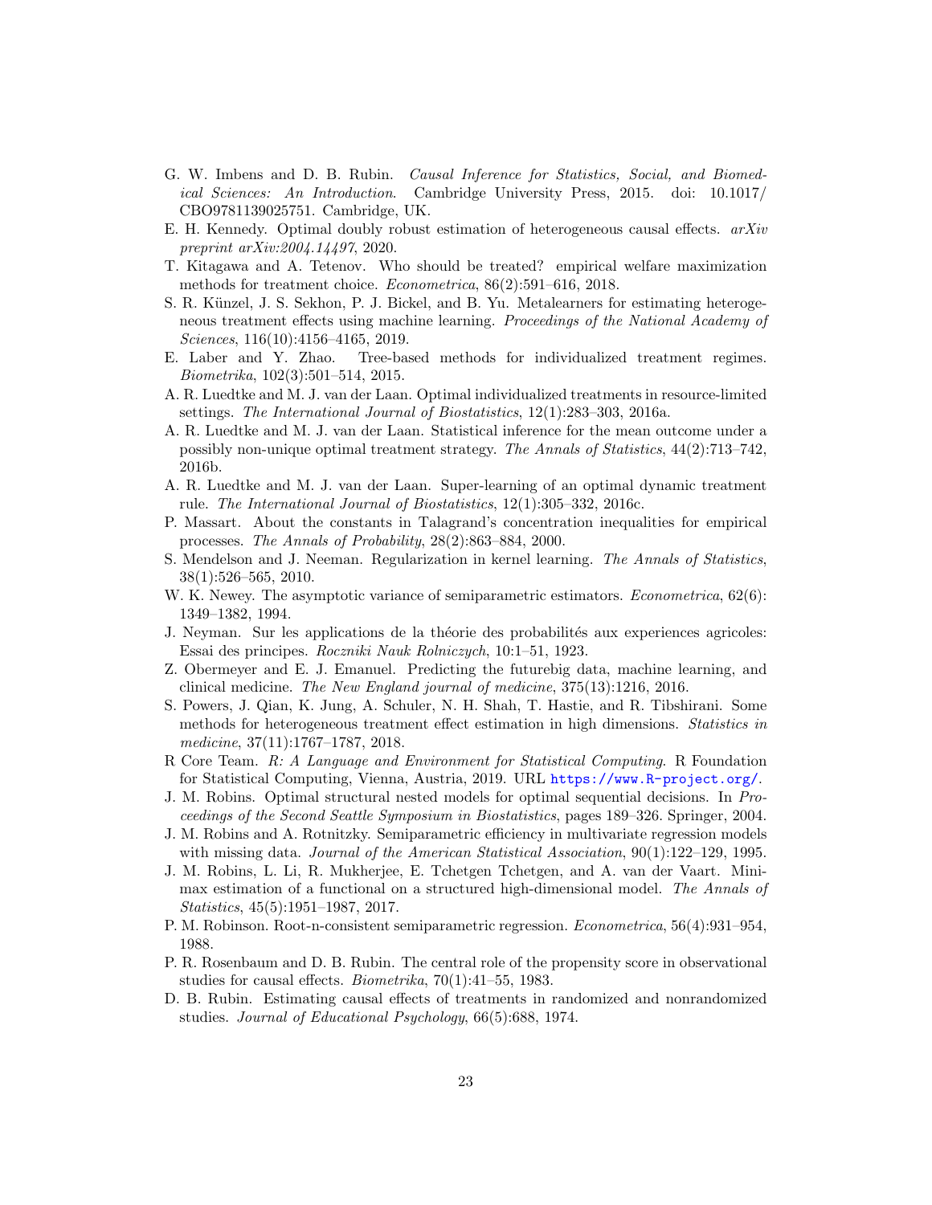G. W. Imbens and D. B. Rubin. *Causal Inference for Statistics, Social, and Biomedical Sciences: An Introduction*. Cambridge University Press, 2015. doi: 10.1017/CBO9781139025751. Cambridge, UK.

E. H. Kennedy. Optimal doubly robust estimation of heterogeneous causal effects. *arXiv preprint arXiv:2004.14497*, 2020.

T. Kitagawa and A. Tetenov. Who should be treated? empirical welfare maximization methods for treatment choice. *Econometrica*, 86(2):591–616, 2018.

S. R. Künzel, J. S. Sekhon, P. J. Bickel, and B. Yu. Metalearners for estimating heterogeneous treatment effects using machine learning. *Proceedings of the National Academy of Sciences*, 116(10):4156–4165, 2019.

E. Laber and Y. Zhao. Tree-based methods for individualized treatment regimes. *Biometrika*, 102(3):501–514, 2015.

A. R. Luedtke and M. J. van der Laan. Optimal individualized treatments in resource-limited settings. *The International Journal of Biostatistics*, 12(1):283–303, 2016a.

A. R. Luedtke and M. J. van der Laan. Statistical inference for the mean outcome under a possibly non-unique optimal treatment strategy. *The Annals of Statistics*, 44(2):713–742, 2016b.

A. R. Luedtke and M. J. van der Laan. Super-learning of an optimal dynamic treatment rule. *The International Journal of Biostatistics*, 12(1):305–332, 2016c.

P. Massart. About the constants in Talagrand's concentration inequalities for empirical processes. *The Annals of Probability*, 28(2):863–884, 2000.

S. Mendelson and J. Neeman. Regularization in kernel learning. *The Annals of Statistics*, 38(1):526–565, 2010.

W. K. Newey. The asymptotic variance of semiparametric estimators. *Econometrica*, 62(6): 1349–1382, 1994.

J. Neyman. Sur les applications de la théorie des probabilités aux experiences agricoles: Essai des principes. *Roczniki Nauk Rolniczych*, 10:1–51, 1923.

Z. Obermeyer and E. J. Emanuel. Predicting the futurebig data, machine learning, and clinical medicine. *The New England journal of medicine*, 375(13):1216, 2016.

S. Powers, J. Qian, K. Jung, A. Schuler, N. H. Shah, T. Hastie, and R. Tibshirani. Some methods for heterogeneous treatment effect estimation in high dimensions. *Statistics in medicine*, 37(11):1767–1787, 2018.

R Core Team. *R: A Language and Environment for Statistical Computing*. R Foundation for Statistical Computing, Vienna, Austria, 2019. URL https://www.R-project.org/.

J. M. Robins. Optimal structural nested models for optimal sequential decisions. In *Proceedings of the Second Seattle Symposium in Biostatistics*, pages 189–326. Springer, 2004.

J. M. Robins and A. Rotnitzky. Semiparametric efficiency in multivariate regression models with missing data. *Journal of the American Statistical Association*, 90(1):122–129, 1995.

J. M. Robins, L. Li, R. Mukherjee, E. Tchetgen Tchetgen, and A. van der Vaart. Minimax estimation of a functional on a structured high-dimensional model. *The Annals of Statistics*, 45(5):1951–1987, 2017.

P. M. Robinson. Root-n-consistent semiparametric regression. *Econometrica*, 56(4):931–954, 1988.

P. R. Rosenbaum and D. B. Rubin. The central role of the propensity score in observational studies for causal effects. *Biometrika*, 70(1):41–55, 1983.

D. B. Rubin. Estimating causal effects of treatments in randomized and nonrandomized studies. *Journal of Educational Psychology*, 66(5):688, 1974.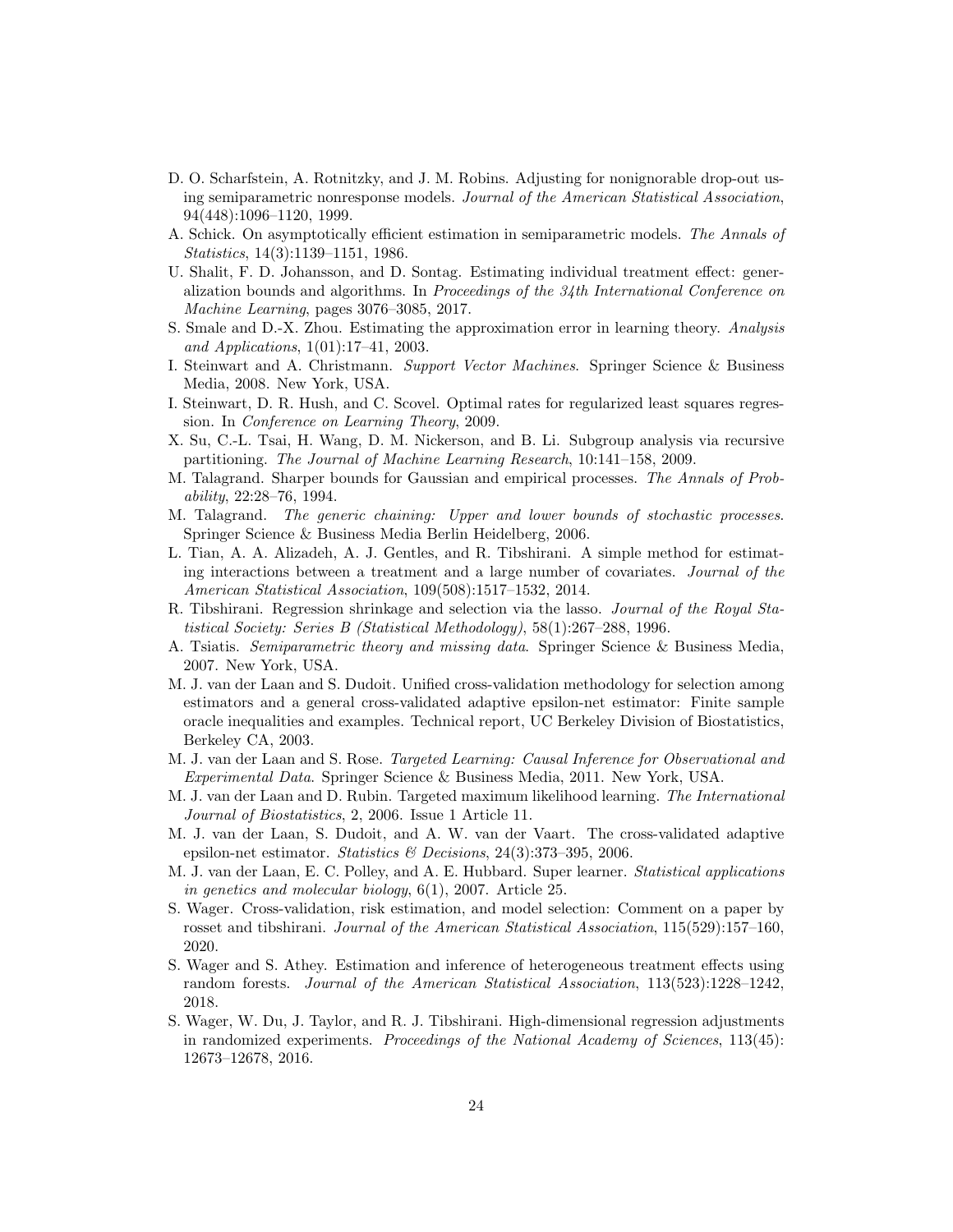D. O. Scharfstein, A. Rotnitzky, and J. M. Robins. Adjusting for nonignorable drop-out using semiparametric nonresponse models. *Journal of the American Statistical Association*, 94(448):1096–1120, 1999.

A. Schick. On asymptotically efficient estimation in semiparametric models. *The Annals of Statistics*, 14(3):1139–1151, 1986.

U. Shalit, F. D. Johansson, and D. Sontag. Estimating individual treatment effect: generalization bounds and algorithms. In *Proceedings of the 34th International Conference on Machine Learning*, pages 3076–3085, 2017.

S. Smale and D.-X. Zhou. Estimating the approximation error in learning theory. *Analysis and Applications*, 1(01):17–41, 2003.

I. Steinwart and A. Christmann. *Support Vector Machines*. Springer Science & Business Media, 2008. New York, USA.

I. Steinwart, D. R. Hush, and C. Scovel. Optimal rates for regularized least squares regression. In *Conference on Learning Theory*, 2009.

X. Su, C.-L. Tsai, H. Wang, D. M. Nickerson, and B. Li. Subgroup analysis via recursive partitioning. *The Journal of Machine Learning Research*, 10:141–158, 2009.

M. Talagrand. Sharper bounds for Gaussian and empirical processes. *The Annals of Probability*, 22:28–76, 1994.

M. Talagrand. *The generic chaining: Upper and lower bounds of stochastic processes*. Springer Science & Business Media Berlin Heidelberg, 2006.

L. Tian, A. A. Alizadeh, A. J. Gentles, and R. Tibshirani. A simple method for estimating interactions between a treatment and a large number of covariates. *Journal of the American Statistical Association*, 109(508):1517–1532, 2014.

R. Tibshirani. Regression shrinkage and selection via the lasso. *Journal of the Royal Statistical Society: Series B (Statistical Methodology)*, 58(1):267–288, 1996.

A. Tsiatis. *Semiparametric theory and missing data*. Springer Science & Business Media, 2007. New York, USA.

M. J. van der Laan and S. Dudoit. Unified cross-validation methodology for selection among estimators and a general cross-validated adaptive epsilon-net estimator: Finite sample oracle inequalities and examples. Technical report, UC Berkeley Division of Biostatistics, Berkeley CA, 2003.

M. J. van der Laan and S. Rose. *Targeted Learning: Causal Inference for Observational and Experimental Data*. Springer Science & Business Media, 2011. New York, USA.

M. J. van der Laan and D. Rubin. Targeted maximum likelihood learning. *The International Journal of Biostatistics*, 2, 2006. Issue 1 Article 11.

M. J. van der Laan, S. Dudoit, and A. W. van der Vaart. The cross-validated adaptive epsilon-net estimator. *Statistics & Decisions*, 24(3):373–395, 2006.

M. J. van der Laan, E. C. Polley, and A. E. Hubbard. Super learner. *Statistical applications in genetics and molecular biology*, 6(1), 2007. Article 25.

S. Wager. Cross-validation, risk estimation, and model selection: Comment on a paper by rosset and tibshirani. *Journal of the American Statistical Association*, 115(529):157–160, 2020.

S. Wager and S. Athey. Estimation and inference of heterogeneous treatment effects using random forests. *Journal of the American Statistical Association*, 113(523):1228–1242, 2018.

S. Wager, W. Du, J. Taylor, and R. J. Tibshirani. High-dimensional regression adjustments in randomized experiments. *Proceedings of the National Academy of Sciences*, 113(45): 12673–12678, 2016.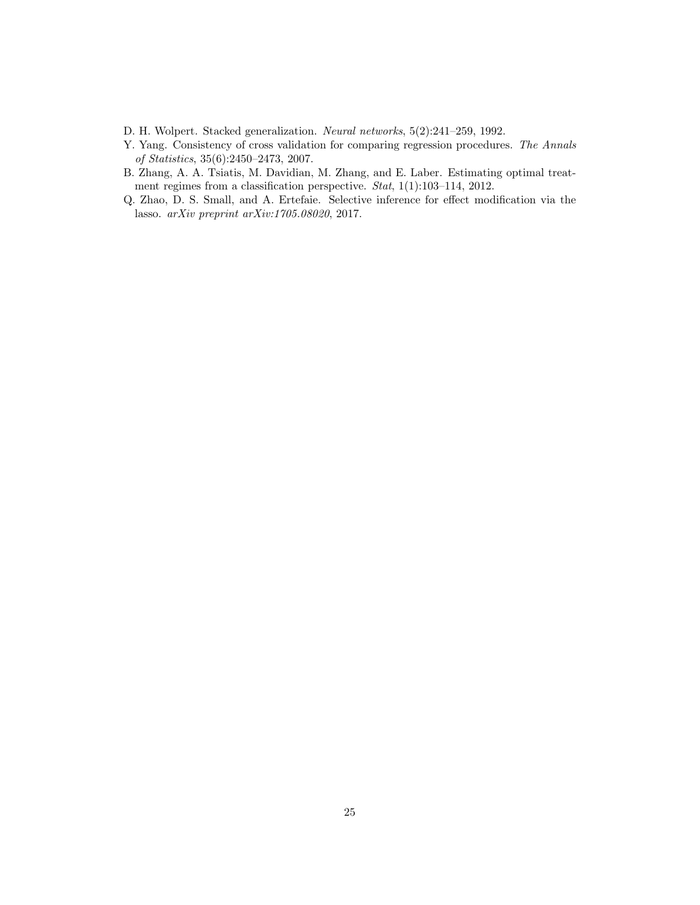D. H. Wolpert. Stacked generalization. *Neural networks*, 5(2):241–259, 1992.

Y. Yang. Consistency of cross validation for comparing regression procedures. *The Annals of Statistics*, 35(6):2450–2473, 2007.

B. Zhang, A. A. Tsiatis, M. Davidian, M. Zhang, and E. Laber. Estimating optimal treatment regimes from a classification perspective. *Stat*, 1(1):103–114, 2012.

Q. Zhao, D. S. Small, and A. Ertefaie. Selective inference for effect modification via the lasso. *arXiv preprint arXiv:1705.08020*, 2017.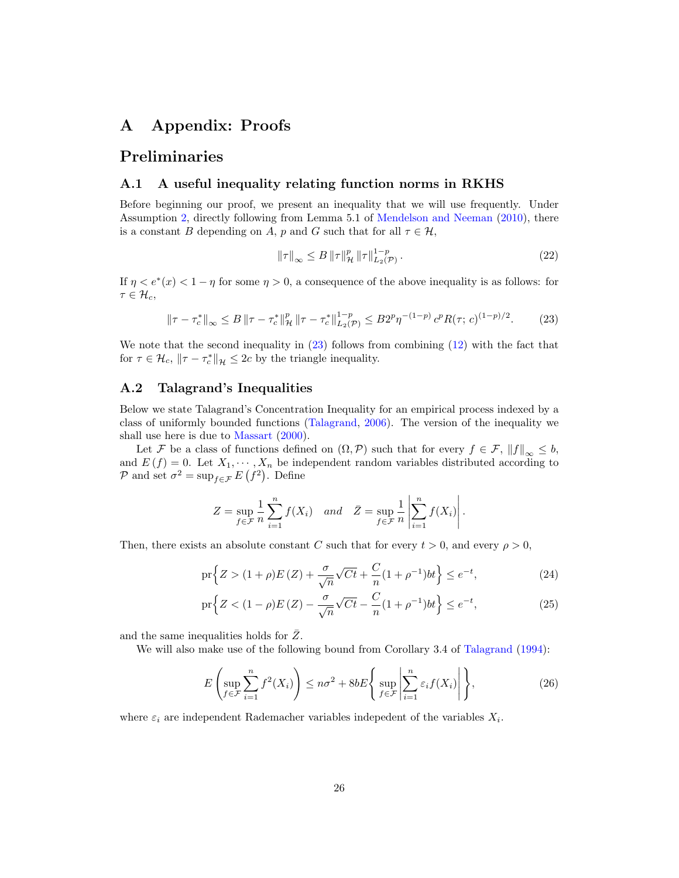# A Appendix: Proofs

## Preliminaries

### A.1 A useful inequality relating function norms in RKHS

Before beginning our proof, we present an inequality that we will use frequently. Under Assumption 2, directly following from Lemma 5.1 of Mendelson and Neeman (2010), there is a constant $B$ depending on $A$, $p$ and $G$ such that for all $\tau \in \mathcal{H}$,

$$\|\tau\|_\infty \leq B \|\tau\|_{\mathcal{H}}^p \|\tau\|_{L_2(\mathcal{P})}^{1-p}. \tag{22}$$

If $\eta < e^*(x) < 1 - \eta$ for some $\eta > 0$, a consequence of the above inequality is as follows: for $\tau \in \mathcal{H}_c$,

$$\|\tau - \tau_c^*\|_\infty \leq B \|\tau - \tau_c^*\|_{\mathcal{H}}^p \|\tau - \tau_c^*\|_{L_2(\mathcal{P})}^{1-p} \leq B 2^p \eta^{-(1-p)} c^p R(\tau;\, c)^{(1-p)/2}. \tag{23}$$

We note that the second inequality in (23) follows from combining (12) with the fact that for $\tau \in \mathcal{H}_c$, $\|\tau - \tau_c^*\|_{\mathcal{H}} \leq 2c$ by the triangle inequality.

### A.2 Talagrand's Inequalities

Below we state Talagrand's Concentration Inequality for an empirical process indexed by a class of uniformly bounded functions (Talagrand, 2006). The version of the inequality we shall use here is due to Massart (2000).

Let $\mathcal{F}$ be a class of functions defined on $(\Omega, \mathcal{P})$ such that for every $f \in \mathcal{F}$, $\|f\|_\infty \leq b$, and $E(f) = 0$. Let $X_1, \cdots, X_n$ be independent random variables distributed according to $\mathcal{P}$ and set $\sigma^2 = \sup_{f \in \mathcal{F}} E(f^2)$. Define

$$Z = \sup_{f \in \mathcal{F}} \frac{1}{n} \sum_{i=1}^n f(X_i) \quad \textit{and} \quad \bar{Z} = \sup_{f \in \mathcal{F}} \frac{1}{n} \left| \sum_{i=1}^n f(X_i) \right|.$$

Then, there exists an absolute constant $C$ such that for every $t > 0$, and every $\rho > 0$,

$$\text{pr}\Big\{ Z > (1+\rho) E(Z) + \frac{\sigma}{\sqrt{n}} \sqrt{Ct} + \frac{C}{n}(1 + \rho^{-1}) bt \Big\} \leq e^{-t}, \tag{24}$$

$$\text{pr}\Big\{ Z < (1-\rho) E(Z) - \frac{\sigma}{\sqrt{n}} \sqrt{Ct} - \frac{C}{n}(1 + \rho^{-1}) bt \Big\} \leq e^{-t}, \tag{25}$$

and the same inequalities holds for $\bar{Z}$.

We will also make use of the following bound from Corollary 3.4 of Talagrand (1994):

$$E\left( \sup_{f \in \mathcal{F}} \sum_{i=1}^n f^2(X_i) \right) \leq n\sigma^2 + 8bE\Big\{ \sup_{f \in \mathcal{F}} \left| \sum_{i=1}^n \varepsilon_i f(X_i) \right| \Big\}, \tag{26}$$

where $\varepsilon_i$ are independent Rademacher variables indepedent of the variables $X_i$.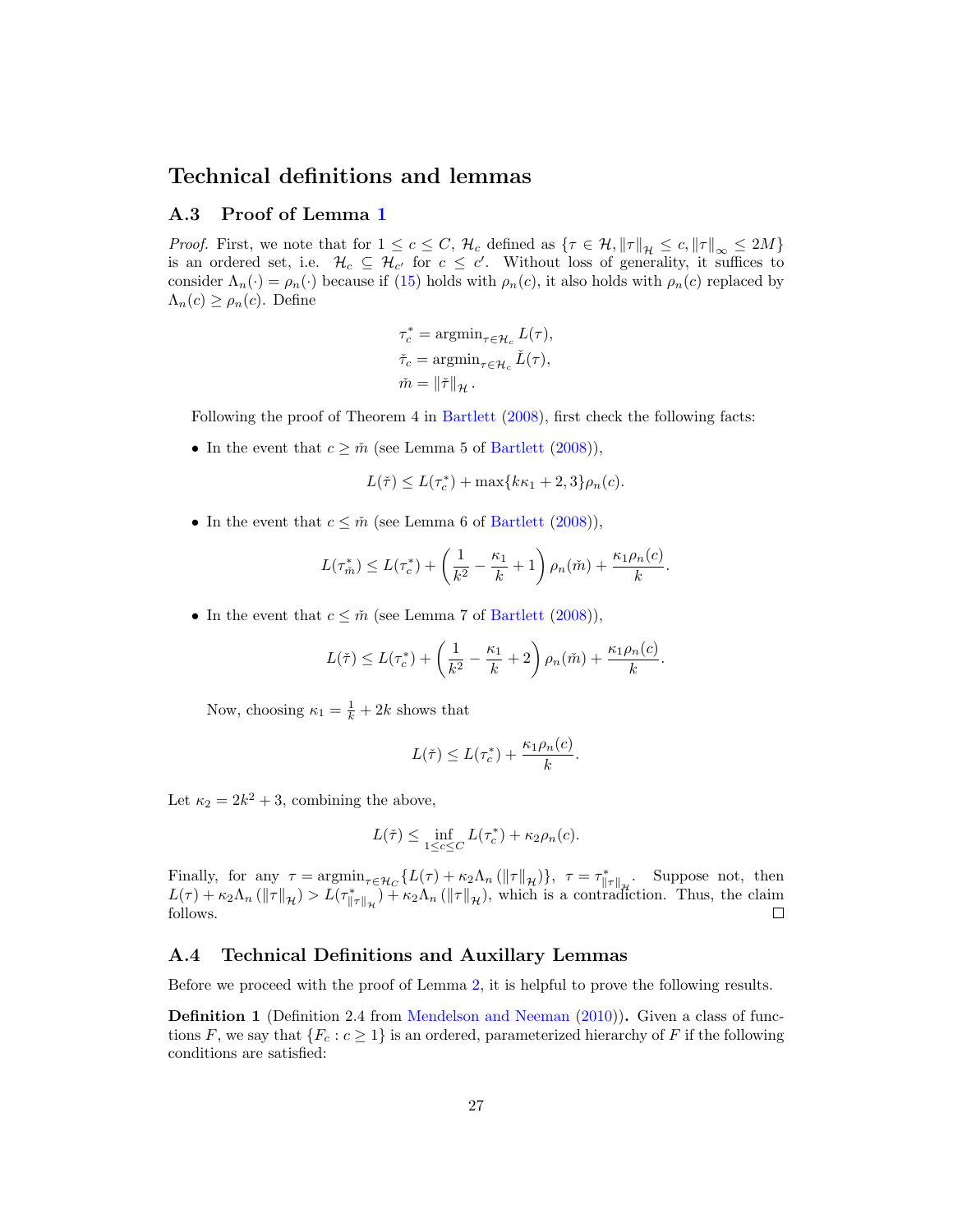# Technical definitions and lemmas

## A.3 Proof of Lemma 1

*Proof.* First, we note that for $1 \leq c \leq C$, $\mathcal{H}_c$ defined as $\{\tau \in \mathcal{H}, \|\tau\|_{\mathcal{H}} \leq c, \|\tau\|_\infty \leq 2M\}$ is an ordered set, i.e. $\mathcal{H}_c \subseteq \mathcal{H}_{c'}$ for $c \leq c'$. Without loss of generality, it suffices to consider $\Lambda_n(\cdot) = \rho_n(\cdot)$ because if (15) holds with $\rho_n(c)$, it also holds with $\rho_n(c)$ replaced by $\Lambda_n(c) \geq \rho_n(c)$. Define

$$
\begin{aligned}
\tau_c^* &= \operatorname{argmin}_{\tau \in \mathcal{H}_c} L(\tau), \\
\check{\tau}_c &= \operatorname{argmin}_{\tau \in \mathcal{H}_c} \check{L}(\tau), \\
\check{m} &= \|\check{\tau}\|_{\mathcal{H}}.
\end{aligned}
$$

Following the proof of Theorem 4 in Bartlett (2008), first check the following facts:

- In the event that $c \geq \check{m}$ (see Lemma 5 of Bartlett (2008)),

$$
L(\check{\tau}) \leq L(\tau_c^*) + \max\{k\kappa_1 + 2, 3\}\rho_n(c).
$$

- In the event that $c \leq \check{m}$ (see Lemma 6 of Bartlett (2008)),

$$
L(\tau_{\check{m}}^*) \leq L(\tau_c^*) + \left(\frac{1}{k^2} - \frac{\kappa_1}{k} + 1\right)\rho_n(\check{m}) + \frac{\kappa_1 \rho_n(c)}{k}.
$$

- In the event that $c \leq \check{m}$ (see Lemma 7 of Bartlett (2008)),

$$
L(\check{\tau}) \leq L(\tau_c^*) + \left(\frac{1}{k^2} - \frac{\kappa_1}{k} + 2\right)\rho_n(\check{m}) + \frac{\kappa_1 \rho_n(c)}{k}.
$$

  Now, choosing $\kappa_1 = \frac{1}{k} + 2k$ shows that

$$
L(\check{\tau}) \leq L(\tau_c^*) + \frac{\kappa_1 \rho_n(c)}{k}.
$$

Let $\kappa_2 = 2k^2 + 3$, combining the above,

$$
L(\check{\tau}) \leq \inf_{1 \leq c \leq C} L(\tau_c^*) + \kappa_2 \rho_n(c).
$$

Finally, for any $\tau = \operatorname{argmin}_{\tau \in \mathcal{H}_C}\{L(\tau) + \kappa_2 \Lambda_n(\|\tau\|_{\mathcal{H}})\}$, $\tau = \tau^*_{\|\tau\|_{\mathcal{H}}}$. Suppose not, then $L(\tau) + \kappa_2 \Lambda_n(\|\tau\|_{\mathcal{H}}) > L(\tau^*_{\|\tau\|_{\mathcal{H}}}) + \kappa_2 \Lambda_n(\|\tau\|_{\mathcal{H}})$, which is a contradiction. Thus, the claim follows. □

## A.4 Technical Definitions and Auxillary Lemmas

Before we proceed with the proof of Lemma 2, it is helpful to prove the following results.

**Definition 1** (Definition 2.4 from Mendelson and Neeman (2010))**.** Given a class of functions $F$, we say that $\{F_c : c \geq 1\}$ is an ordered, parameterized hierarchy of $F$ if the following conditions are satisfied: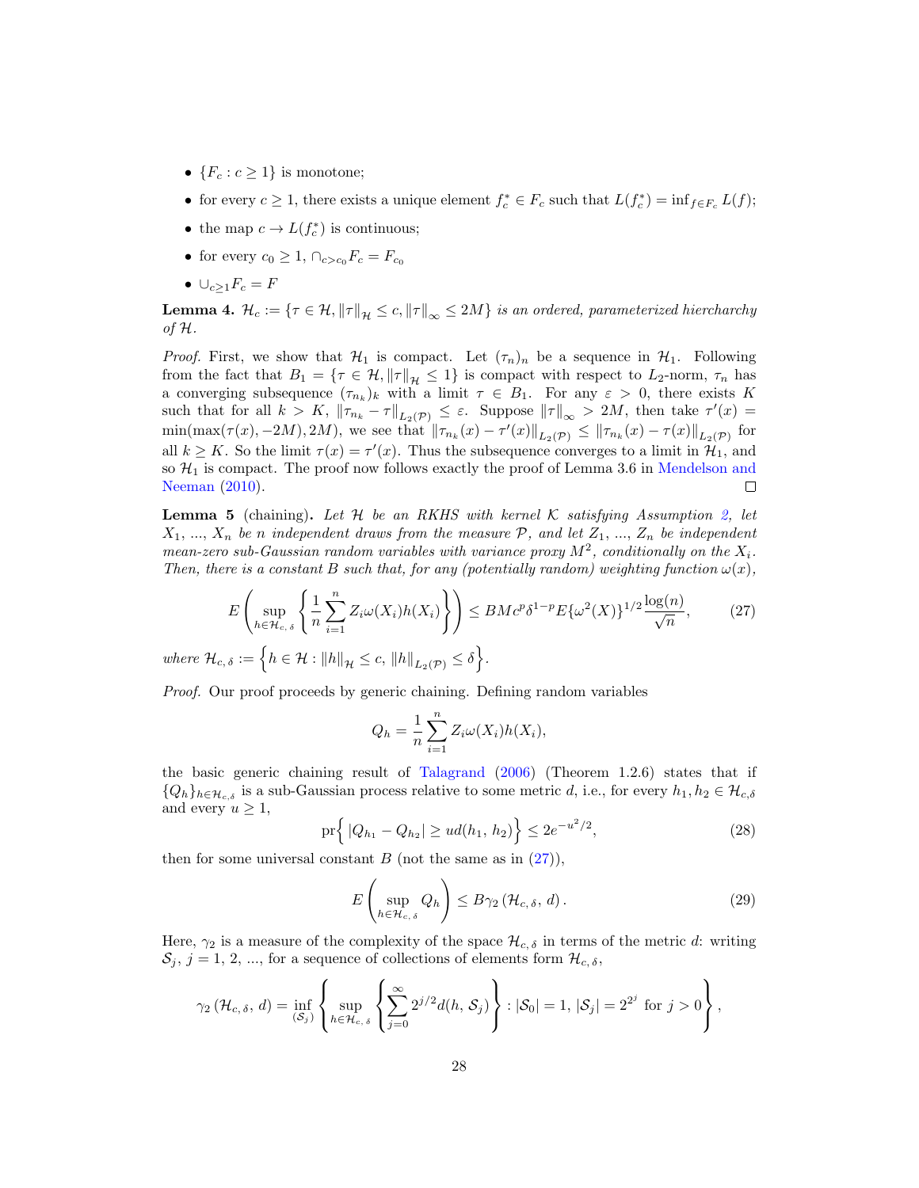- $\{F_c : c \geq 1\}$ is monotone;
- for every $c \geq 1$, there exists a unique element $f_c^* \in F_c$ such that $L(f_c^*) = \inf_{f \in F_c} L(f)$;
- the map $c \to L(f_c^*)$ is continuous;
- for every $c_0 \geq 1$, $\cap_{c > c_0} F_c = F_{c_0}$
- $\cup_{c \geq 1} F_c = F$

**Lemma 4.** *$\mathcal{H}_c := \{\tau \in \mathcal{H}, \|\tau\|_{\mathcal{H}} \leq c, \|\tau\|_\infty \leq 2M\}$ is an ordered, parameterized hierarchy of $\mathcal{H}$.*

*Proof.* First, we show that $\mathcal{H}_1$ is compact. Let $(\tau_n)_n$ be a sequence in $\mathcal{H}_1$. Following from the fact that $B_1 = \{\tau \in \mathcal{H}, \|\tau\|_{\mathcal{H}} \leq 1\}$ is compact with respect to $L_2$-norm, $\tau_n$ has a converging subsequence $(\tau_{n_k})_k$ with a limit $\tau \in B_1$. For any $\varepsilon > 0$, there exists $K$ such that for all $k > K$, $\|\tau_{n_k} - \tau\|_{L_2(\mathcal{P})} \leq \varepsilon$. Suppose $\|\tau\|_\infty > 2M$, then take $\tau'(x) = \min(\max(\tau(x), -2M), 2M)$, we see that $\|\tau_{n_k}(x) - \tau'(x)\|_{L_2(\mathcal{P})} \leq \|\tau_{n_k}(x) - \tau(x)\|_{L_2(\mathcal{P})}$ for all $k \geq K$. So the limit $\tau(x) = \tau'(x)$. Thus the subsequence converges to a limit in $\mathcal{H}_1$, and so $\mathcal{H}_1$ is compact. The proof now follows exactly the proof of Lemma 3.6 in Mendelson and Neeman (2010). $\square$

**Lemma 5** (chaining)**.** *Let $\mathcal{H}$ be an RKHS with kernel $\mathcal{K}$ satisfying Assumption 2, let $X_1, ..., X_n$ be $n$ independent draws from the measure $\mathcal{P}$, and let $Z_1, ..., Z_n$ be independent mean-zero sub-Gaussian random variables with variance proxy $M^2$, conditionally on the $X_i$. Then, there is a constant $B$ such that, for any (potentially random) weighting function $\omega(x)$,*

$$E\left(\sup_{h \in \mathcal{H}_{c,\,\delta}} \left\{\frac{1}{n}\sum_{i=1}^n Z_i \omega(X_i) h(X_i)\right\}\right) \leq BMc^p \delta^{1-p} E\{\omega^2(X)\}^{1/2} \frac{\log(n)}{\sqrt{n}}, \tag{27}$$

*where $\mathcal{H}_{c,\,\delta} := \left\{h \in \mathcal{H} : \|h\|_{\mathcal{H}} \leq c,\ \|h\|_{L_2(\mathcal{P})} \leq \delta\right\}$.*

*Proof.* Our proof proceeds by generic chaining. Defining random variables

$$Q_h = \frac{1}{n}\sum_{i=1}^n Z_i \omega(X_i) h(X_i),$$

the basic generic chaining result of Talagrand (2006) (Theorem 1.2.6) states that if $\{Q_h\}_{h \in \mathcal{H}_{c,\delta}}$ is a sub-Gaussian process relative to some metric $d$, i.e., for every $h_1, h_2 \in \mathcal{H}_{c,\delta}$ and every $u \geq 1$,

$$\text{pr}\Big\{\,|Q_{h_1} - Q_{h_2}| \geq u d(h_1,\, h_2)\Big\} \leq 2e^{-u^2/2}, \tag{28}$$

then for some universal constant $B$ (not the same as in (27)),

$$E\left(\sup_{h \in \mathcal{H}_{c,\,\delta}} Q_h\right) \leq B\gamma_2\left(\mathcal{H}_{c,\,\delta},\, d\right). \tag{29}$$

Here, $\gamma_2$ is a measure of the complexity of the space $\mathcal{H}_{c,\,\delta}$ in terms of the metric $d$: writing $\mathcal{S}_j$, $j = 1, 2, ...$, for a sequence of collections of elements form $\mathcal{H}_{c,\,\delta}$,

$$\gamma_2\left(\mathcal{H}_{c,\,\delta},\, d\right) = \inf_{(\mathcal{S}_j)} \left\{\sup_{h \in \mathcal{H}_{c,\,\delta}} \left\{\sum_{j=0}^\infty 2^{j/2} d(h,\, \mathcal{S}_j)\right\} : |\mathcal{S}_0| = 1,\ |\mathcal{S}_j| = 2^{2^j} \text{ for } j > 0\right\},$$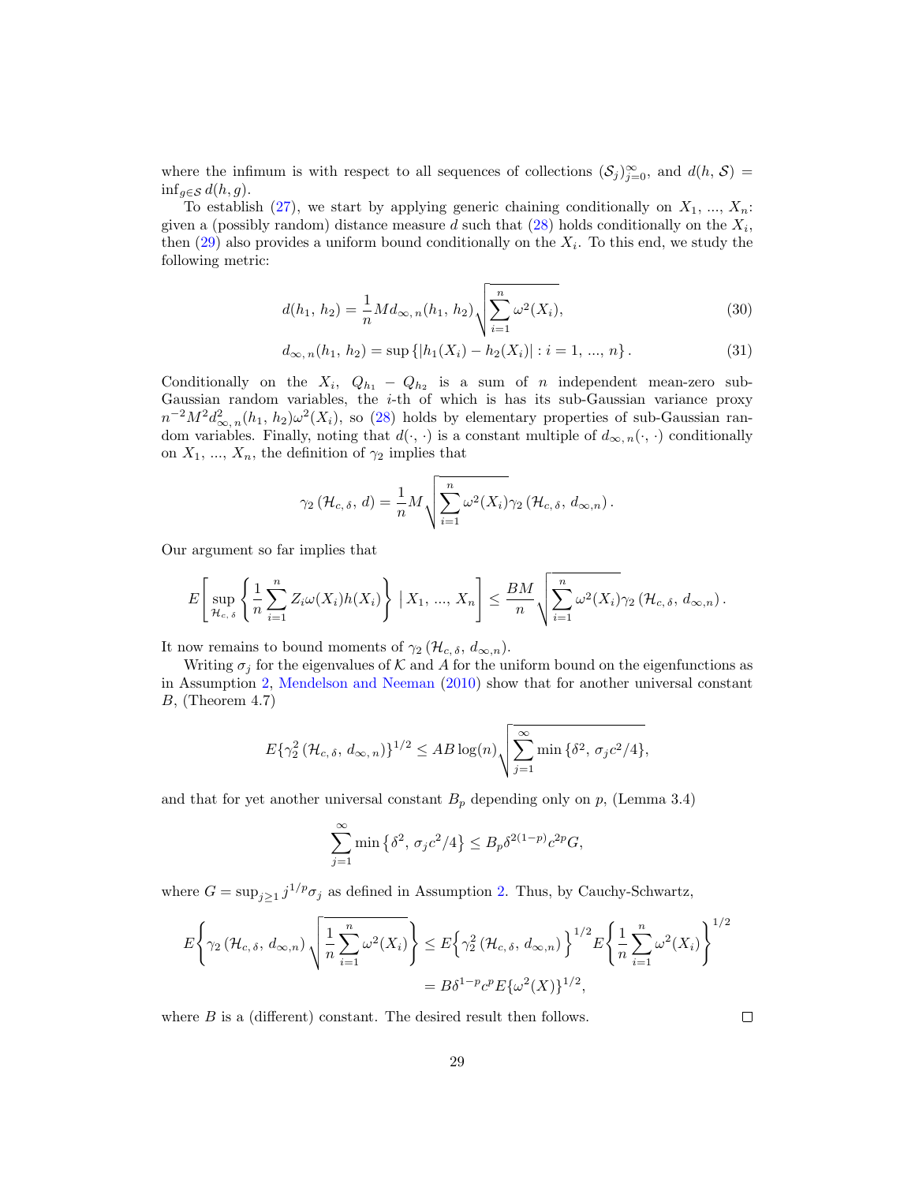where the infimum is with respect to all sequences of collections $(\mathcal{S}_j)_{j=0}^{\infty}$, and $d(h, \mathcal{S}) = \inf_{g \in \mathcal{S}} d(h, g)$.

To establish (27), we start by applying generic chaining conditionally on $X_1, ..., X_n$: given a (possibly random) distance measure $d$ such that (28) holds conditionally on the $X_i$, then (29) also provides a uniform bound conditionally on the $X_i$. To this end, we study the following metric:

$$d(h_1, h_2) = \frac{1}{n} M d_{\infty, n}(h_1, h_2) \sqrt{\sum_{i=1}^{n} \omega^2(X_i)}, \tag{30}$$

$$d_{\infty, n}(h_1, h_2) = \sup \left\{ |h_1(X_i) - h_2(X_i)| : i = 1, ..., n \right\}. \tag{31}$$

Conditionally on the $X_i$, $Q_{h_1} - Q_{h_2}$ is a sum of $n$ independent mean-zero sub-Gaussian random variables, the $i$-th of which is has its sub-Gaussian variance proxy $n^{-2} M^2 d_{\infty, n}^2(h_1, h_2) \omega^2(X_i)$, so (28) holds by elementary properties of sub-Gaussian random variables. Finally, noting that $d(\cdot, \cdot)$ is a constant multiple of $d_{\infty, n}(\cdot, \cdot)$ conditionally on $X_1, ..., X_n$, the definition of $\gamma_2$ implies that

$$\gamma_2 \left( \mathcal{H}_{c, \delta}, d \right) = \frac{1}{n} M \sqrt{\sum_{i=1}^{n} \omega^2(X_i)} \gamma_2 \left( \mathcal{H}_{c, \delta}, d_{\infty, n} \right).$$

Our argument so far implies that

$$E \left[ \sup_{\mathcal{H}_{c, \delta}} \left\{ \frac{1}{n} \sum_{i=1}^{n} Z_i \omega(X_i) h(X_i) \right\} \bigm| X_1, ..., X_n \right] \leq \frac{BM}{n} \sqrt{\sum_{i=1}^{n} \omega^2(X_i)} \gamma_2 \left( \mathcal{H}_{c, \delta}, d_{\infty, n} \right).$$

It now remains to bound moments of $\gamma_2 \left( \mathcal{H}_{c, \delta}, d_{\infty, n} \right)$.

Writing $\sigma_j$ for the eigenvalues of $\mathcal{K}$ and $A$ for the uniform bound on the eigenfunctions as in Assumption 2, Mendelson and Neeman (2010) show that for another universal constant $B$, (Theorem 4.7)

$$E \{ \gamma_2^2 \left( \mathcal{H}_{c, \delta}, d_{\infty, n} \right) \}^{1/2} \leq AB \log(n) \sqrt{\sum_{j=1}^{\infty} \min \left\{ \delta^2, \sigma_j c^2 / 4 \right\}},$$

and that for yet another universal constant $B_p$ depending only on $p$, (Lemma 3.4)

$$\sum_{j=1}^{\infty} \min \left\{ \delta^2, \sigma_j c^2 / 4 \right\} \leq B_p \delta^{2(1-p)} c^{2p} G,$$

where $G = \sup_{j \geq 1} j^{1/p} \sigma_j$ as defined in Assumption 2. Thus, by Cauchy-Schwartz,

$$\begin{aligned} E \left\{ \gamma_2 \left( \mathcal{H}_{c, \delta}, d_{\infty, n} \right) \sqrt{\frac{1}{n} \sum_{i=1}^{n} \omega^2(X_i)} \right\} &\leq E \left\{ \gamma_2^2 \left( \mathcal{H}_{c, \delta}, d_{\infty, n} \right) \right\}^{1/2} E \left\{ \frac{1}{n} \sum_{i=1}^{n} \omega^2(X_i) \right\}^{1/2} \\ &= B \delta^{1-p} c^p E \{ \omega^2(X) \}^{1/2}, \end{aligned}$$

where $B$ is a (different) constant. The desired result then follows. $\square$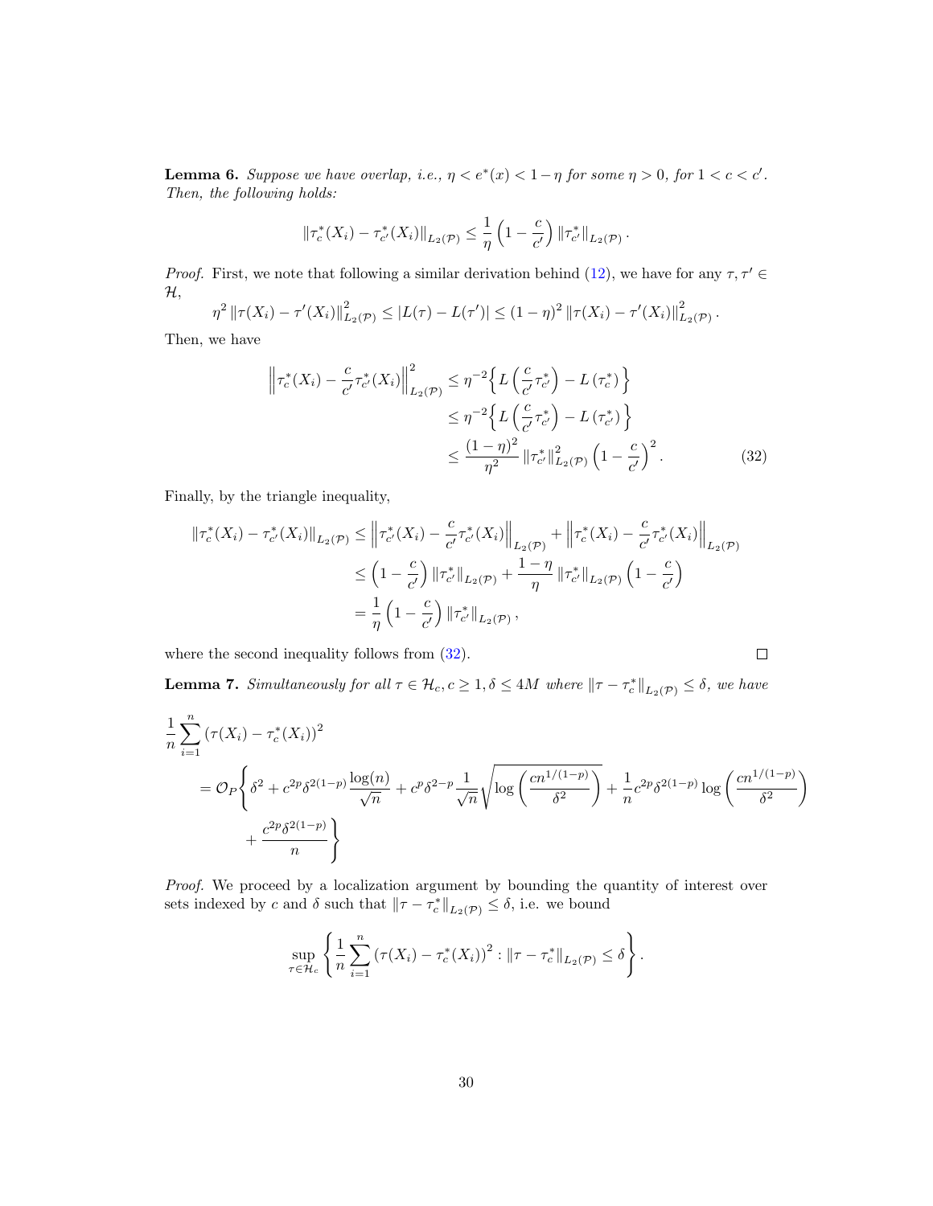**Lemma 6.** *Suppose we have overlap, i.e., $\eta < e^*(x) < 1-\eta$ for some $\eta > 0$, for $1 < c < c'$. Then, the following holds:*

$$\left\|\tau_c^*(X_i) - \tau_{c'}^*(X_i)\right\|_{L_2(\mathcal{P})} \leq \frac{1}{\eta}\left(1 - \frac{c}{c'}\right)\left\|\tau_{c'}^*\right\|_{L_2(\mathcal{P})}.$$

*Proof.* First, we note that following a similar derivation behind (12), we have for any $\tau, \tau' \in \mathcal{H}$,

$$\eta^2\left\|\tau(X_i) - \tau'(X_i)\right\|_{L_2(\mathcal{P})}^2 \leq |L(\tau) - L(\tau')| \leq (1-\eta)^2\left\|\tau(X_i) - \tau'(X_i)\right\|_{L_2(\mathcal{P})}^2.$$

Then, we have

$$\begin{aligned}
\left\|\tau_c^*(X_i) - \frac{c}{c'}\tau_{c'}^*(X_i)\right\|_{L_2(\mathcal{P})}^2 &\leq \eta^{-2}\Big\{L\left(\frac{c}{c'}\tau_{c'}^*\right) - L\left(\tau_c^*\right)\Big\} \\
&\leq \eta^{-2}\Big\{L\left(\frac{c}{c'}\tau_{c'}^*\right) - L\left(\tau_{c'}^*\right)\Big\} \\
&\leq \frac{(1-\eta)^2}{\eta^2}\left\|\tau_{c'}^*\right\|_{L_2(\mathcal{P})}^2\left(1 - \frac{c}{c'}\right)^2. \qquad (32)
\end{aligned}$$

Finally, by the triangle inequality,

$$\begin{aligned}
\left\|\tau_c^*(X_i) - \tau_{c'}^*(X_i)\right\|_{L_2(\mathcal{P})} &\leq \left\|\tau_{c'}^*(X_i) - \frac{c}{c'}\tau_{c'}^*(X_i)\right\|_{L_2(\mathcal{P})} + \left\|\tau_c^*(X_i) - \frac{c}{c'}\tau_{c'}^*(X_i)\right\|_{L_2(\mathcal{P})} \\
&\leq \left(1 - \frac{c}{c'}\right)\left\|\tau_{c'}^*\right\|_{L_2(\mathcal{P})} + \frac{1-\eta}{\eta}\left\|\tau_{c'}^*\right\|_{L_2(\mathcal{P})}\left(1 - \frac{c}{c'}\right) \\
&= \frac{1}{\eta}\left(1 - \frac{c}{c'}\right)\left\|\tau_{c'}^*\right\|_{L_2(\mathcal{P})},
\end{aligned}$$

where the second inequality follows from (32). $\square$

**Lemma 7.** *Simultaneously for all $\tau \in \mathcal{H}_c, c \geq 1, \delta \leq 4M$ where $\|\tau - \tau_c^*\|_{L_2(\mathcal{P})} \leq \delta$, we have*

$$\begin{aligned}
&\frac{1}{n}\sum_{i=1}^n\left(\tau(X_i) - \tau_c^*(X_i)\right)^2 \\
&= \mathcal{O}_P\Bigg\{\delta^2 + c^{2p}\delta^{2(1-p)}\frac{\log(n)}{\sqrt{n}} + c^p\delta^{2-p}\frac{1}{\sqrt{n}}\sqrt{\log\left(\frac{cn^{1/(1-p)}}{\delta^2}\right)} + \frac{1}{n}c^{2p}\delta^{2(1-p)}\log\left(\frac{cn^{1/(1-p)}}{\delta^2}\right) \\
&\qquad + \frac{c^{2p}\delta^{2(1-p)}}{n}\Bigg\}
\end{aligned}$$

*Proof.* We proceed by a localization argument by bounding the quantity of interest over sets indexed by $c$ and $\delta$ such that $\|\tau - \tau_c^*\|_{L_2(\mathcal{P})} \leq \delta$, i.e. we bound

$$\sup_{\tau\in\mathcal{H}_c}\left\{\frac{1}{n}\sum_{i=1}^n\left(\tau(X_i) - \tau_c^*(X_i)\right)^2 : \|\tau - \tau_c^*\|_{L_2(\mathcal{P})} \leq \delta\right\}.$$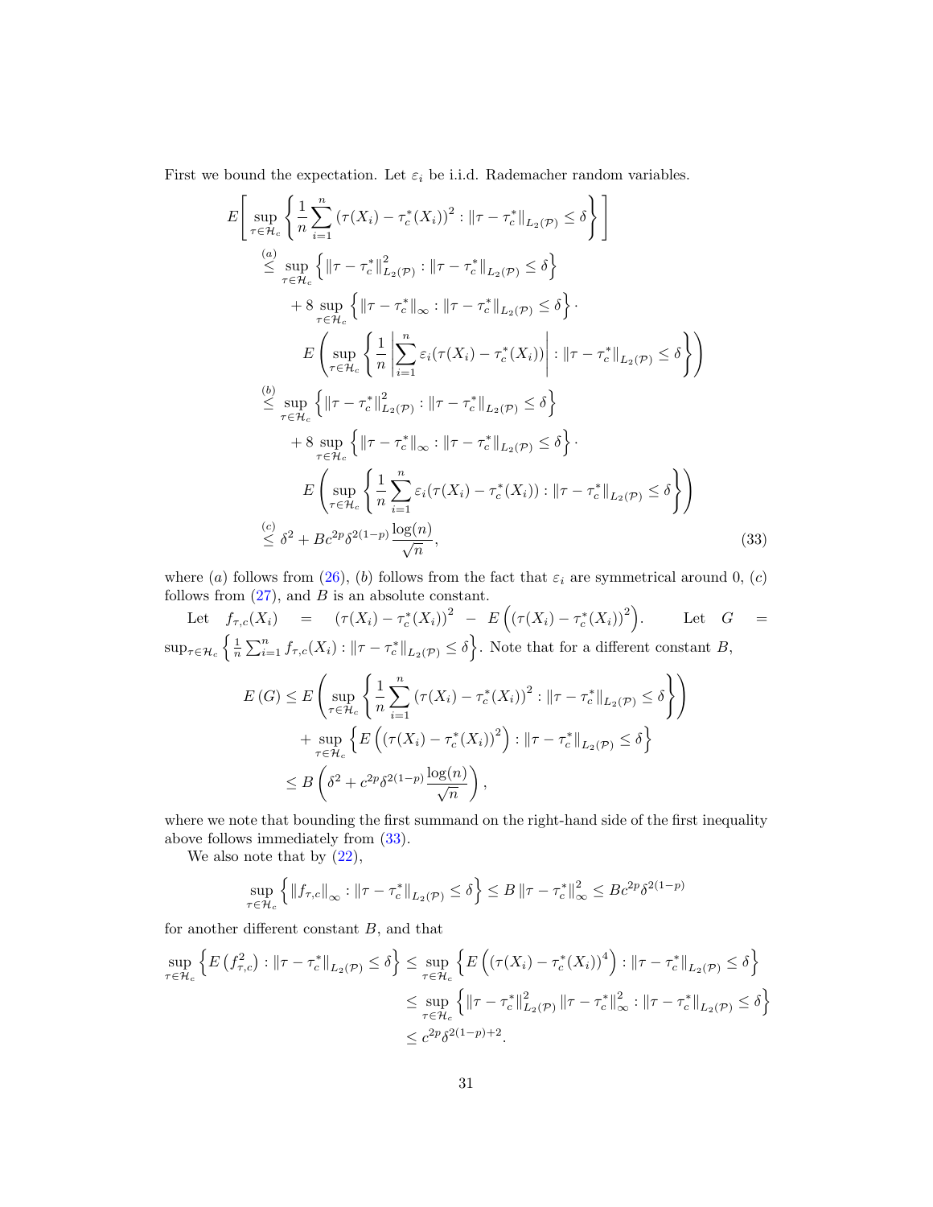First we bound the expectation. Let $\varepsilon_i$ be i.i.d. Rademacher random variables.

$$
\begin{aligned}
&E\Bigg[ \sup_{\tau \in \mathcal{H}_c} \left\{ \frac{1}{n} \sum_{i=1}^{n} \left(\tau(X_i) - \tau_c^*(X_i)\right)^2 : \|\tau - \tau_c^*\|_{L_2(\mathcal{P})} \le \delta \right\} \Bigg] \\
&\overset{(a)}{\le} \sup_{\tau \in \mathcal{H}_c} \left\{ \|\tau - \tau_c^*\|_{L_2(\mathcal{P})}^2 : \|\tau - \tau_c^*\|_{L_2(\mathcal{P})} \le \delta \right\} \\
&\quad + 8 \sup_{\tau \in \mathcal{H}_c} \left\{ \|\tau - \tau_c^*\|_{\infty} : \|\tau - \tau_c^*\|_{L_2(\mathcal{P})} \le \delta \right\} \cdot \\
&\qquad E\left( \sup_{\tau \in \mathcal{H}_c} \left\{ \frac{1}{n} \left| \sum_{i=1}^{n} \varepsilon_i (\tau(X_i) - \tau_c^*(X_i)) \right| : \|\tau - \tau_c^*\|_{L_2(\mathcal{P})} \le \delta \right\} \right) \\
&\overset{(b)}{\le} \sup_{\tau \in \mathcal{H}_c} \left\{ \|\tau - \tau_c^*\|_{L_2(\mathcal{P})}^2 : \|\tau - \tau_c^*\|_{L_2(\mathcal{P})} \le \delta \right\} \\
&\quad + 8 \sup_{\tau \in \mathcal{H}_c} \left\{ \|\tau - \tau_c^*\|_{\infty} : \|\tau - \tau_c^*\|_{L_2(\mathcal{P})} \le \delta \right\} \cdot \\
&\qquad E\left( \sup_{\tau \in \mathcal{H}_c} \left\{ \frac{1}{n} \sum_{i=1}^{n} \varepsilon_i (\tau(X_i) - \tau_c^*(X_i)) : \|\tau - \tau_c^*\|_{L_2(\mathcal{P})} \le \delta \right\} \right) \\
&\overset{(c)}{\le} \delta^2 + B c^{2p} \delta^{2(1-p)} \frac{\log(n)}{\sqrt{n}},
\end{aligned}
\tag{33}
$$

where $(a)$ follows from (26), $(b)$ follows from the fact that $\varepsilon_i$ are symmetrical around 0, $(c)$ follows from (27), and $B$ is an absolute constant.

Let $f_{\tau,c}(X_i) = (\tau(X_i) - \tau_c^*(X_i))^2 - E\left((\tau(X_i) - \tau_c^*(X_i))^2\right)$. Let $G = \sup_{\tau \in \mathcal{H}_c} \left\{ \frac{1}{n} \sum_{i=1}^{n} f_{\tau,c}(X_i) : \|\tau - \tau_c^*\|_{L_2(\mathcal{P})} \le \delta \right\}$. Note that for a different constant $B$,

$$
\begin{aligned}
E(G) &\le E\left( \sup_{\tau \in \mathcal{H}_c} \left\{ \frac{1}{n} \sum_{i=1}^{n} \left(\tau(X_i) - \tau_c^*(X_i)\right)^2 : \|\tau - \tau_c^*\|_{L_2(\mathcal{P})} \le \delta \right\} \right) \\
&\quad + \sup_{\tau \in \mathcal{H}_c} \left\{ E\left( (\tau(X_i) - \tau_c^*(X_i))^2 \right) : \|\tau - \tau_c^*\|_{L_2(\mathcal{P})} \le \delta \right\} \\
&\le B\left( \delta^2 + c^{2p} \delta^{2(1-p)} \frac{\log(n)}{\sqrt{n}} \right),
\end{aligned}
$$

where we note that bounding the first summand on the right-hand side of the first inequality above follows immediately from (33).

We also note that by (22),

$$
\sup_{\tau \in \mathcal{H}_c} \left\{ \|f_{\tau,c}\|_{\infty} : \|\tau - \tau_c^*\|_{L_2(\mathcal{P})} \le \delta \right\} \le B \|\tau - \tau_c^*\|_{\infty}^2 \le B c^{2p} \delta^{2(1-p)}
$$

for another different constant $B$, and that

$$
\begin{aligned}
\sup_{\tau \in \mathcal{H}_c} \left\{ E\left(f_{\tau,c}^2\right) : \|\tau - \tau_c^*\|_{L_2(\mathcal{P})} \le \delta \right\} &\le \sup_{\tau \in \mathcal{H}_c} \left\{ E\left( (\tau(X_i) - \tau_c^*(X_i))^4 \right) : \|\tau - \tau_c^*\|_{L_2(\mathcal{P})} \le \delta \right\} \\
&\le \sup_{\tau \in \mathcal{H}_c} \left\{ \|\tau - \tau_c^*\|_{L_2(\mathcal{P})}^2 \|\tau - \tau_c^*\|_{\infty}^2 : \|\tau - \tau_c^*\|_{L_2(\mathcal{P})} \le \delta \right\} \\
&\le c^{2p} \delta^{2(1-p)+2}.
\end{aligned}
$$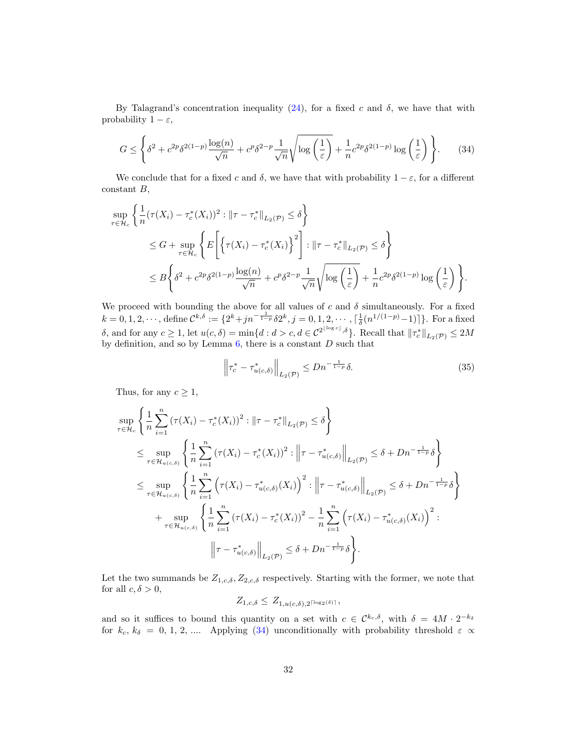By Talagrand's concentration inequality (24), for a fixed $c$ and $\delta$, we have that with probability $1 - \varepsilon$,

$$G \leq \left\{ \delta^2 + c^{2p}\delta^{2(1-p)}\frac{\log(n)}{\sqrt{n}} + c^p\delta^{2-p}\frac{1}{\sqrt{n}}\sqrt{\log\left(\frac{1}{\varepsilon}\right)} + \frac{1}{n}c^{2p}\delta^{2(1-p)}\log\left(\frac{1}{\varepsilon}\right) \right\}. \tag{34}$$

We conclude that for a fixed $c$ and $\delta$, we have that with probability $1 - \varepsilon$, for a different constant $B$,

$$\begin{aligned}
&\sup_{\tau \in \mathcal{H}_c} \left\{ \frac{1}{n}(\tau(X_i) - \tau_c^*(X_i))^2 : \|\tau - \tau_c^*\|_{L_2(\mathcal{P})} \leq \delta \right\} \\
&\quad \leq G + \sup_{\tau \in \mathcal{H}_c} \left\{ E\left[ \left\{ \tau(X_i) - \tau_c^*(X_i) \right\}^2 \right] : \|\tau - \tau_c^*\|_{L_2(\mathcal{P})} \leq \delta \right\} \\
&\quad \leq B\left\{ \delta^2 + c^{2p}\delta^{2(1-p)}\frac{\log(n)}{\sqrt{n}} + c^p\delta^{2-p}\frac{1}{\sqrt{n}}\sqrt{\log\left(\frac{1}{\varepsilon}\right)} + \frac{1}{n}c^{2p}\delta^{2(1-p)}\log\left(\frac{1}{\varepsilon}\right) \right\}.
\end{aligned}$$

We proceed with bounding the above for all values of $c$ and $\delta$ simultaneously. For a fixed $k = 0, 1, 2, \cdots$, define $\mathcal{C}^{k,\delta} := \{2^k + jn^{-\frac{1}{1-p}}\delta 2^k, j = 0, 1, 2, \cdots, \lceil \frac{1}{\delta}(n^{1/(1-p)} - 1) \rceil\}$. For a fixed $\delta$, and for any $c \geq 1$, let $u(c, \delta) = \min\{d : d > c, d \in \mathcal{C}^{2^{\lfloor \log c \rfloor}, \delta}\}$. Recall that $\|\tau_c^*\|_{L_2(\mathcal{P})} \leq 2M$ by definition, and so by Lemma 6, there is a constant $D$ such that

$$\left\| \tau_c^* - \tau_{u(c,\delta)}^* \right\|_{L_2(\mathcal{P})} \leq Dn^{-\frac{1}{1-p}}\delta. \tag{35}$$

Thus, for any $c \geq 1$,

$$\begin{aligned}
&\sup_{\tau \in \mathcal{H}_c} \left\{ \frac{1}{n}\sum_{i=1}^n (\tau(X_i) - \tau_c^*(X_i))^2 : \|\tau - \tau_c^*\|_{L_2(\mathcal{P})} \leq \delta \right\} \\
&\quad \leq \sup_{\tau \in \mathcal{H}_{u(c,\delta)}} \left\{ \frac{1}{n}\sum_{i=1}^n (\tau(X_i) - \tau_c^*(X_i))^2 : \left\| \tau - \tau_{u(c,\delta)}^* \right\|_{L_2(\mathcal{P})} \leq \delta + Dn^{-\frac{1}{1-p}}\delta \right\} \\
&\quad \leq \sup_{\tau \in \mathcal{H}_{u(c,\delta)}} \left\{ \frac{1}{n}\sum_{i=1}^n \left(\tau(X_i) - \tau_{u(c,\delta)}^*(X_i)\right)^2 : \left\| \tau - \tau_{u(c,\delta)}^* \right\|_{L_2(\mathcal{P})} \leq \delta + Dn^{-\frac{1}{1-p}}\delta \right\} \\
&\quad\quad + \sup_{\tau \in \mathcal{H}_{u(c,\delta)}} \left\{ \frac{1}{n}\sum_{i=1}^n (\tau(X_i) - \tau_c^*(X_i))^2 - \frac{1}{n}\sum_{i=1}^n \left(\tau(X_i) - \tau_{u(c,\delta)}^*(X_i)\right)^2 : \right. \\
&\quad\quad\quad\quad \left. \left\| \tau - \tau_{u(c,\delta)}^* \right\|_{L_2(\mathcal{P})} \leq \delta + Dn^{-\frac{1}{1-p}}\delta \right\}.
\end{aligned}$$

Let the two summands be $Z_{1,c,\delta}, Z_{2,c,\delta}$ respectively. Starting with the former, we note that for all $c, \delta > 0$,

$$Z_{1,c,\delta} \leq Z_{1,u(c,\delta),2^{\lceil \log_2(\delta) \rceil}},$$

and so it suffices to bound this quantity on a set with $c \in \mathcal{C}^{k_c,\delta}$, with $\delta = 4M \cdot 2^{-k_\delta}$ for $k_c, k_\delta = 0, 1, 2, ....$ Applying (34) unconditionally with probability threshold $\varepsilon \propto$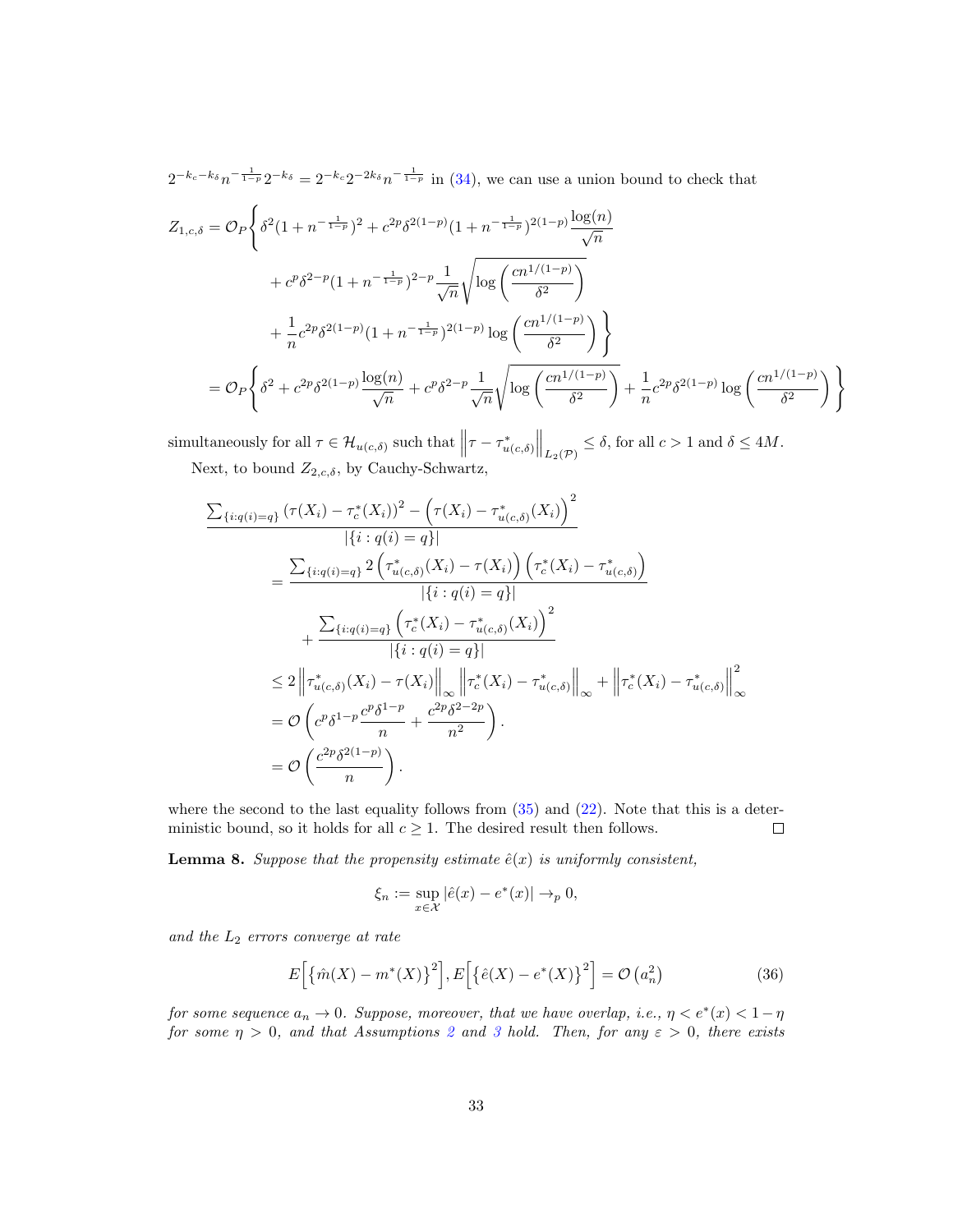$2^{-k_c-k_\delta}n^{-\frac{1}{1-p}}2^{-k_\delta} = 2^{-k_c}2^{-2k_\delta}n^{-\frac{1}{1-p}}$ in (34), we can use a union bound to check that

$$
\begin{aligned}
Z_{1,c,\delta} &= \mathcal{O}_P\Bigg\{\delta^2(1+n^{-\frac{1}{1-p}})^2 + c^{2p}\delta^{2(1-p)}(1+n^{-\frac{1}{1-p}})^{2(1-p)}\frac{\log(n)}{\sqrt{n}} \\
&\quad + c^p\delta^{2-p}(1+n^{-\frac{1}{1-p}})^{2-p}\frac{1}{\sqrt{n}}\sqrt{\log\left(\frac{cn^{1/(1-p)}}{\delta^2}\right)} \\
&\quad + \frac{1}{n}c^{2p}\delta^{2(1-p)}(1+n^{-\frac{1}{1-p}})^{2(1-p)}\log\left(\frac{cn^{1/(1-p)}}{\delta^2}\right)\Bigg\} \\
&= \mathcal{O}_P\Bigg\{\delta^2 + c^{2p}\delta^{2(1-p)}\frac{\log(n)}{\sqrt{n}} + c^p\delta^{2-p}\frac{1}{\sqrt{n}}\sqrt{\log\left(\frac{cn^{1/(1-p)}}{\delta^2}\right)} + \frac{1}{n}c^{2p}\delta^{2(1-p)}\log\left(\frac{cn^{1/(1-p)}}{\delta^2}\right)\Bigg\}
\end{aligned}
$$

simultaneously for all $\tau \in \mathcal{H}_{u(c,\delta)}$ such that $\left\|\tau - \tau^*_{u(c,\delta)}\right\|_{L_2(\mathcal{P})} \leq \delta$, for all $c > 1$ and $\delta \leq 4M$.

Next, to bound $Z_{2,c,\delta}$, by Cauchy-Schwartz,

$$
\begin{aligned}
&\frac{\sum_{\{i:q(i)=q\}}\left(\tau(X_i) - \tau^*_c(X_i)\right)^2 - \left(\tau(X_i) - \tau^*_{u(c,\delta)}(X_i)\right)^2}{|\{i : q(i) = q\}|} \\
&\quad = \frac{\sum_{\{i:q(i)=q\}} 2\left(\tau^*_{u(c,\delta)}(X_i) - \tau(X_i)\right)\left(\tau^*_c(X_i) - \tau^*_{u(c,\delta)}\right)}{|\{i : q(i) = q\}|} \\
&\qquad + \frac{\sum_{\{i:q(i)=q\}}\left(\tau^*_c(X_i) - \tau^*_{u(c,\delta)}(X_i)\right)^2}{|\{i : q(i) = q\}|} \\
&\quad \leq 2\left\|\tau^*_{u(c,\delta)}(X_i) - \tau(X_i)\right\|_\infty\left\|\tau^*_c(X_i) - \tau^*_{u(c,\delta)}\right\|_\infty + \left\|\tau^*_c(X_i) - \tau^*_{u(c,\delta)}\right\|^2_\infty \\
&\quad = \mathcal{O}\left(c^p\delta^{1-p}\frac{c^p\delta^{1-p}}{n} + \frac{c^{2p}\delta^{2-2p}}{n^2}\right). \\
&\quad = \mathcal{O}\left(\frac{c^{2p}\delta^{2(1-p)}}{n}\right).
\end{aligned}
$$

where the second to the last equality follows from (35) and (22). Note that this is a deterministic bound, so it holds for all $c \geq 1$. The desired result then follows. □

**Lemma 8.** *Suppose that the propensity estimate $\hat{e}(x)$ is uniformly consistent,*

$$
\xi_n := \sup_{x\in\mathcal{X}}|\hat{e}(x) - e^*(x)| \to_p 0,
$$

*and the $L_2$ errors converge at rate*

$$
E\Big[\big\{\hat{m}(X) - m^*(X)\big\}^2\Big], E\Big[\big\{\hat{e}(X) - e^*(X)\big\}^2\Big] = \mathcal{O}\left(a_n^2\right) \tag{36}
$$

*for some sequence $a_n \to 0$. Suppose, moreover, that we have overlap, i.e., $\eta < e^*(x) < 1-\eta$ for some $\eta > 0$, and that Assumptions 2 and 3 hold. Then, for any $\varepsilon > 0$, there exists*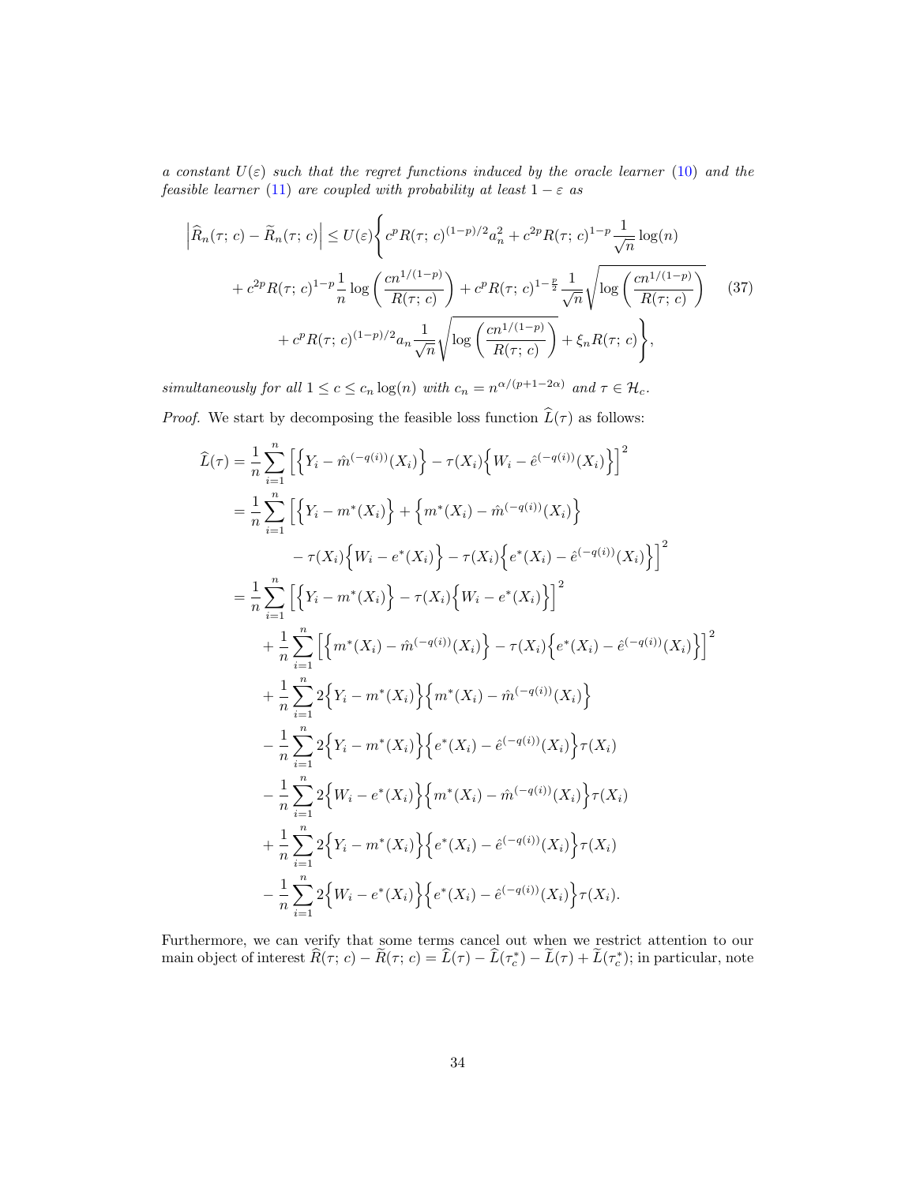*a constant $U(\varepsilon)$ such that the regret functions induced by the oracle learner (10) and the feasible learner (11) are coupled with probability at least $1-\varepsilon$ as*

$$
\begin{aligned}
\left|\widehat{R}_n(\tau;\, c) - \widetilde{R}_n(\tau;\, c)\right| \leq U(\varepsilon)\Bigg\{ & c^p R(\tau;\, c)^{(1-p)/2} a_n^2 + c^{2p} R(\tau;\, c)^{1-p} \frac{1}{\sqrt{n}} \log(n) \\
& + c^{2p} R(\tau;\, c)^{1-p} \frac{1}{n} \log\left(\frac{c n^{1/(1-p)}}{R(\tau;\, c)}\right) + c^p R(\tau;\, c)^{1-\frac{p}{2}} \frac{1}{\sqrt{n}} \sqrt{\log\left(\frac{c n^{1/(1-p)}}{R(\tau;\, c)}\right)} \\
& + c^p R(\tau;\, c)^{(1-p)/2} a_n \frac{1}{\sqrt{n}} \sqrt{\log\left(\frac{c n^{1/(1-p)}}{R(\tau;\, c)}\right)} + \xi_n R(\tau;\, c)\Bigg\},
\end{aligned}
\tag{37}
$$

*simultaneously for all $1 \leq c \leq c_n \log(n)$ with $c_n = n^{\alpha/(p+1-2\alpha)}$ and $\tau \in \mathcal{H}_c$.*

*Proof.* We start by decomposing the feasible loss function $\widehat{L}(\tau)$ as follows:

$$
\begin{aligned}
\widehat{L}(\tau) &= \frac{1}{n}\sum_{i=1}^n \left[\left\{Y_i - \hat{m}^{(-q(i))}(X_i)\right\} - \tau(X_i)\left\{W_i - \hat{e}^{(-q(i))}(X_i)\right\}\right]^2 \\
&= \frac{1}{n}\sum_{i=1}^n \Big[\left\{Y_i - m^*(X_i)\right\} + \left\{m^*(X_i) - \hat{m}^{(-q(i))}(X_i)\right\} \\
&\qquad - \tau(X_i)\left\{W_i - e^*(X_i)\right\} - \tau(X_i)\left\{e^*(X_i) - \hat{e}^{(-q(i))}(X_i)\right\}\Big]^2 \\
&= \frac{1}{n}\sum_{i=1}^n \left[\left\{Y_i - m^*(X_i)\right\} - \tau(X_i)\left\{W_i - e^*(X_i)\right\}\right]^2 \\
&\quad + \frac{1}{n}\sum_{i=1}^n \left[\left\{m^*(X_i) - \hat{m}^{(-q(i))}(X_i)\right\} - \tau(X_i)\left\{e^*(X_i) - \hat{e}^{(-q(i))}(X_i)\right\}\right]^2 \\
&\quad + \frac{1}{n}\sum_{i=1}^n 2\left\{Y_i - m^*(X_i)\right\}\left\{m^*(X_i) - \hat{m}^{(-q(i))}(X_i)\right\} \\
&\quad - \frac{1}{n}\sum_{i=1}^n 2\left\{Y_i - m^*(X_i)\right\}\left\{e^*(X_i) - \hat{e}^{(-q(i))}(X_i)\right\}\tau(X_i) \\
&\quad - \frac{1}{n}\sum_{i=1}^n 2\left\{W_i - e^*(X_i)\right\}\left\{m^*(X_i) - \hat{m}^{(-q(i))}(X_i)\right\}\tau(X_i) \\
&\quad + \frac{1}{n}\sum_{i=1}^n 2\left\{Y_i - m^*(X_i)\right\}\left\{e^*(X_i) - \hat{e}^{(-q(i))}(X_i)\right\}\tau(X_i) \\
&\quad - \frac{1}{n}\sum_{i=1}^n 2\left\{W_i - e^*(X_i)\right\}\left\{e^*(X_i) - \hat{e}^{(-q(i))}(X_i)\right\}\tau(X_i).
\end{aligned}
$$

Furthermore, we can verify that some terms cancel out when we restrict attention to our main object of interest $\widehat{R}(\tau;\, c) - \widetilde{R}(\tau;\, c) = \widehat{L}(\tau) - \widehat{L}(\tau_c^*) - \widetilde{L}(\tau) + \widetilde{L}(\tau_c^*)$; in particular, note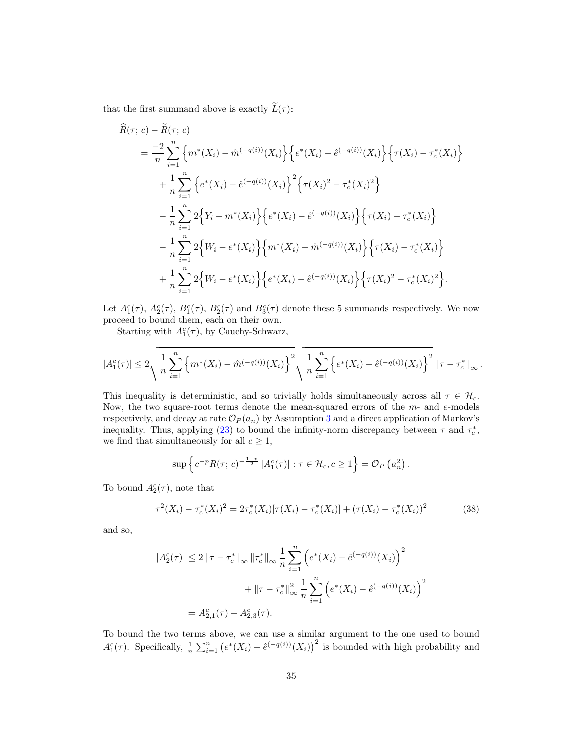that the first summand above is exactly $\widetilde{L}(\tau)$:

$$
\begin{aligned}
&\widehat{R}(\tau;\, c) - \widetilde{R}(\tau;\, c) \\
&\quad= \frac{-2}{n}\sum_{i=1}^{n}\Big\{m^*(X_i) - \hat{m}^{(-q(i))}(X_i)\Big\}\Big\{e^*(X_i) - \hat{e}^{(-q(i))}(X_i)\Big\}\Big\{\tau(X_i) - \tau_c^*(X_i)\Big\} \\
&\qquad+ \frac{1}{n}\sum_{i=1}^{n}\Big\{e^*(X_i) - \hat{e}^{(-q(i))}(X_i)\Big\}^2\Big\{\tau(X_i)^2 - \tau_c^*(X_i)^2\Big\} \\
&\qquad- \frac{1}{n}\sum_{i=1}^{n}2\Big\{Y_i - m^*(X_i)\Big\}\Big\{e^*(X_i) - \hat{e}^{(-q(i))}(X_i)\Big\}\Big\{\tau(X_i) - \tau_c^*(X_i)\Big\} \\
&\qquad- \frac{1}{n}\sum_{i=1}^{n}2\Big\{W_i - e^*(X_i)\Big\}\Big\{m^*(X_i) - \hat{m}^{(-q(i))}(X_i)\Big\}\Big\{\tau(X_i) - \tau_c^*(X_i)\Big\} \\
&\qquad+ \frac{1}{n}\sum_{i=1}^{n}2\Big\{W_i - e^*(X_i)\Big\}\Big\{e^*(X_i) - \hat{e}^{(-q(i))}(X_i)\Big\}\Big\{\tau(X_i)^2 - \tau_c^*(X_i)^2\Big\}.
\end{aligned}
$$

Let $A_1^c(\tau)$, $A_2^c(\tau)$, $B_1^c(\tau)$, $B_2^c(\tau)$ and $B_3^c(\tau)$ denote these 5 summands respectively. We now proceed to bound them, each on their own.

Starting with $A_1^c(\tau)$, by Cauchy-Schwarz,

$$
|A_1^c(\tau)| \leq 2\sqrt{\frac{1}{n}\sum_{i=1}^{n}\Big\{m^*(X_i) - \hat{m}^{(-q(i))}(X_i)\Big\}^2}\sqrt{\frac{1}{n}\sum_{i=1}^{n}\Big\{e^*(X_i) - \hat{e}^{(-q(i))}(X_i)\Big\}^2}\,\|\tau - \tau_c^*\|_\infty .
$$

This inequality is deterministic, and so trivially holds simultaneously across all $\tau \in \mathcal{H}_c$. Now, the two square-root terms denote the mean-squared errors of the $m$- and $e$-models respectively, and decay at rate $\mathcal{O}_P(a_n)$ by Assumption 3 and a direct application of Markov's inequality. Thus, applying (23) to bound the infinity-norm discrepancy between $\tau$ and $\tau_c^*$, we find that simultaneously for all $c \geq 1$,

$$
\sup\Big\{c^{-p}R(\tau;\, c)^{-\frac{1-p}{2}}\,|A_1^c(\tau)| : \tau \in \mathcal{H}_c, c \geq 1\Big\} = \mathcal{O}_P\left(a_n^2\right).
$$

To bound $A_2^c(\tau)$, note that

$$
\tau^2(X_i) - \tau_c^*(X_i)^2 = 2\tau_c^*(X_i)[\tau(X_i) - \tau_c^*(X_i)] + (\tau(X_i) - \tau_c^*(X_i))^2 \tag{38}
$$

and so,

$$
\begin{aligned}
|A_2^c(\tau)| &\leq 2\,\|\tau - \tau_c^*\|_\infty\,\|\tau_c^*\|_\infty\,\frac{1}{n}\sum_{i=1}^{n}\Big(e^*(X_i) - \hat{e}^{(-q(i))}(X_i)\Big)^2 \\
&\qquad\qquad+ \|\tau - \tau_c^*\|_\infty^2\,\frac{1}{n}\sum_{i=1}^{n}\Big(e^*(X_i) - \hat{e}^{(-q(i))}(X_i)\Big)^2 \\
&= A_{2,1}^c(\tau) + A_{2,3}^c(\tau).
\end{aligned}
$$

To bound the two terms above, we can use a similar argument to the one used to bound $A_1^c(\tau)$. Specifically, $\frac{1}{n}\sum_{i=1}^{n}\left(e^*(X_i) - \hat{e}^{(-q(i))}(X_i)\right)^2$ is bounded with high probability and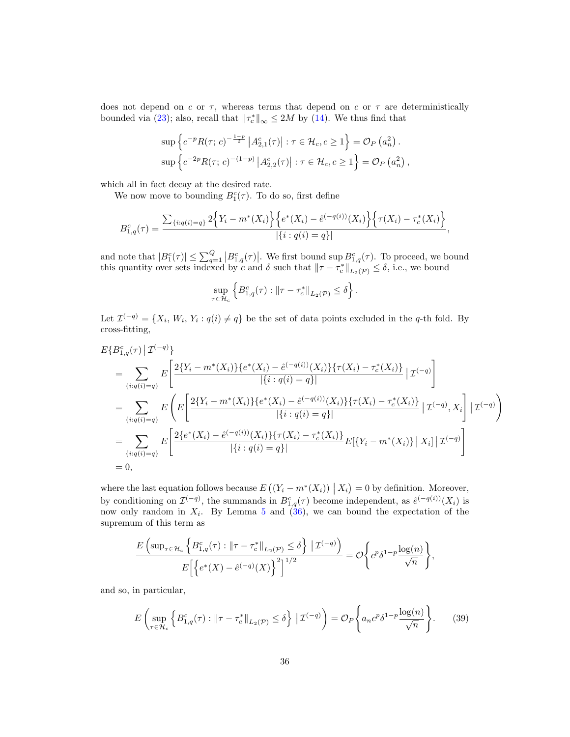does not depend on $c$ or $\tau$, whereas terms that depend on $c$ or $\tau$ are deterministically bounded via (23); also, recall that $\|\tau_c^*\|_\infty \leq 2M$ by (14). We thus find that

$$
\sup\left\{c^{-p} R(\tau;\, c)^{-\frac{1-p}{2}} \left|A_{2,1}^c(\tau)\right| : \tau \in \mathcal{H}_c, c \geq 1\right\} = \mathcal{O}_P\left(a_n^2\right).
$$
$$
\sup\left\{c^{-2p} R(\tau;\, c)^{-(1-p)} \left|A_{2,2}^c(\tau)\right| : \tau \in \mathcal{H}_c, c \geq 1\right\} = \mathcal{O}_P\left(a_n^2\right),
$$

which all in fact decay at the desired rate.

We now move to bounding $B_1^c(\tau)$. To do so, first define

$$
B_{1,q}^c(\tau) = \frac{\sum_{\{i:q(i)=q\}} 2\Big\{Y_i - m^*(X_i)\Big\}\Big\{e^*(X_i) - \hat{e}^{(-q(i))}(X_i)\Big\}\Big\{\tau(X_i) - \tau_c^*(X_i)\Big\}}{|\{i : q(i) = q\}|},
$$

and note that $|B_1^c(\tau)| \leq \sum_{q=1}^{Q} \left|B_{1,q}^c(\tau)\right|$. We first bound $\sup B_{1,q}^c(\tau)$. To proceed, we bound this quantity over sets indexed by $c$ and $\delta$ such that $\|\tau - \tau_c^*\|_{L_2(\mathcal{P})} \leq \delta$, i.e., we bound

$$
\sup_{\tau \in \mathcal{H}_c} \left\{B_{1,q}^c(\tau) : \|\tau - \tau_c^*\|_{L_2(\mathcal{P})} \leq \delta\right\}.
$$

Let $\mathcal{I}^{(-q)} = \{X_i, W_i, Y_i : q(i) \neq q\}$ be the set of data points excluded in the $q$-th fold. By cross-fitting,

$$
\begin{aligned}
&E\{B_{1,q}^c(\tau) \,|\, \mathcal{I}^{(-q)}\} \\
&\quad = \sum_{\{i:q(i)=q\}} E\left[\frac{2\{Y_i - m^*(X_i)\}\{e^*(X_i) - \hat{e}^{(-q(i))}(X_i)\}\{\tau(X_i) - \tau_c^*(X_i)\}}{|\{i : q(i) = q\}|} \,\Big|\, \mathcal{I}^{(-q)}\right] \\
&\quad = \sum_{\{i:q(i)=q\}} E\left(E\left[\frac{2\{Y_i - m^*(X_i)\}\{e^*(X_i) - \hat{e}^{(-q(i))}(X_i)\}\{\tau(X_i) - \tau_c^*(X_i)\}}{|\{i : q(i) = q\}|} \,\Big|\, \mathcal{I}^{(-q)}, X_i\right] \,\Big|\, \mathcal{I}^{(-q)}\right) \\
&\quad = \sum_{\{i:q(i)=q\}} E\left[\frac{2\{e^*(X_i) - \hat{e}^{(-q(i))}(X_i)\}\{\tau(X_i) - \tau_c^*(X_i)\}}{|\{i : q(i) = q\}|} E[\{Y_i - m^*(X_i)\} \,|\, X_i] \,\Big|\, \mathcal{I}^{(-q)}\right] \\
&\quad = 0,
\end{aligned}
$$

where the last equation follows because $E\left((Y_i - m^*(X_i)) \,\middle|\, X_i\right) = 0$ by definition. Moreover, by conditioning on $\mathcal{I}^{(-q)}$, the summands in $B_{1,q}^c(\tau)$ become independent, as $\hat{e}^{(-q(i))}(X_i)$ is now only random in $X_i$. By Lemma 5 and (36), we can bound the expectation of the supremum of this term as

$$
\frac{E\left(\sup_{\tau \in \mathcal{H}_c}\left\{B_{1,q}^c(\tau) : \|\tau - \tau_c^*\|_{L_2(\mathcal{P})} \leq \delta\right\} \,\Big|\, \mathcal{I}^{(-q)}\right)}{E\Big[\Big\{e^*(X) - \hat{e}^{(-q)}(X)\Big\}^2\Big]^{1/2}} = \mathcal{O}\left\{c^p \delta^{1-p} \frac{\log(n)}{\sqrt{n}}\right\},
$$

and so, in particular,

$$
E\left(\sup_{\tau \in \mathcal{H}_c}\left\{B_{1,q}^c(\tau) : \|\tau - \tau_c^*\|_{L_2(\mathcal{P})} \leq \delta\right\} \,\Big|\, \mathcal{I}^{(-q)}\right) = \mathcal{O}_P\left\{a_n c^p \delta^{1-p} \frac{\log(n)}{\sqrt{n}}\right\}. \tag{39}
$$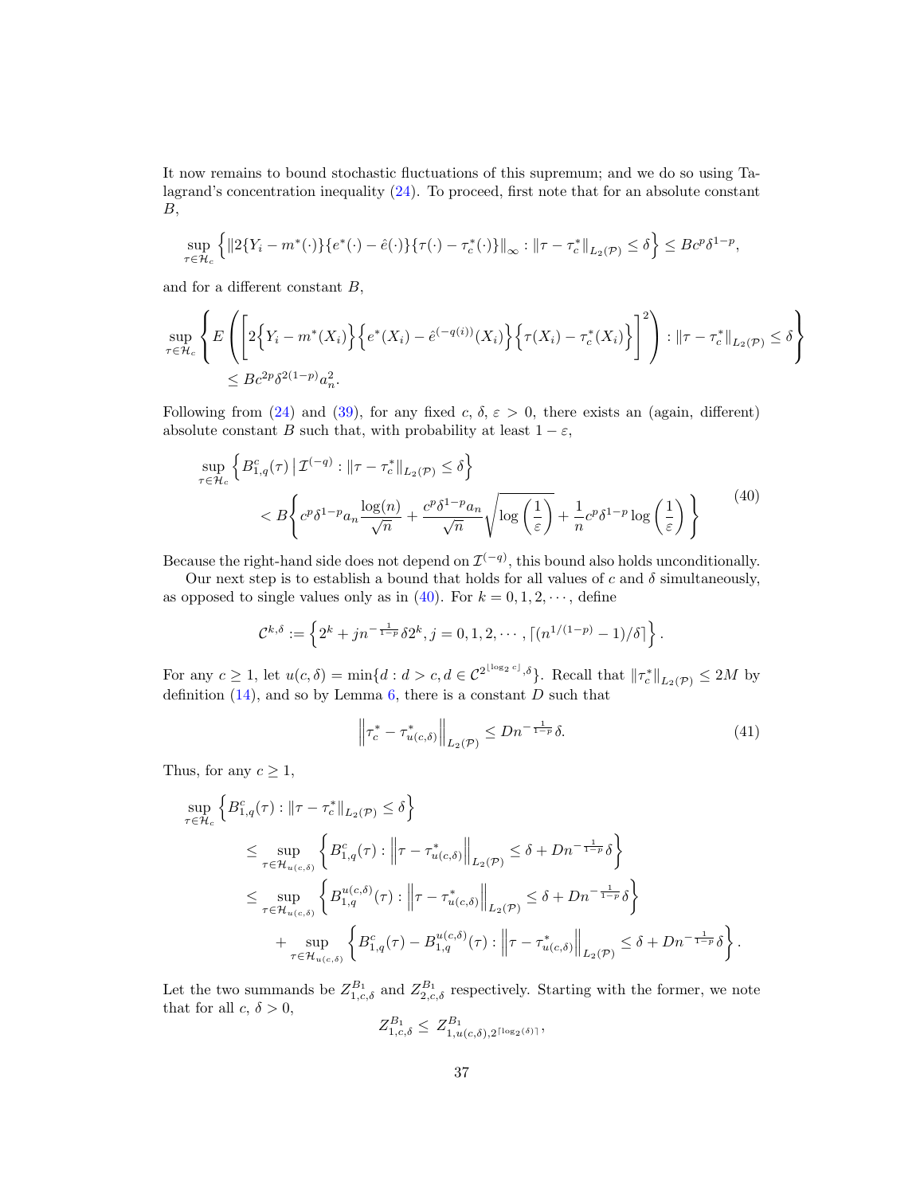It now remains to bound stochastic fluctuations of this supremum; and we do so using Talagrand's concentration inequality (24). To proceed, first note that for an absolute constant $B$,

$$
\sup_{\tau \in \mathcal{H}_c} \left\{ \| 2\{Y_i - m^*(\cdot)\}\{e^*(\cdot) - \hat{e}(\cdot)\}\{\tau(\cdot) - \tau_c^*(\cdot)\}\|_\infty : \|\tau - \tau_c^*\|_{L_2(\mathcal{P})} \leq \delta \right\} \leq B c^p \delta^{1-p},
$$

and for a different constant $B$,

$$
\sup_{\tau \in \mathcal{H}_c} \left\{ E\left( \left[ 2\Big\{Y_i - m^*(X_i)\Big\}\Big\{e^*(X_i) - \hat{e}^{(-q(i))}(X_i)\Big\}\Big\{\tau(X_i) - \tau_c^*(X_i)\Big\} \right]^2 \right) : \|\tau - \tau_c^*\|_{L_2(\mathcal{P})} \leq \delta \right\}
$$
$$
\leq B c^{2p} \delta^{2(1-p)} a_n^2.
$$

Following from (24) and (39), for any fixed $c$, $\delta$, $\varepsilon > 0$, there exists an (again, different) absolute constant $B$ such that, with probability at least $1 - \varepsilon$,

$$
\begin{aligned}
&\sup_{\tau \in \mathcal{H}_c} \left\{ B_{1,q}^c(\tau) \,\middle|\, \mathcal{I}^{(-q)} : \|\tau - \tau_c^*\|_{L_2(\mathcal{P})} \leq \delta \right\} \\
&\quad < B \Bigg\{ c^p \delta^{1-p} a_n \frac{\log(n)}{\sqrt{n}} + \frac{c^p \delta^{1-p} a_n}{\sqrt{n}} \sqrt{\log\left(\frac{1}{\varepsilon}\right)} + \frac{1}{n} c^p \delta^{1-p} \log\left(\frac{1}{\varepsilon}\right) \Bigg\}
\end{aligned} \tag{40}
$$

Because the right-hand side does not depend on $\mathcal{I}^{(-q)}$, this bound also holds unconditionally.

Our next step is to establish a bound that holds for all values of $c$ and $\delta$ simultaneously, as opposed to single values only as in (40). For $k = 0, 1, 2, \cdots$, define

$$
\mathcal{C}^{k,\delta} := \left\{ 2^k + j n^{-\frac{1}{1-p}} \delta 2^k, j = 0, 1, 2, \cdots, \lceil (n^{1/(1-p)} - 1)/\delta \rceil \right\}.
$$

For any $c \geq 1$, let $u(c, \delta) = \min\{d : d > c, d \in \mathcal{C}^{2^{\lfloor \log_2 c \rfloor}, \delta}\}$. Recall that $\|\tau_c^*\|_{L_2(\mathcal{P})} \leq 2M$ by definition (14), and so by Lemma 6, there is a constant $D$ such that

$$
\left\| \tau_c^* - \tau_{u(c,\delta)}^* \right\|_{L_2(\mathcal{P})} \leq D n^{-\frac{1}{1-p}} \delta. \tag{41}
$$

Thus, for any $c \geq 1$,

$$
\begin{aligned}
&\sup_{\tau \in \mathcal{H}_c} \left\{ B_{1,q}^c(\tau) : \|\tau - \tau_c^*\|_{L_2(\mathcal{P})} \leq \delta \right\} \\
&\quad \leq \sup_{\tau \in \mathcal{H}_{u(c,\delta)}} \left\{ B_{1,q}^c(\tau) : \left\|\tau - \tau_{u(c,\delta)}^*\right\|_{L_2(\mathcal{P})} \leq \delta + D n^{-\frac{1}{1-p}} \delta \right\} \\
&\quad \leq \sup_{\tau \in \mathcal{H}_{u(c,\delta)}} \left\{ B_{1,q}^{u(c,\delta)}(\tau) : \left\|\tau - \tau_{u(c,\delta)}^*\right\|_{L_2(\mathcal{P})} \leq \delta + D n^{-\frac{1}{1-p}} \delta \right\} \\
&\qquad + \sup_{\tau \in \mathcal{H}_{u(c,\delta)}} \left\{ B_{1,q}^c(\tau) - B_{1,q}^{u(c,\delta)}(\tau) : \left\|\tau - \tau_{u(c,\delta)}^*\right\|_{L_2(\mathcal{P})} \leq \delta + D n^{-\frac{1}{1-p}} \delta \right\}.
\end{aligned}
$$

Let the two summands be $Z_{1,c,\delta}^{B_1}$ and $Z_{2,c,\delta}^{B_1}$ respectively. Starting with the former, we note that for all $c$, $\delta > 0$,

$$
Z_{1,c,\delta}^{B_1} \leq Z_{1,u(c,\delta),2^{\lceil \log_2(\delta) \rceil}}^{B_1},
$$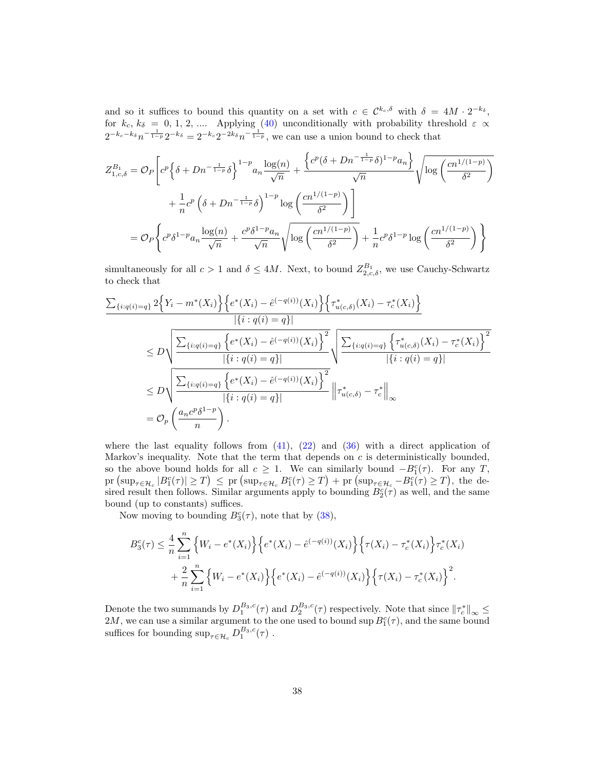and so it suffices to bound this quantity on a set with $c \in \mathcal{C}^{k_c,\delta}$ with $\delta = 4M \cdot 2^{-k_\delta}$, for $k_c$, $k_\delta = 0, 1, 2, ....$ Applying (40) unconditionally with probability threshold $\varepsilon \propto 2^{-k_c-k_\delta} n^{-\frac{1}{1-p}} 2^{-k_\delta} = 2^{-k_c} 2^{-2k_\delta} n^{-\frac{1}{1-p}}$, we can use a union bound to check that

$$
\begin{aligned}
Z^{B_1}_{1,c,\delta} &= \mathcal{O}_P\Bigg[ c^p \Big\{ \delta + D n^{-\frac{1}{1-p}} \delta \Big\}^{1-p} a_n \frac{\log(n)}{\sqrt{n}} + \frac{\Big\{ c^p (\delta + D n^{-\frac{1}{1-p}} \delta)^{1-p} a_n \Big\}}{\sqrt{n}} \sqrt{\log\left( \frac{c n^{1/(1-p)}}{\delta^2} \right)} \\
&\quad + \frac{1}{n} c^p \left( \delta + D n^{-\frac{1}{1-p}} \delta \right)^{1-p} \log\left( \frac{c n^{1/(1-p)}}{\delta^2} \right) \Bigg] \\
&= \mathcal{O}_P\Bigg\{ c^p \delta^{1-p} a_n \frac{\log(n)}{\sqrt{n}} + \frac{c^p \delta^{1-p} a_n}{\sqrt{n}} \sqrt{\log\left( \frac{c n^{1/(1-p)}}{\delta^2} \right)} + \frac{1}{n} c^p \delta^{1-p} \log\left( \frac{c n^{1/(1-p)}}{\delta^2} \right) \Bigg\}
\end{aligned}
$$

simultaneously for all $c > 1$ and $\delta \leq 4M$. Next, to bound $Z^{B_1}_{2,c,\delta}$, we use Cauchy-Schwartz to check that

$$
\begin{aligned}
&\frac{\sum_{\{i:q(i)=q\}} 2\Big\{ Y_i - m^*(X_i) \Big\} \Big\{ e^*(X_i) - \hat{e}^{(-q(i))}(X_i) \Big\} \Big\{ \tau^*_{u(c,\delta)}(X_i) - \tau^*_c(X_i) \Big\}}{|\{i : q(i) = q\}|} \\
&\quad \leq D \sqrt{\frac{\sum_{\{i:q(i)=q\}} \Big\{ e^*(X_i) - \hat{e}^{(-q(i))}(X_i) \Big\}^2}{|\{i : q(i) = q\}|}} \sqrt{\frac{\sum_{\{i:q(i)=q\}} \Big\{ \tau^*_{u(c,\delta)}(X_i) - \tau^*_c(X_i) \Big\}^2}{|\{i : q(i) = q\}|}} \\
&\quad \leq D \sqrt{\frac{\sum_{\{i:q(i)=q\}} \Big\{ e^*(X_i) - \hat{e}^{(-q(i))}(X_i) \Big\}^2}{|\{i : q(i) = q\}|}} \left\| \tau^*_{u(c,\delta)} - \tau^*_c \right\|_\infty \\
&\quad = \mathcal{O}_p\left( \frac{a_n c^p \delta^{1-p}}{n} \right).
\end{aligned}
$$

where the last equality follows from (41), (22) and (36) with a direct application of Markov's inequality. Note that the term that depends on $c$ is deterministically bounded, so the above bound holds for all $c \geq 1$. We can similarly bound $-B^c_1(\tau)$. For any $T$, $\text{pr}\left( \sup_{\tau \in \mathcal{H}_c} |B^c_1(\tau)| \geq T \right) \leq \text{pr}\left( \sup_{\tau \in \mathcal{H}_c} B^c_1(\tau) \geq T \right) + \text{pr}\left( \sup_{\tau \in \mathcal{H}_c} -B^c_1(\tau) \geq T \right)$, the desired result then follows. Similar arguments apply to bounding $B^c_2(\tau)$ as well, and the same bound (up to constants) suffices.

Now moving to bounding $B^c_3(\tau)$, note that by (38),

$$
\begin{aligned}
B^c_3(\tau) &\leq \frac{4}{n} \sum_{i=1}^n \Big\{ W_i - e^*(X_i) \Big\} \Big\{ e^*(X_i) - \hat{e}^{(-q(i))}(X_i) \Big\} \Big\{ \tau(X_i) - \tau^*_c(X_i) \Big\} \tau^*_c(X_i) \\
&\quad + \frac{2}{n} \sum_{i=1}^n \Big\{ W_i - e^*(X_i) \Big\} \Big\{ e^*(X_i) - \hat{e}^{(-q(i))}(X_i) \Big\} \Big\{ \tau(X_i) - \tau^*_c(X_i) \Big\}^2.
\end{aligned}
$$

Denote the two summands by $D^{B_3,c}_1(\tau)$ and $D^{B_3,c}_2(\tau)$ respectively. Note that since $\|\tau^*_c\|_\infty \leq 2M$, we can use a similar argument to the one used to bound $\sup B^c_1(\tau)$, and the same bound suffices for bounding $\sup_{\tau \in \mathcal{H}_c} D^{B_3,c}_1(\tau)$ .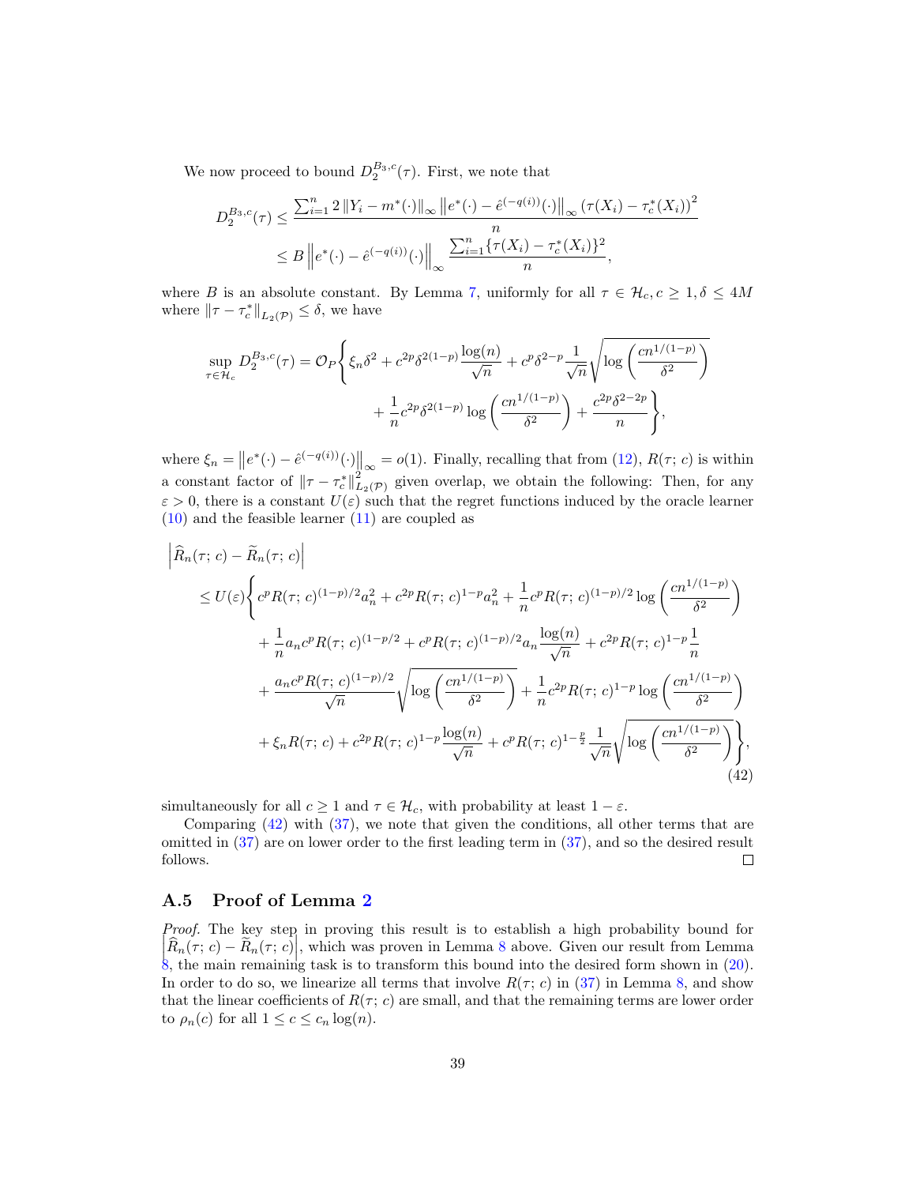We now proceed to bound $D_2^{B_3,c}(\tau)$. First, we note that

$$
\begin{aligned}
D_2^{B_3,c}(\tau) &\leq \frac{\sum_{i=1}^n 2\left\|Y_i - m^*(\cdot)\right\|_\infty \left\|e^*(\cdot) - \hat{e}^{(-q(i))}(\cdot)\right\|_\infty \left(\tau(X_i) - \tau_c^*(X_i)\right)^2}{n} \\
&\leq B\left\|e^*(\cdot) - \hat{e}^{(-q(i))}(\cdot)\right\|_\infty \frac{\sum_{i=1}^n \{\tau(X_i) - \tau_c^*(X_i)\}^2}{n},
\end{aligned}
$$

where $B$ is an absolute constant. By Lemma 7, uniformly for all $\tau \in \mathcal{H}_c, c \geq 1, \delta \leq 4M$ where $\|\tau - \tau_c^*\|_{L_2(\mathcal{P})} \leq \delta$, we have

$$
\begin{aligned}
\sup_{\tau \in \mathcal{H}_c} D_2^{B_3,c}(\tau) = \mathcal{O}_P\Bigg\{ &\xi_n \delta^2 + c^{2p}\delta^{2(1-p)}\frac{\log(n)}{\sqrt{n}} + c^p \delta^{2-p}\frac{1}{\sqrt{n}}\sqrt{\log\left(\frac{cn^{1/(1-p)}}{\delta^2}\right)} \\
&+ \frac{1}{n}c^{2p}\delta^{2(1-p)}\log\left(\frac{cn^{1/(1-p)}}{\delta^2}\right) + \frac{c^{2p}\delta^{2-2p}}{n}\Bigg\},
\end{aligned}
$$

where $\xi_n = \left\|e^*(\cdot) - \hat{e}^{(-q(i))}(\cdot)\right\|_\infty = o(1)$. Finally, recalling that from (12), $R(\tau;\, c)$ is within a constant factor of $\|\tau - \tau_c^*\|^2_{L_2(\mathcal{P})}$ given overlap, we obtain the following: Then, for any $\varepsilon > 0$, there is a constant $U(\varepsilon)$ such that the regret functions induced by the oracle learner (10) and the feasible learner (11) are coupled as

$$
\begin{aligned}
&\left|\widehat{R}_n(\tau;\, c) - \widetilde{R}_n(\tau;\, c)\right| \\
&\leq U(\varepsilon)\Bigg\{ c^p R(\tau;\, c)^{(1-p)/2} a_n^2 + c^{2p} R(\tau;\, c)^{1-p} a_n^2 + \frac{1}{n} c^p R(\tau;\, c)^{(1-p)/2}\log\left(\frac{cn^{1/(1-p)}}{\delta^2}\right) \\
&\quad + \frac{1}{n} a_n c^p R(\tau;\, c)^{(1-p/2} + c^p R(\tau;\, c)^{(1-p)/2} a_n \frac{\log(n)}{\sqrt{n}} + c^{2p} R(\tau;\, c)^{1-p}\frac{1}{n} \\
&\quad + \frac{a_n c^p R(\tau;\, c)^{(1-p)/2}}{\sqrt{n}}\sqrt{\log\left(\frac{cn^{1/(1-p)}}{\delta^2}\right)} + \frac{1}{n}c^{2p}R(\tau;\, c)^{1-p}\log\left(\frac{cn^{1/(1-p)}}{\delta^2}\right) \\
&\quad + \xi_n R(\tau;\, c) + c^{2p}R(\tau;\, c)^{1-p}\frac{\log(n)}{\sqrt{n}} + c^p R(\tau;\, c)^{1-\frac{p}{2}}\frac{1}{\sqrt{n}}\sqrt{\log\left(\frac{cn^{1/(1-p)}}{\delta^2}\right)}\Bigg\},
\end{aligned}
\tag{42}
$$

simultaneously for all $c \geq 1$ and $\tau \in \mathcal{H}_c$, with probability at least $1 - \varepsilon$.

Comparing (42) with (37), we note that given the conditions, all other terms that are omitted in (37) are on lower order to the first leading term in (37), and so the desired result follows. ◻

## A.5 Proof of Lemma 2

*Proof.* The key step in proving this result is to establish a high probability bound for $\left|\widehat{R}_n(\tau;\, c) - \widetilde{R}_n(\tau;\, c)\right|$, which was proven in Lemma 8 above. Given our result from Lemma 8, the main remaining task is to transform this bound into the desired form shown in (20). In order to do so, we linearize all terms that involve $R(\tau;\, c)$ in (37) in Lemma 8, and show that the linear coefficients of $R(\tau;\, c)$ are small, and that the remaining terms are lower order to $\rho_n(c)$ for all $1 \leq c \leq c_n \log(n)$.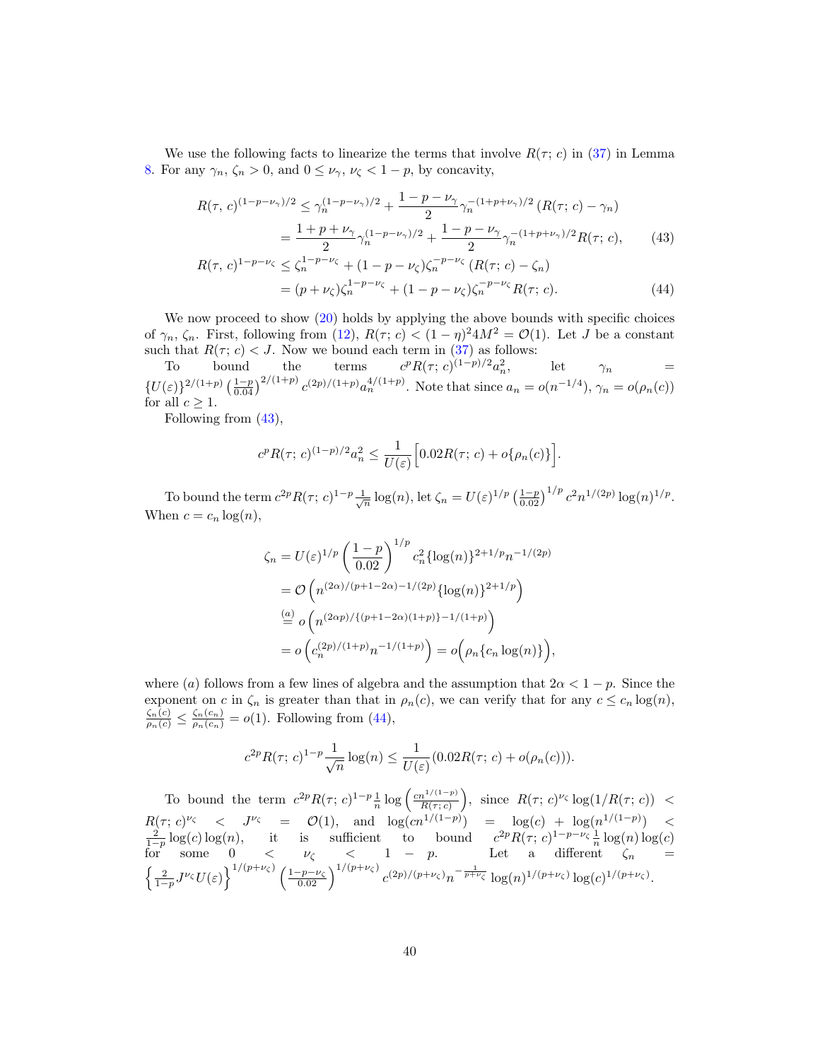We use the following facts to linearize the terms that involve $R(\tau; c)$ in (37) in Lemma 8. For any $\gamma_n$, $\zeta_n > 0$, and $0 \le \nu_\gamma$, $\nu_\zeta < 1-p$, by concavity,

$$
\begin{aligned}
R(\tau, c)^{(1-p-\nu_\gamma)/2} &\le \gamma_n^{(1-p-\nu_\gamma)/2} + \frac{1-p-\nu_\gamma}{2}\gamma_n^{-(1+p+\nu_\gamma)/2}\left(R(\tau; c) - \gamma_n\right) \\
&= \frac{1+p+\nu_\gamma}{2}\gamma_n^{(1-p-\nu_\gamma)/2} + \frac{1-p-\nu_\gamma}{2}\gamma_n^{-(1+p+\nu_\gamma)/2}R(\tau; c), \qquad (43)\\
R(\tau, c)^{1-p-\nu_\zeta} &\le \zeta_n^{1-p-\nu_\zeta} + (1-p-\nu_\zeta)\zeta_n^{-p-\nu_\zeta}\left(R(\tau; c) - \zeta_n\right) \\
&= (p+\nu_\zeta)\zeta_n^{1-p-\nu_\zeta} + (1-p-\nu_\zeta)\zeta_n^{-p-\nu_\zeta}R(\tau; c). \qquad (44)
\end{aligned}
$$

We now proceed to show (20) holds by applying the above bounds with specific choices of $\gamma_n$, $\zeta_n$. First, following from (12), $R(\tau; c) < (1-\eta)^2 4M^2 = \mathcal{O}(1)$. Let $J$ be a constant such that $R(\tau; c) < J$. Now we bound each term in (37) as follows:

To bound the terms $c^p R(\tau; c)^{(1-p)/2} a_n^2$, let $\gamma_n = \{U(\varepsilon)\}^{2/(1+p)} \left(\frac{1-p}{0.04}\right)^{2/(1+p)} c^{(2p)/(1+p)} a_n^{4/(1+p)}$. Note that since $a_n = o(n^{-1/4})$, $\gamma_n = o(\rho_n(c))$ for all $c \ge 1$.

Following from (43),

$$
c^p R(\tau; c)^{(1-p)/2} a_n^2 \le \frac{1}{U(\varepsilon)}\Big[0.02 R(\tau; c) + o\{\rho_n(c)\}\Big].
$$

To bound the term $c^{2p} R(\tau; c)^{1-p} \frac{1}{\sqrt{n}} \log(n)$, let $\zeta_n = U(\varepsilon)^{1/p} \left(\frac{1-p}{0.02}\right)^{1/p} c^2 n^{1/(2p)} \log(n)^{1/p}$. When $c = c_n \log(n)$,

$$
\begin{aligned}
\zeta_n &= U(\varepsilon)^{1/p} \left(\frac{1-p}{0.02}\right)^{1/p} c_n^2 \{\log(n)\}^{2+1/p} n^{-1/(2p)} \\
&= \mathcal{O}\left(n^{(2\alpha)/(p+1-2\alpha) - 1/(2p)} \{\log(n)\}^{2+1/p}\right) \\
&\overset{(a)}{=} o\left(n^{(2\alpha p)/\{(p+1-2\alpha)(1+p)\} - 1/(1+p)}\right) \\
&= o\left(c_n^{(2p)/(1+p)} n^{-1/(1+p)}\right) = o\Big(\rho_n\{c_n \log(n)\}\Big),
\end{aligned}
$$

where $(a)$ follows from a few lines of algebra and the assumption that $2\alpha < 1-p$. Since the exponent on $c$ in $\zeta_n$ is greater than that in $\rho_n(c)$, we can verify that for any $c \le c_n \log(n)$, $\frac{\zeta_n(c)}{\rho_n(c)} \le \frac{\zeta_n(c_n)}{\rho_n(c_n)} = o(1)$. Following from (44),

$$
c^{2p} R(\tau; c)^{1-p} \frac{1}{\sqrt{n}} \log(n) \le \frac{1}{U(\varepsilon)}(0.02 R(\tau; c) + o(\rho_n(c))).
$$

To bound the term $c^{2p} R(\tau; c)^{1-p} \frac{1}{n} \log\left(\frac{c n^{1/(1-p)}}{R(\tau; c)}\right)$, since $R(\tau; c)^{\nu_\zeta} \log(1/R(\tau; c)) < R(\tau; c)^{\nu_\zeta} < J^{\nu_\zeta} = \mathcal{O}(1)$, and $\log(c n^{1/(1-p)}) = \log(c) + \log(n^{1/(1-p)}) < \frac{2}{1-p}\log(c)\log(n)$, it is sufficient to bound $c^{2p} R(\tau; c)^{1-p-\nu_\zeta} \frac{1}{n} \log(n) \log(c)$ for some $0 < \nu_\zeta < 1-p$. Let a different $\zeta_n = \left\{\frac{2}{1-p} J^{\nu_\zeta} U(\varepsilon)\right\}^{1/(p+\nu_\zeta)} \left(\frac{1-p-\nu_\zeta}{0.02}\right)^{1/(p+\nu_\zeta)} c^{(2p)/(p+\nu_\zeta)} n^{-\frac{1}{p+\nu_\zeta}} \log(n)^{1/(p+\nu_\zeta)} \log(c)^{1/(p+\nu_\zeta)}$.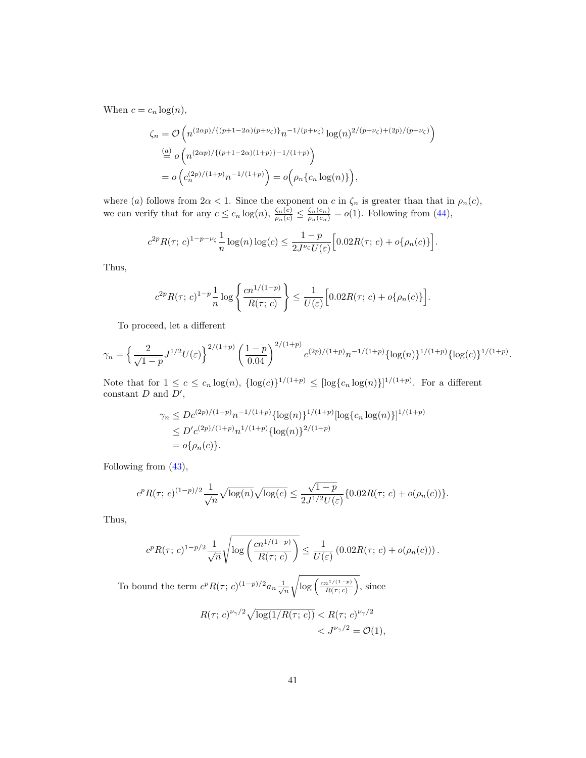When $c = c_n \log(n)$,

$$
\begin{aligned}
\zeta_n &= \mathcal{O}\left(n^{(2\alpha p)/\{(p+1-2\alpha)(p+\nu_\zeta)\}} n^{-1/(p+\nu_\zeta)} \log(n)^{2/(p+\nu_\zeta)+(2p)/(p+\nu_\zeta)}\right) \\
&\overset{(a)}{=} o\left(n^{(2\alpha p)/\{(p+1-2\alpha)(1+p)\}-1/(1+p)}\right) \\
&= o\left(c_n^{(2p)/(1+p)} n^{-1/(1+p)}\right) = o\Big(\rho_n\{c_n \log(n)\}\Big),
\end{aligned}
$$

where $(a)$ follows from $2\alpha < 1$. Since the exponent on $c$ in $\zeta_n$ is greater than that in $\rho_n(c)$, we can verify that for any $c \le c_n \log(n)$, $\frac{\zeta_n(c)}{\rho_n(c)} \le \frac{\zeta_n(c_n)}{\rho_n(c_n)} = o(1)$. Following from (44),

$$
c^{2p} R(\tau;\, c)^{1-p-\nu_\zeta} \frac{1}{n} \log(n) \log(c) \le \frac{1-p}{2J^{\nu_\zeta} U(\varepsilon)} \Big[0.02 R(\tau;\, c) + o\{\rho_n(c)\}\Big].
$$

Thus,

$$
c^{2p} R(\tau;\, c)^{1-p} \frac{1}{n} \log\left\{\frac{c n^{1/(1-p)}}{R(\tau;\, c)}\right\} \le \frac{1}{U(\varepsilon)} \Big[0.02 R(\tau;\, c) + o\{\rho_n(c)\}\Big].
$$

To proceed, let a different

$$
\gamma_n = \Big\{\frac{2}{\sqrt{1-p}} J^{1/2} U(\varepsilon)\Big\}^{2/(1+p)} \left(\frac{1-p}{0.04}\right)^{2/(1+p)} c^{(2p)/(1+p)} n^{-1/(1+p)} \{\log(n)\}^{1/(1+p)} \{\log(c)\}^{1/(1+p)}.
$$

Note that for $1 \le c \le c_n \log(n)$, $\{\log(c)\}^{1/(1+p)} \le [\log\{c_n \log(n)\}]^{1/(1+p)}$. For a different constant $D$ and $D'$,

$$
\begin{aligned}
\gamma_n &\le D c^{(2p)/(1+p)} n^{-1/(1+p)} \{\log(n)\}^{1/(1+p)} [\log\{c_n \log(n)\}]^{1/(1+p)} \\
&\le D' c^{(2p)/(1+p)} n^{1/(1+p)} \{\log(n)\}^{2/(1+p)} \\
&= o\{\rho_n(c)\}.
\end{aligned}
$$

Following from (43),

$$
c^p R(\tau;\, c)^{(1-p)/2} \frac{1}{\sqrt{n}} \sqrt{\log(n)} \sqrt{\log(c)} \le \frac{\sqrt{1-p}}{2J^{1/2} U(\varepsilon)} \{0.02 R(\tau;\, c) + o(\rho_n(c))\}.
$$

Thus,

$$
c^p R(\tau;\, c)^{1-p/2} \frac{1}{\sqrt{n}} \sqrt{\log\left(\frac{c n^{1/(1-p)}}{R(\tau;\, c)}\right)} \le \frac{1}{U(\varepsilon)} \left(0.02 R(\tau;\, c) + o(\rho_n(c))\right).
$$

To bound the term $c^p R(\tau;\, c)^{(1-p)/2} a_n \frac{1}{\sqrt{n}} \sqrt{\log\left(\frac{c n^{1/(1-p)}}{R(\tau;\, c)}\right)}$, since

$$
\begin{aligned}
R(\tau;\, c)^{\nu_\gamma/2} \sqrt{\log(1/R(\tau;\, c))} &< R(\tau;\, c)^{\nu_\gamma/2} \\
&< J^{\nu_\gamma/2} = \mathcal{O}(1),
\end{aligned}
$$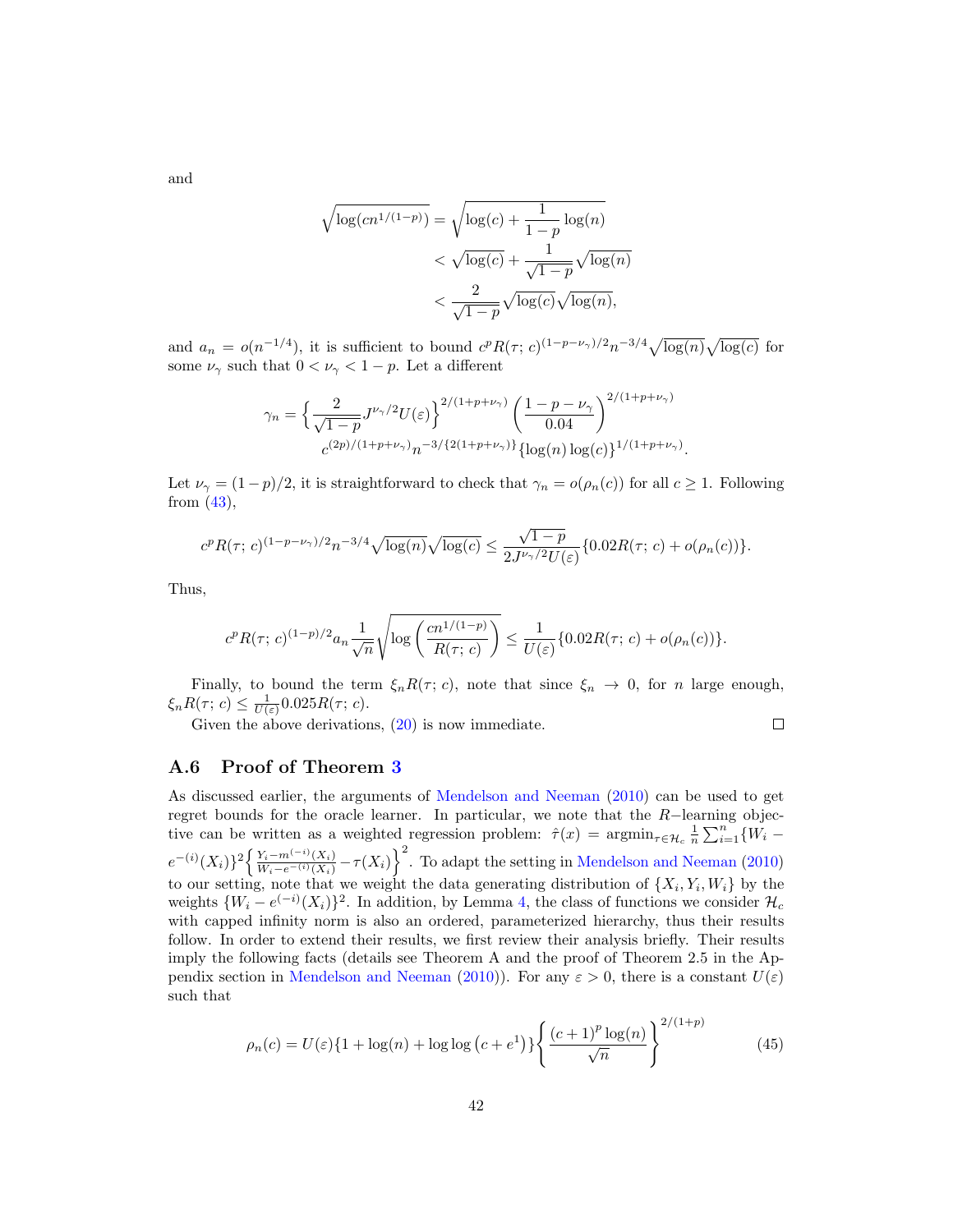and

$$
\begin{aligned}
\sqrt{\log(cn^{1/(1-p)})} &= \sqrt{\log(c) + \frac{1}{1-p}\log(n)} \\
&< \sqrt{\log(c)} + \frac{1}{\sqrt{1-p}}\sqrt{\log(n)} \\
&< \frac{2}{\sqrt{1-p}}\sqrt{\log(c)}\sqrt{\log(n)},
\end{aligned}
$$

and $a_n = o(n^{-1/4})$, it is sufficient to bound $c^p R(\tau;\, c)^{(1-p-\nu_\gamma)/2} n^{-3/4}\sqrt{\log(n)}\sqrt{\log(c)}$ for some $\nu_\gamma$ such that $0 < \nu_\gamma < 1-p$. Let a different

$$
\gamma_n = \left\{\frac{2}{\sqrt{1-p}} J^{\nu_\gamma/2} U(\varepsilon)\right\}^{2/(1+p+\nu_\gamma)} \left(\frac{1-p-\nu_\gamma}{0.04}\right)^{2/(1+p+\nu_\gamma)} c^{(2p)/(1+p+\nu_\gamma)} n^{-3/\{2(1+p+\nu_\gamma)\}} \{\log(n)\log(c)\}^{1/(1+p+\nu_\gamma)}.
$$

Let $\nu_\gamma = (1-p)/2$, it is straightforward to check that $\gamma_n = o(\rho_n(c))$ for all $c \geq 1$. Following from (43),

$$
c^p R(\tau;\, c)^{(1-p-\nu_\gamma)/2} n^{-3/4}\sqrt{\log(n)}\sqrt{\log(c)} \leq \frac{\sqrt{1-p}}{2J^{\nu_\gamma/2}U(\varepsilon)}\{0.02R(\tau;\, c) + o(\rho_n(c))\}.
$$

Thus,

$$
c^p R(\tau;\, c)^{(1-p)/2} a_n \frac{1}{\sqrt{n}} \sqrt{\log\left(\frac{cn^{1/(1-p)}}{R(\tau;\, c)}\right)} \leq \frac{1}{U(\varepsilon)}\{0.02R(\tau;\, c) + o(\rho_n(c))\}.
$$

Finally, to bound the term $\xi_n R(\tau;\, c)$, note that since $\xi_n \to 0$, for $n$ large enough, $\xi_n R(\tau;\, c) \leq \frac{1}{U(\varepsilon)} 0.025 R(\tau;\, c)$.

Given the above derivations, (20) is now immediate. ∎

### A.6 Proof of Theorem 3

As discussed earlier, the arguments of Mendelson and Neeman (2010) can be used to get regret bounds for the oracle learner. In particular, we note that the $R-$learning objective can be written as a weighted regression problem: $\hat{\tau}(x) = \operatorname{argmin}_{\tau \in \mathcal{H}_c} \frac{1}{n}\sum_{i=1}^n \{W_i - e^{-(i)}(X_i)\}^2 \left\{\frac{Y_i - m^{(-i)}(X_i)}{W_i - e^{-(i)}(X_i)} - \tau(X_i)\right\}^2$. To adapt the setting in Mendelson and Neeman (2010) to our setting, note that we weight the data generating distribution of $\{X_i, Y_i, W_i\}$ by the weights $\{W_i - e^{(-i)}(X_i)\}^2$. In addition, by Lemma 4, the class of functions we consider $\mathcal{H}_c$ with capped infinity norm is also an ordered, parameterized hierarchy, thus their results follow. In order to extend their results, we first review their analysis briefly. Their results imply the following facts (details see Theorem A and the proof of Theorem 2.5 in the Appendix section in Mendelson and Neeman (2010)). For any $\varepsilon > 0$, there is a constant $U(\varepsilon)$ such that

$$
\rho_n(c) = U(\varepsilon)\{1 + \log(n) + \log\log\left(c + e^1\right)\}\left\{\frac{(c+1)^p \log(n)}{\sqrt{n}}\right\}^{2/(1+p)} \tag{45}
$$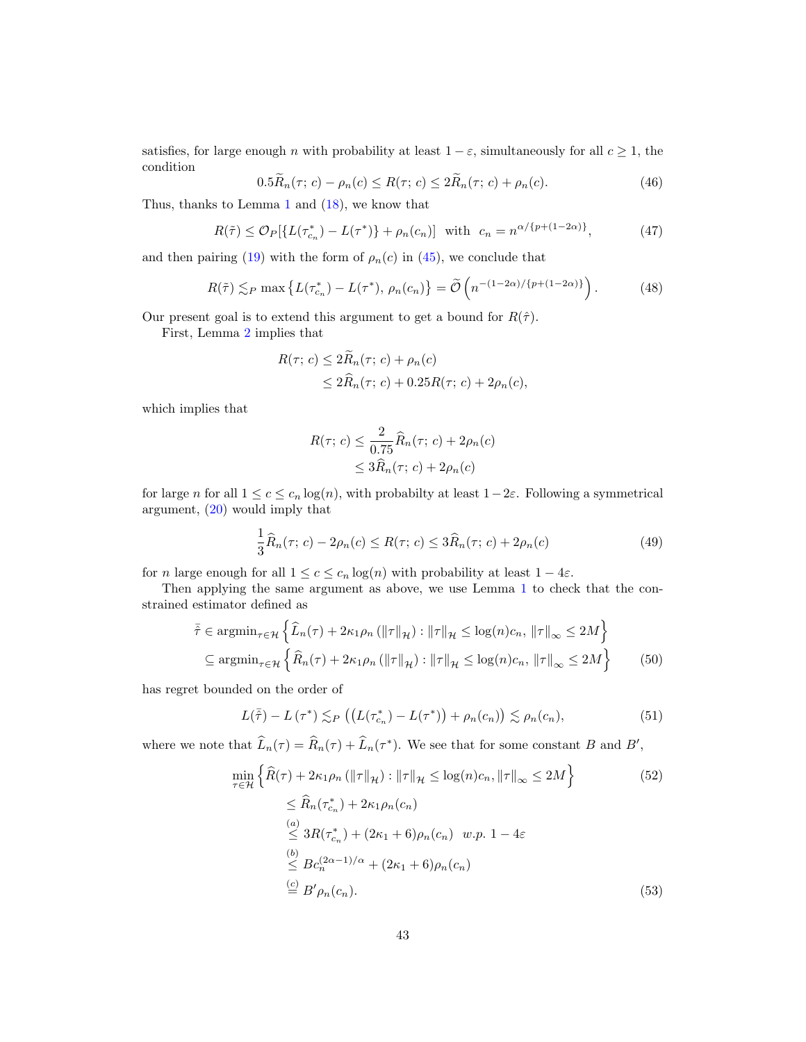satisfies, for large enough $n$ with probability at least $1-\varepsilon$, simultaneously for all $c \geq 1$, the condition

$$0.5\widetilde{R}_n(\tau;\, c) - \rho_n(c) \leq R(\tau;\, c) \leq 2\widetilde{R}_n(\tau;\, c) + \rho_n(c). \tag{46}$$

Thus, thanks to Lemma 1 and (18), we know that

$$R(\tilde{\tau}) \leq \mathcal{O}_P[\{L(\tau^*_{c_n}) - L(\tau^*)\} + \rho_n(c_n)] \;\; \text{with} \;\; c_n = n^{\alpha/\{p+(1-2\alpha)\}}, \tag{47}$$

and then pairing (19) with the form of $\rho_n(c)$ in (45), we conclude that

$$R(\tilde{\tau}) \lesssim_P \max\left\{L(\tau^*_{c_n}) - L(\tau^*),\, \rho_n(c_n)\right\} = \widetilde{\mathcal{O}}\left(n^{-(1-2\alpha)/\{p+(1-2\alpha)\}}\right). \tag{48}$$

Our present goal is to extend this argument to get a bound for $R(\hat{\tau})$.

First, Lemma 2 implies that

$$\begin{aligned}
R(\tau;\, c) &\leq 2\widetilde{R}_n(\tau;\, c) + \rho_n(c) \\
&\leq 2\widehat{R}_n(\tau;\, c) + 0.25R(\tau;\, c) + 2\rho_n(c),
\end{aligned}$$

which implies that

$$\begin{aligned}
R(\tau;\, c) &\leq \frac{2}{0.75}\widehat{R}_n(\tau;\, c) + 2\rho_n(c) \\
&\leq 3\widehat{R}_n(\tau;\, c) + 2\rho_n(c)
\end{aligned}$$

for large $n$ for all $1 \leq c \leq c_n \log(n)$, with probabilty at least $1-2\varepsilon$. Following a symmetrical argument, (20) would imply that

$$\frac{1}{3}\widehat{R}_n(\tau;\, c) - 2\rho_n(c) \leq R(\tau;\, c) \leq 3\widehat{R}_n(\tau;\, c) + 2\rho_n(c) \tag{49}$$

for $n$ large enough for all $1 \leq c \leq c_n \log(n)$ with probability at least $1-4\varepsilon$.

Then applying the same argument as above, we use Lemma 1 to check that the constrained estimator defined as

$$\begin{aligned}
\bar{\tilde{\tau}} &\in \operatorname{argmin}_{\tau \in \mathcal{H}}\left\{\widehat{L}_n(\tau) + 2\kappa_1\rho_n\left(\|\tau\|_{\mathcal{H}}\right) : \|\tau\|_{\mathcal{H}} \leq \log(n)c_n,\, \|\tau\|_\infty \leq 2M\right\} \\
&\subseteq \operatorname{argmin}_{\tau \in \mathcal{H}}\left\{\widehat{R}_n(\tau) + 2\kappa_1\rho_n\left(\|\tau\|_{\mathcal{H}}\right) : \|\tau\|_{\mathcal{H}} \leq \log(n)c_n,\, \|\tau\|_\infty \leq 2M\right\}
\end{aligned} \tag{50}$$

has regret bounded on the order of

$$L(\bar{\tilde{\tau}}) - L\left(\tau^*\right) \lesssim_P \left(\left(L(\tau^*_{c_n}) - L(\tau^*)\right) + \rho_n(c_n)\right) \lesssim \rho_n(c_n), \tag{51}$$

where we note that $\widehat{L}_n(\tau) = \widehat{R}_n(\tau) + \widehat{L}_n(\tau^*)$. We see that for some constant $B$ and $B'$,

$$\begin{aligned}
&\min_{\tau \in \mathcal{H}}\left\{\widehat{R}(\tau) + 2\kappa_1\rho_n\left(\|\tau\|_{\mathcal{H}}\right) : \|\tau\|_{\mathcal{H}} \leq \log(n)c_n, \|\tau\|_\infty \leq 2M\right\} &(52)\\
&\quad\leq \widehat{R}_n(\tau^*_{c_n}) + 2\kappa_1\rho_n(c_n) \\
&\quad\overset{(a)}{\leq} 3R(\tau^*_{c_n}) + (2\kappa_1 + 6)\rho_n(c_n) \quad w.p.\ 1-4\varepsilon \\
&\quad\overset{(b)}{\leq} Bc_n^{(2\alpha-1)/\alpha} + (2\kappa_1 + 6)\rho_n(c_n) \\
&\quad\overset{(c)}{=} B'\rho_n(c_n). &(53)
\end{aligned}$$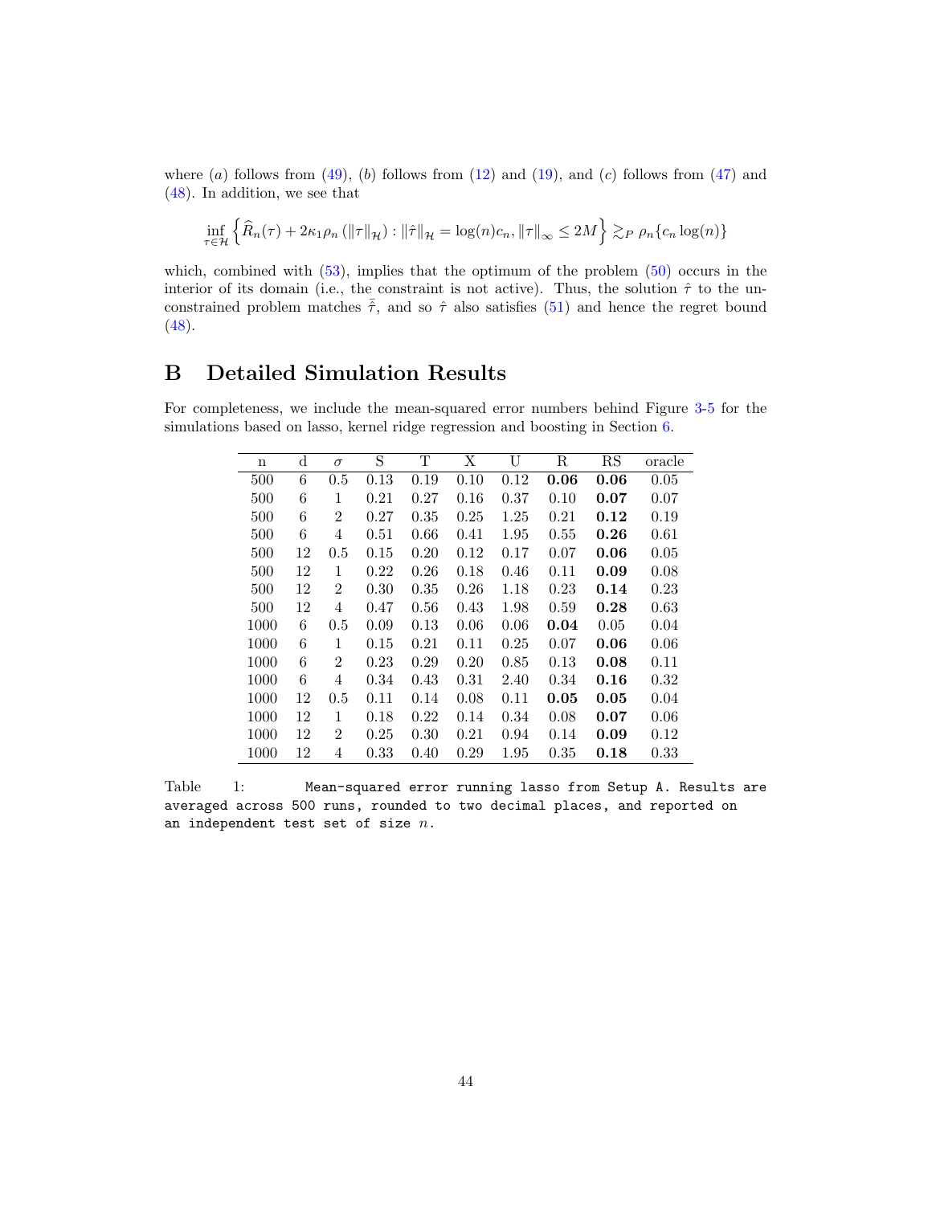where $(a)$ follows from (49), $(b)$ follows from (12) and (19), and $(c)$ follows from (47) and (48). In addition, we see that

$$\inf_{\tau \in \mathcal{H}} \left\{ \widehat{R}_n(\tau) + 2\kappa_1 \rho_n \left( \|\tau\|_{\mathcal{H}} \right) : \|\hat{\tau}\|_{\mathcal{H}} = \log(n) c_n, \|\tau\|_\infty \leq 2M \right\} \gtrsim_P \rho_n \{ c_n \log(n) \}$$

which, combined with (53), implies that the optimum of the problem (50) occurs in the interior of its domain (i.e., the constraint is not active). Thus, the solution $\hat{\tau}$ to the unconstrained problem matches $\bar{\hat{\tau}}$, and so $\hat{\tau}$ also satisfies (51) and hence the regret bound (48).

# B Detailed Simulation Results

For completeness, we include the mean-squared error numbers behind Figure 3-5 for the simulations based on lasso, kernel ridge regression and boosting in Section 6.

| n | d | $\sigma$ | S | T | X | U | R | RS | oracle |
|---|---|---|---|---|---|---|---|---|---|
| 500 | 6 | 0.5 | 0.13 | 0.19 | 0.10 | 0.12 | **0.06** | **0.06** | 0.05 |
| 500 | 6 | 1 | 0.21 | 0.27 | 0.16 | 0.37 | 0.10 | **0.07** | 0.07 |
| 500 | 6 | 2 | 0.27 | 0.35 | 0.25 | 1.25 | 0.21 | **0.12** | 0.19 |
| 500 | 6 | 4 | 0.51 | 0.66 | 0.41 | 1.95 | 0.55 | **0.26** | 0.61 |
| 500 | 12 | 0.5 | 0.15 | 0.20 | 0.12 | 0.17 | 0.07 | **0.06** | 0.05 |
| 500 | 12 | 1 | 0.22 | 0.26 | 0.18 | 0.46 | 0.11 | **0.09** | 0.08 |
| 500 | 12 | 2 | 0.30 | 0.35 | 0.26 | 1.18 | 0.23 | **0.14** | 0.23 |
| 500 | 12 | 4 | 0.47 | 0.56 | 0.43 | 1.98 | 0.59 | **0.28** | 0.63 |
| 1000 | 6 | 0.5 | 0.09 | 0.13 | 0.06 | 0.06 | **0.04** | 0.05 | 0.04 |
| 1000 | 6 | 1 | 0.15 | 0.21 | 0.11 | 0.25 | 0.07 | **0.06** | 0.06 |
| 1000 | 6 | 2 | 0.23 | 0.29 | 0.20 | 0.85 | 0.13 | **0.08** | 0.11 |
| 1000 | 6 | 4 | 0.34 | 0.43 | 0.31 | 2.40 | 0.34 | **0.16** | 0.32 |
| 1000 | 12 | 0.5 | 0.11 | 0.14 | 0.08 | 0.11 | **0.05** | **0.05** | 0.04 |
| 1000 | 12 | 1 | 0.18 | 0.22 | 0.14 | 0.34 | 0.08 | **0.07** | 0.06 |
| 1000 | 12 | 2 | 0.25 | 0.30 | 0.21 | 0.94 | 0.14 | **0.09** | 0.12 |
| 1000 | 12 | 4 | 0.33 | 0.40 | 0.29 | 1.95 | 0.35 | **0.18** | 0.33 |

Table 1: Mean-squared error running lasso from Setup A. Results are averaged across 500 runs, rounded to two decimal places, and reported on an independent test set of size $n$.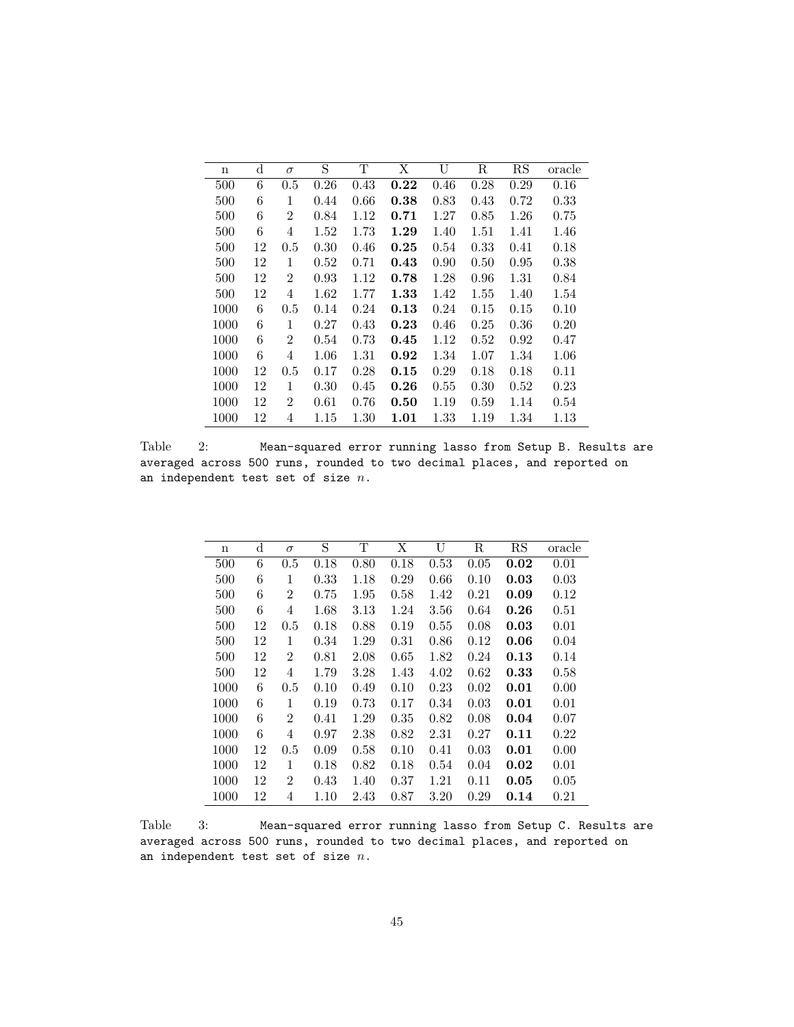| n | d | $\sigma$ | S | T | X | U | R | RS | oracle |
|---|---|---|---|---|---|---|---|---|---|
| 500 | 6 | 0.5 | 0.26 | 0.43 | **0.22** | 0.46 | 0.28 | 0.29 | 0.16 |
| 500 | 6 | 1 | 0.44 | 0.66 | **0.38** | 0.83 | 0.43 | 0.72 | 0.33 |
| 500 | 6 | 2 | 0.84 | 1.12 | **0.71** | 1.27 | 0.85 | 1.26 | 0.75 |
| 500 | 6 | 4 | 1.52 | 1.73 | **1.29** | 1.40 | 1.51 | 1.41 | 1.46 |
| 500 | 12 | 0.5 | 0.30 | 0.46 | **0.25** | 0.54 | 0.33 | 0.41 | 0.18 |
| 500 | 12 | 1 | 0.52 | 0.71 | **0.43** | 0.90 | 0.50 | 0.95 | 0.38 |
| 500 | 12 | 2 | 0.93 | 1.12 | **0.78** | 1.28 | 0.96 | 1.31 | 0.84 |
| 500 | 12 | 4 | 1.62 | 1.77 | **1.33** | 1.42 | 1.55 | 1.40 | 1.54 |
| 1000 | 6 | 0.5 | 0.14 | 0.24 | **0.13** | 0.24 | 0.15 | 0.15 | 0.10 |
| 1000 | 6 | 1 | 0.27 | 0.43 | **0.23** | 0.46 | 0.25 | 0.36 | 0.20 |
| 1000 | 6 | 2 | 0.54 | 0.73 | **0.45** | 1.12 | 0.52 | 0.92 | 0.47 |
| 1000 | 6 | 4 | 1.06 | 1.31 | **0.92** | 1.34 | 1.07 | 1.34 | 1.06 |
| 1000 | 12 | 0.5 | 0.17 | 0.28 | **0.15** | 0.29 | 0.18 | 0.18 | 0.11 |
| 1000 | 12 | 1 | 0.30 | 0.45 | **0.26** | 0.55 | 0.30 | 0.52 | 0.23 |
| 1000 | 12 | 2 | 0.61 | 0.76 | **0.50** | 1.19 | 0.59 | 1.14 | 0.54 |
| 1000 | 12 | 4 | 1.15 | 1.30 | **1.01** | 1.33 | 1.19 | 1.34 | 1.13 |

Table 2: Mean-squared error running lasso from Setup B. Results are averaged across 500 runs, rounded to two decimal places, and reported on an independent test set of size $n$.

| n | d | $\sigma$ | S | T | X | U | R | RS | oracle |
|---|---|---|---|---|---|---|---|---|---|
| 500 | 6 | 0.5 | 0.18 | 0.80 | 0.18 | 0.53 | 0.05 | **0.02** | 0.01 |
| 500 | 6 | 1 | 0.33 | 1.18 | 0.29 | 0.66 | 0.10 | **0.03** | 0.03 |
| 500 | 6 | 2 | 0.75 | 1.95 | 0.58 | 1.42 | 0.21 | **0.09** | 0.12 |
| 500 | 6 | 4 | 1.68 | 3.13 | 1.24 | 3.56 | 0.64 | **0.26** | 0.51 |
| 500 | 12 | 0.5 | 0.18 | 0.88 | 0.19 | 0.55 | 0.08 | **0.03** | 0.01 |
| 500 | 12 | 1 | 0.34 | 1.29 | 0.31 | 0.86 | 0.12 | **0.06** | 0.04 |
| 500 | 12 | 2 | 0.81 | 2.08 | 0.65 | 1.82 | 0.24 | **0.13** | 0.14 |
| 500 | 12 | 4 | 1.79 | 3.28 | 1.43 | 4.02 | 0.62 | **0.33** | 0.58 |
| 1000 | 6 | 0.5 | 0.10 | 0.49 | 0.10 | 0.23 | 0.02 | **0.01** | 0.00 |
| 1000 | 6 | 1 | 0.19 | 0.73 | 0.17 | 0.34 | 0.03 | **0.01** | 0.01 |
| 1000 | 6 | 2 | 0.41 | 1.29 | 0.35 | 0.82 | 0.08 | **0.04** | 0.07 |
| 1000 | 6 | 4 | 0.97 | 2.38 | 0.82 | 2.31 | 0.27 | **0.11** | 0.22 |
| 1000 | 12 | 0.5 | 0.09 | 0.58 | 0.10 | 0.41 | 0.03 | **0.01** | 0.00 |
| 1000 | 12 | 1 | 0.18 | 0.82 | 0.18 | 0.54 | 0.04 | **0.02** | 0.01 |
| 1000 | 12 | 2 | 0.43 | 1.40 | 0.37 | 1.21 | 0.11 | **0.05** | 0.05 |
| 1000 | 12 | 4 | 1.10 | 2.43 | 0.87 | 3.20 | 0.29 | **0.14** | 0.21 |

Table 3: Mean-squared error running lasso from Setup C. Results are averaged across 500 runs, rounded to two decimal places, and reported on an independent test set of size $n$.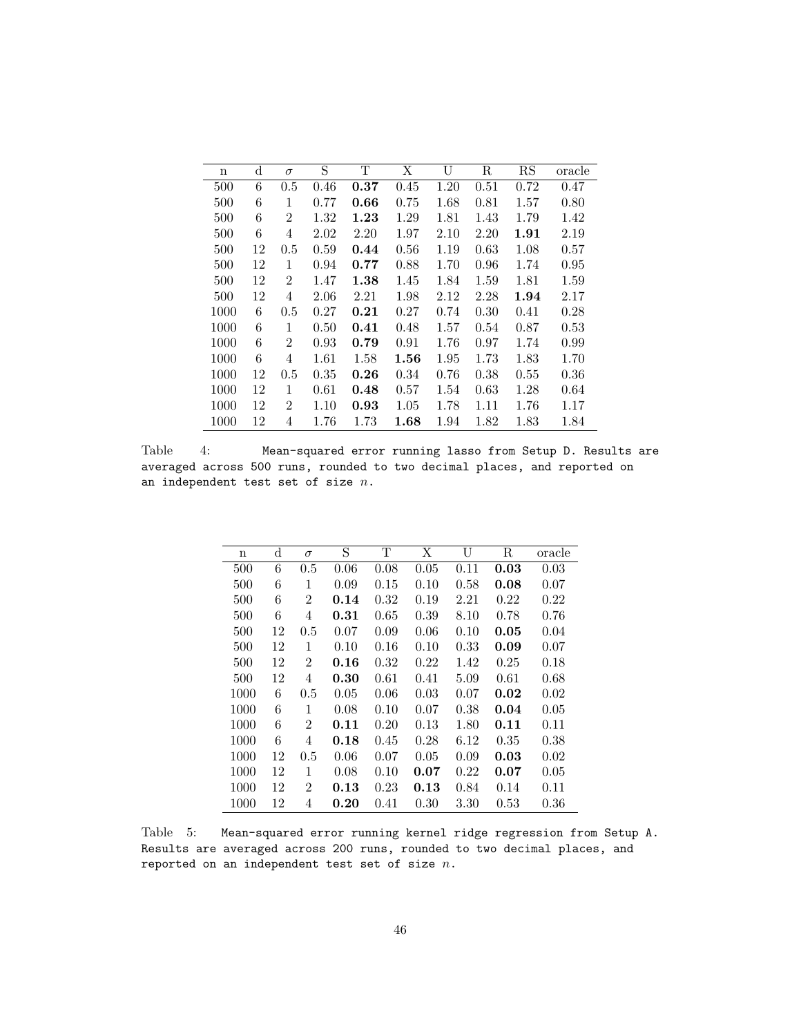| n | d | $\sigma$ | S | T | X | U | R | RS | oracle |
|---|---|---|---|---|---|---|---|---|---|
| 500 | 6 | 0.5 | 0.46 | **0.37** | 0.45 | 1.20 | 0.51 | 0.72 | 0.47 |
| 500 | 6 | 1 | 0.77 | **0.66** | 0.75 | 1.68 | 0.81 | 1.57 | 0.80 |
| 500 | 6 | 2 | 1.32 | **1.23** | 1.29 | 1.81 | 1.43 | 1.79 | 1.42 |
| 500 | 6 | 4 | 2.02 | 2.20 | 1.97 | 2.10 | 2.20 | **1.91** | 2.19 |
| 500 | 12 | 0.5 | 0.59 | **0.44** | 0.56 | 1.19 | 0.63 | 1.08 | 0.57 |
| 500 | 12 | 1 | 0.94 | **0.77** | 0.88 | 1.70 | 0.96 | 1.74 | 0.95 |
| 500 | 12 | 2 | 1.47 | **1.38** | 1.45 | 1.84 | 1.59 | 1.81 | 1.59 |
| 500 | 12 | 4 | 2.06 | 2.21 | 1.98 | 2.12 | 2.28 | **1.94** | 2.17 |
| 1000 | 6 | 0.5 | 0.27 | **0.21** | 0.27 | 0.74 | 0.30 | 0.41 | 0.28 |
| 1000 | 6 | 1 | 0.50 | **0.41** | 0.48 | 1.57 | 0.54 | 0.87 | 0.53 |
| 1000 | 6 | 2 | 0.93 | **0.79** | 0.91 | 1.76 | 0.97 | 1.74 | 0.99 |
| 1000 | 6 | 4 | 1.61 | 1.58 | **1.56** | 1.95 | 1.73 | 1.83 | 1.70 |
| 1000 | 12 | 0.5 | 0.35 | **0.26** | 0.34 | 0.76 | 0.38 | 0.55 | 0.36 |
| 1000 | 12 | 1 | 0.61 | **0.48** | 0.57 | 1.54 | 0.63 | 1.28 | 0.64 |
| 1000 | 12 | 2 | 1.10 | **0.93** | 1.05 | 1.78 | 1.11 | 1.76 | 1.17 |
| 1000 | 12 | 4 | 1.76 | 1.73 | **1.68** | 1.94 | 1.82 | 1.83 | 1.84 |

Table 4: Mean-squared error running lasso from Setup D. Results are averaged across 500 runs, rounded to two decimal places, and reported on an independent test set of size $n$.

| n | d | $\sigma$ | S | T | X | U | R | oracle |
|---|---|---|---|---|---|---|---|---|
| 500 | 6 | 0.5 | 0.06 | 0.08 | 0.05 | 0.11 | **0.03** | 0.03 |
| 500 | 6 | 1 | 0.09 | 0.15 | 0.10 | 0.58 | **0.08** | 0.07 |
| 500 | 6 | 2 | **0.14** | 0.32 | 0.19 | 2.21 | 0.22 | 0.22 |
| 500 | 6 | 4 | **0.31** | 0.65 | 0.39 | 8.10 | 0.78 | 0.76 |
| 500 | 12 | 0.5 | 0.07 | 0.09 | 0.06 | 0.10 | **0.05** | 0.04 |
| 500 | 12 | 1 | 0.10 | 0.16 | 0.10 | 0.33 | **0.09** | 0.07 |
| 500 | 12 | 2 | **0.16** | 0.32 | 0.22 | 1.42 | 0.25 | 0.18 |
| 500 | 12 | 4 | **0.30** | 0.61 | 0.41 | 5.09 | 0.61 | 0.68 |
| 1000 | 6 | 0.5 | 0.05 | 0.06 | 0.03 | 0.07 | **0.02** | 0.02 |
| 1000 | 6 | 1 | 0.08 | 0.10 | 0.07 | 0.38 | **0.04** | 0.05 |
| 1000 | 6 | 2 | **0.11** | 0.20 | 0.13 | 1.80 | **0.11** | 0.11 |
| 1000 | 6 | 4 | **0.18** | 0.45 | 0.28 | 6.12 | 0.35 | 0.38 |
| 1000 | 12 | 0.5 | 0.06 | 0.07 | 0.05 | 0.09 | **0.03** | 0.02 |
| 1000 | 12 | 1 | 0.08 | 0.10 | **0.07** | 0.22 | **0.07** | 0.05 |
| 1000 | 12 | 2 | **0.13** | 0.23 | **0.13** | 0.84 | 0.14 | 0.11 |
| 1000 | 12 | 4 | **0.20** | 0.41 | 0.30 | 3.30 | 0.53 | 0.36 |

Table 5: Mean-squared error running kernel ridge regression from Setup A. Results are averaged across 200 runs, rounded to two decimal places, and reported on an independent test set of size $n$.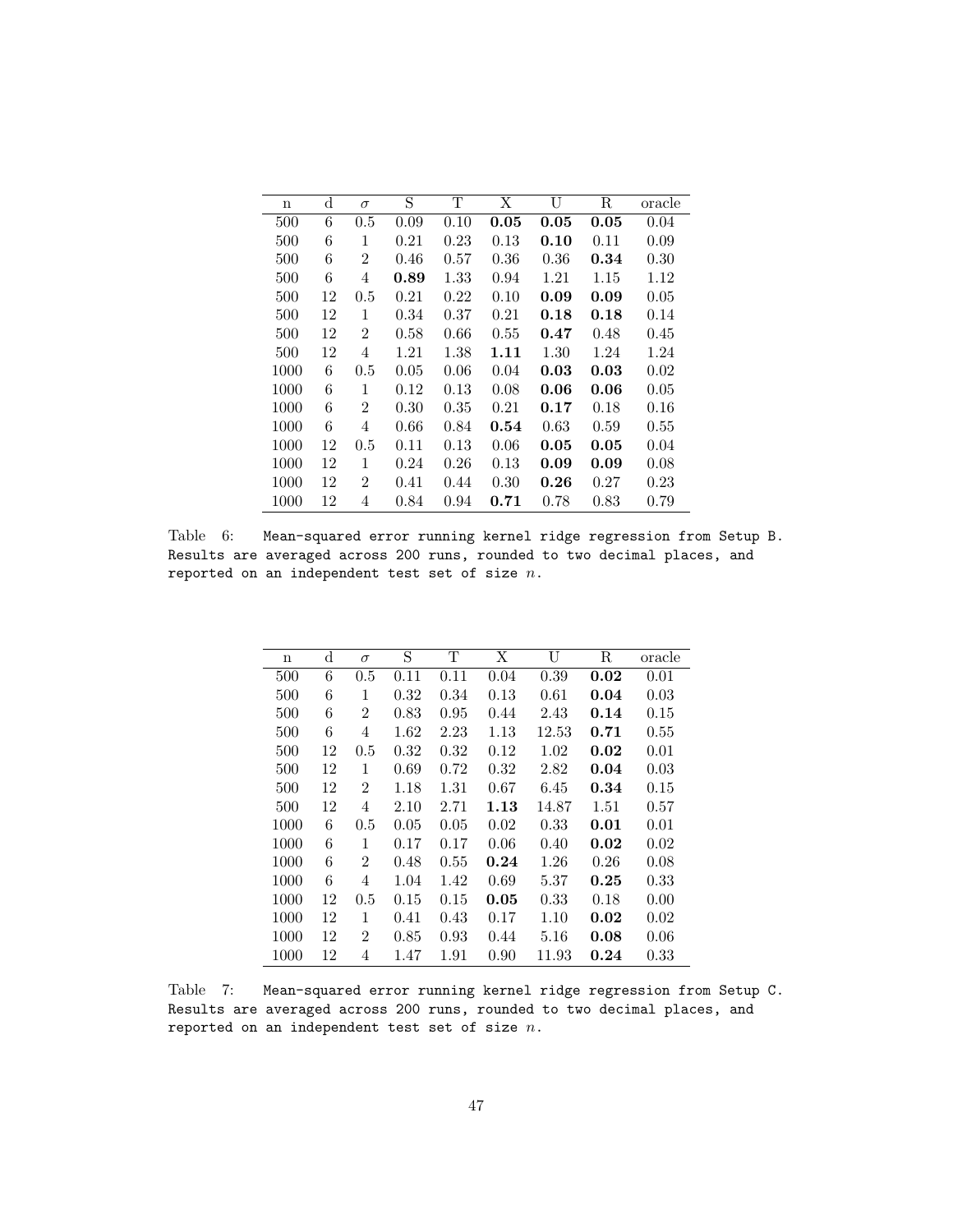| n | d | $\sigma$ | S | T | X | U | R | oracle |
|---|---|---|---|---|---|---|---|---|
| 500 | 6 | 0.5 | 0.09 | 0.10 | **0.05** | **0.05** | **0.05** | 0.04 |
| 500 | 6 | 1 | 0.21 | 0.23 | 0.13 | **0.10** | 0.11 | 0.09 |
| 500 | 6 | 2 | 0.46 | 0.57 | 0.36 | 0.36 | **0.34** | 0.30 |
| 500 | 6 | 4 | **0.89** | 1.33 | 0.94 | 1.21 | 1.15 | 1.12 |
| 500 | 12 | 0.5 | 0.21 | 0.22 | 0.10 | **0.09** | **0.09** | 0.05 |
| 500 | 12 | 1 | 0.34 | 0.37 | 0.21 | **0.18** | **0.18** | 0.14 |
| 500 | 12 | 2 | 0.58 | 0.66 | 0.55 | **0.47** | 0.48 | 0.45 |
| 500 | 12 | 4 | 1.21 | 1.38 | **1.11** | 1.30 | 1.24 | 1.24 |
| 1000 | 6 | 0.5 | 0.05 | 0.06 | 0.04 | **0.03** | **0.03** | 0.02 |
| 1000 | 6 | 1 | 0.12 | 0.13 | 0.08 | **0.06** | **0.06** | 0.05 |
| 1000 | 6 | 2 | 0.30 | 0.35 | 0.21 | **0.17** | 0.18 | 0.16 |
| 1000 | 6 | 4 | 0.66 | 0.84 | **0.54** | 0.63 | 0.59 | 0.55 |
| 1000 | 12 | 0.5 | 0.11 | 0.13 | 0.06 | **0.05** | **0.05** | 0.04 |
| 1000 | 12 | 1 | 0.24 | 0.26 | 0.13 | **0.09** | **0.09** | 0.08 |
| 1000 | 12 | 2 | 0.41 | 0.44 | 0.30 | **0.26** | 0.27 | 0.23 |
| 1000 | 12 | 4 | 0.84 | 0.94 | **0.71** | 0.78 | 0.83 | 0.79 |

Table 6: Mean-squared error running kernel ridge regression from Setup B. Results are averaged across 200 runs, rounded to two decimal places, and reported on an independent test set of size $n$.

| n | d | $\sigma$ | S | T | X | U | R | oracle |
|---|---|---|---|---|---|---|---|---|
| 500 | 6 | 0.5 | 0.11 | 0.11 | 0.04 | 0.39 | **0.02** | 0.01 |
| 500 | 6 | 1 | 0.32 | 0.34 | 0.13 | 0.61 | **0.04** | 0.03 |
| 500 | 6 | 2 | 0.83 | 0.95 | 0.44 | 2.43 | **0.14** | 0.15 |
| 500 | 6 | 4 | 1.62 | 2.23 | 1.13 | 12.53 | **0.71** | 0.55 |
| 500 | 12 | 0.5 | 0.32 | 0.32 | 0.12 | 1.02 | **0.02** | 0.01 |
| 500 | 12 | 1 | 0.69 | 0.72 | 0.32 | 2.82 | **0.04** | 0.03 |
| 500 | 12 | 2 | 1.18 | 1.31 | 0.67 | 6.45 | **0.34** | 0.15 |
| 500 | 12 | 4 | 2.10 | 2.71 | **1.13** | 14.87 | 1.51 | 0.57 |
| 1000 | 6 | 0.5 | 0.05 | 0.05 | 0.02 | 0.33 | **0.01** | 0.01 |
| 1000 | 6 | 1 | 0.17 | 0.17 | 0.06 | 0.40 | **0.02** | 0.02 |
| 1000 | 6 | 2 | 0.48 | 0.55 | **0.24** | 1.26 | 0.26 | 0.08 |
| 1000 | 6 | 4 | 1.04 | 1.42 | 0.69 | 5.37 | **0.25** | 0.33 |
| 1000 | 12 | 0.5 | 0.15 | 0.15 | **0.05** | 0.33 | 0.18 | 0.00 |
| 1000 | 12 | 1 | 0.41 | 0.43 | 0.17 | 1.10 | **0.02** | 0.02 |
| 1000 | 12 | 2 | 0.85 | 0.93 | 0.44 | 5.16 | **0.08** | 0.06 |
| 1000 | 12 | 4 | 1.47 | 1.91 | 0.90 | 11.93 | **0.24** | 0.33 |

Table 7: Mean-squared error running kernel ridge regression from Setup C. Results are averaged across 200 runs, rounded to two decimal places, and reported on an independent test set of size $n$.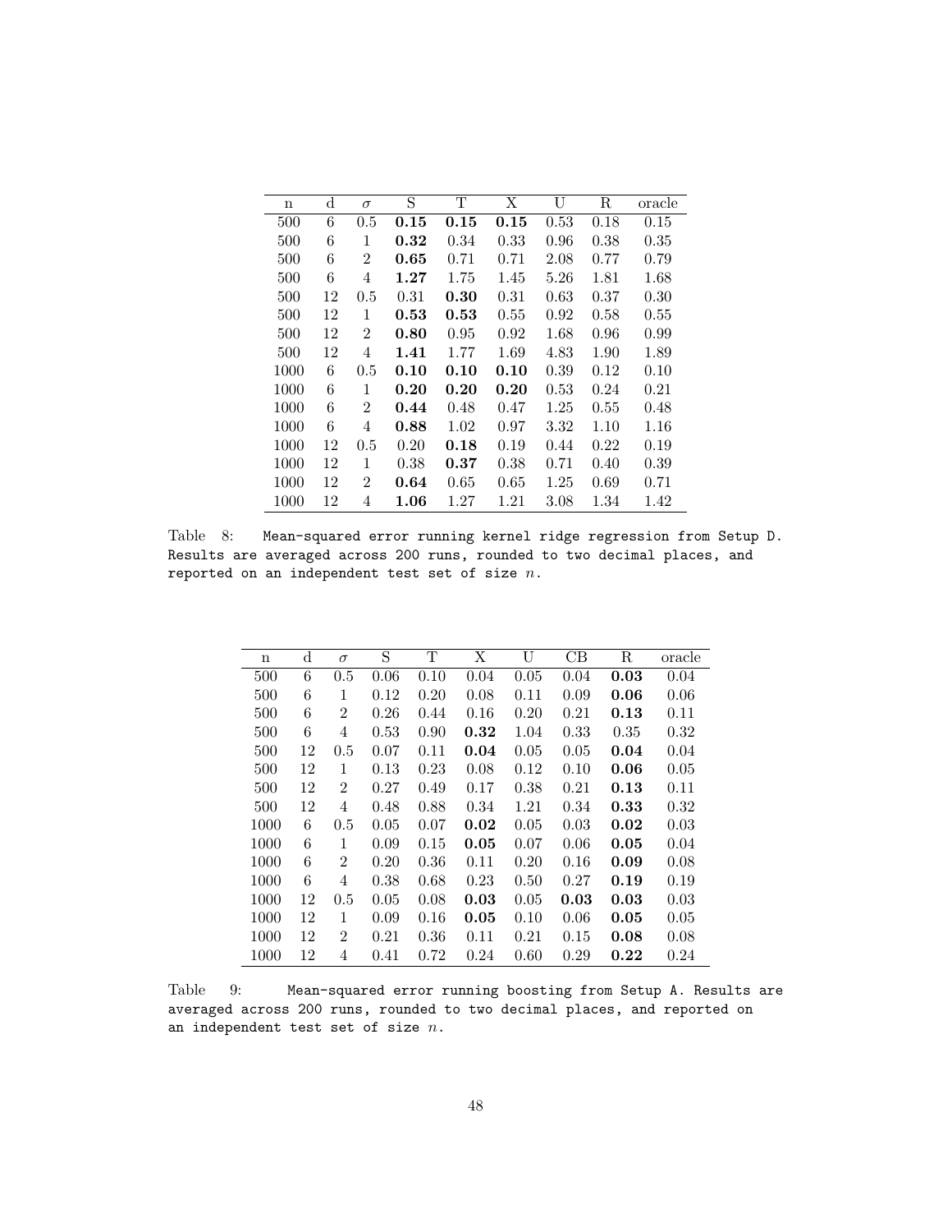| n | d | $\sigma$ | S | T | X | U | R | oracle |
|---|---|---|---|---|---|---|---|---|
| 500 | 6 | 0.5 | **0.15** | **0.15** | **0.15** | 0.53 | 0.18 | 0.15 |
| 500 | 6 | 1 | **0.32** | 0.34 | 0.33 | 0.96 | 0.38 | 0.35 |
| 500 | 6 | 2 | **0.65** | 0.71 | 0.71 | 2.08 | 0.77 | 0.79 |
| 500 | 6 | 4 | **1.27** | 1.75 | 1.45 | 5.26 | 1.81 | 1.68 |
| 500 | 12 | 0.5 | 0.31 | **0.30** | 0.31 | 0.63 | 0.37 | 0.30 |
| 500 | 12 | 1 | **0.53** | **0.53** | 0.55 | 0.92 | 0.58 | 0.55 |
| 500 | 12 | 2 | **0.80** | 0.95 | 0.92 | 1.68 | 0.96 | 0.99 |
| 500 | 12 | 4 | **1.41** | 1.77 | 1.69 | 4.83 | 1.90 | 1.89 |
| 1000 | 6 | 0.5 | **0.10** | **0.10** | **0.10** | 0.39 | 0.12 | 0.10 |
| 1000 | 6 | 1 | **0.20** | **0.20** | **0.20** | 0.53 | 0.24 | 0.21 |
| 1000 | 6 | 2 | **0.44** | 0.48 | 0.47 | 1.25 | 0.55 | 0.48 |
| 1000 | 6 | 4 | **0.88** | 1.02 | 0.97 | 3.32 | 1.10 | 1.16 |
| 1000 | 12 | 0.5 | 0.20 | **0.18** | 0.19 | 0.44 | 0.22 | 0.19 |
| 1000 | 12 | 1 | 0.38 | **0.37** | 0.38 | 0.71 | 0.40 | 0.39 |
| 1000 | 12 | 2 | **0.64** | 0.65 | 0.65 | 1.25 | 0.69 | 0.71 |
| 1000 | 12 | 4 | **1.06** | 1.27 | 1.21 | 3.08 | 1.34 | 1.42 |

Table 8: Mean-squared error running kernel ridge regression from Setup D. Results are averaged across 200 runs, rounded to two decimal places, and reported on an independent test set of size $n$.

| n | d | $\sigma$ | S | T | X | U | CB | R | oracle |
|---|---|---|---|---|---|---|---|---|---|
| 500 | 6 | 0.5 | 0.06 | 0.10 | 0.04 | 0.05 | 0.04 | **0.03** | 0.04 |
| 500 | 6 | 1 | 0.12 | 0.20 | 0.08 | 0.11 | 0.09 | **0.06** | 0.06 |
| 500 | 6 | 2 | 0.26 | 0.44 | 0.16 | 0.20 | 0.21 | **0.13** | 0.11 |
| 500 | 6 | 4 | 0.53 | 0.90 | **0.32** | 1.04 | 0.33 | 0.35 | 0.32 |
| 500 | 12 | 0.5 | 0.07 | 0.11 | **0.04** | 0.05 | 0.05 | **0.04** | 0.04 |
| 500 | 12 | 1 | 0.13 | 0.23 | 0.08 | 0.12 | 0.10 | **0.06** | 0.05 |
| 500 | 12 | 2 | 0.27 | 0.49 | 0.17 | 0.38 | 0.21 | **0.13** | 0.11 |
| 500 | 12 | 4 | 0.48 | 0.88 | 0.34 | 1.21 | 0.34 | **0.33** | 0.32 |
| 1000 | 6 | 0.5 | 0.05 | 0.07 | **0.02** | 0.05 | 0.03 | **0.02** | 0.03 |
| 1000 | 6 | 1 | 0.09 | 0.15 | **0.05** | 0.07 | 0.06 | **0.05** | 0.04 |
| 1000 | 6 | 2 | 0.20 | 0.36 | 0.11 | 0.20 | 0.16 | **0.09** | 0.08 |
| 1000 | 6 | 4 | 0.38 | 0.68 | 0.23 | 0.50 | 0.27 | **0.19** | 0.19 |
| 1000 | 12 | 0.5 | 0.05 | 0.08 | **0.03** | 0.05 | **0.03** | **0.03** | 0.03 |
| 1000 | 12 | 1 | 0.09 | 0.16 | **0.05** | 0.10 | 0.06 | **0.05** | 0.05 |
| 1000 | 12 | 2 | 0.21 | 0.36 | 0.11 | 0.21 | 0.15 | **0.08** | 0.08 |
| 1000 | 12 | 4 | 0.41 | 0.72 | 0.24 | 0.60 | 0.29 | **0.22** | 0.24 |

Table 9: Mean-squared error running boosting from Setup A. Results are averaged across 200 runs, rounded to two decimal places, and reported on an independent test set of size $n$.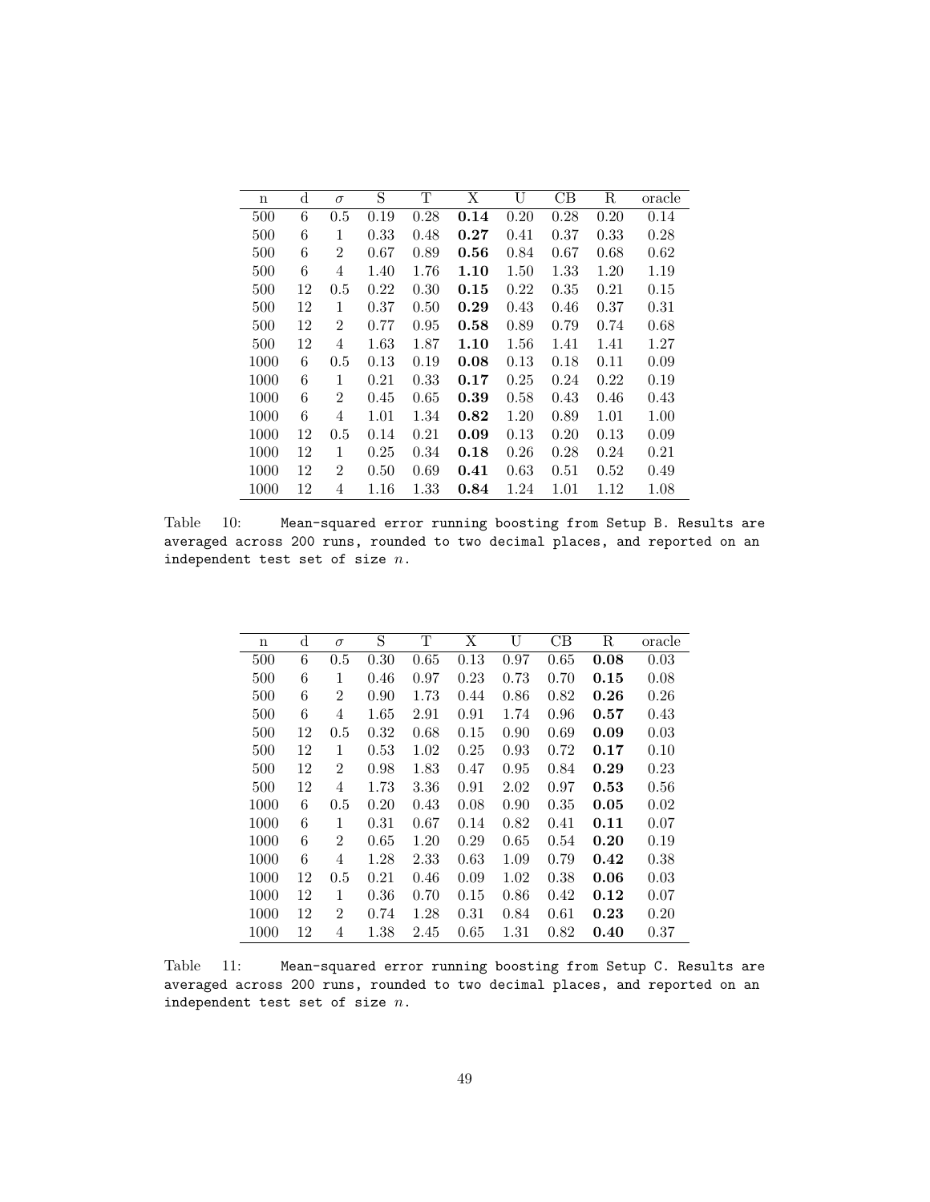| n | d | $\sigma$ | S | T | X | U | CB | R | oracle |
|---|---|---|---|---|---|---|---|---|---|
| 500 | 6 | 0.5 | 0.19 | 0.28 | **0.14** | 0.20 | 0.28 | 0.20 | 0.14 |
| 500 | 6 | 1 | 0.33 | 0.48 | **0.27** | 0.41 | 0.37 | 0.33 | 0.28 |
| 500 | 6 | 2 | 0.67 | 0.89 | **0.56** | 0.84 | 0.67 | 0.68 | 0.62 |
| 500 | 6 | 4 | 1.40 | 1.76 | **1.10** | 1.50 | 1.33 | 1.20 | 1.19 |
| 500 | 12 | 0.5 | 0.22 | 0.30 | **0.15** | 0.22 | 0.35 | 0.21 | 0.15 |
| 500 | 12 | 1 | 0.37 | 0.50 | **0.29** | 0.43 | 0.46 | 0.37 | 0.31 |
| 500 | 12 | 2 | 0.77 | 0.95 | **0.58** | 0.89 | 0.79 | 0.74 | 0.68 |
| 500 | 12 | 4 | 1.63 | 1.87 | **1.10** | 1.56 | 1.41 | 1.41 | 1.27 |
| 1000 | 6 | 0.5 | 0.13 | 0.19 | **0.08** | 0.13 | 0.18 | 0.11 | 0.09 |
| 1000 | 6 | 1 | 0.21 | 0.33 | **0.17** | 0.25 | 0.24 | 0.22 | 0.19 |
| 1000 | 6 | 2 | 0.45 | 0.65 | **0.39** | 0.58 | 0.43 | 0.46 | 0.43 |
| 1000 | 6 | 4 | 1.01 | 1.34 | **0.82** | 1.20 | 0.89 | 1.01 | 1.00 |
| 1000 | 12 | 0.5 | 0.14 | 0.21 | **0.09** | 0.13 | 0.20 | 0.13 | 0.09 |
| 1000 | 12 | 1 | 0.25 | 0.34 | **0.18** | 0.26 | 0.28 | 0.24 | 0.21 |
| 1000 | 12 | 2 | 0.50 | 0.69 | **0.41** | 0.63 | 0.51 | 0.52 | 0.49 |
| 1000 | 12 | 4 | 1.16 | 1.33 | **0.84** | 1.24 | 1.01 | 1.12 | 1.08 |

Table 10: Mean-squared error running boosting from Setup B. Results are averaged across 200 runs, rounded to two decimal places, and reported on an independent test set of size $n$.

| n | d | $\sigma$ | S | T | X | U | CB | R | oracle |
|---|---|---|---|---|---|---|---|---|---|
| 500 | 6 | 0.5 | 0.30 | 0.65 | 0.13 | 0.97 | 0.65 | **0.08** | 0.03 |
| 500 | 6 | 1 | 0.46 | 0.97 | 0.23 | 0.73 | 0.70 | **0.15** | 0.08 |
| 500 | 6 | 2 | 0.90 | 1.73 | 0.44 | 0.86 | 0.82 | **0.26** | 0.26 |
| 500 | 6 | 4 | 1.65 | 2.91 | 0.91 | 1.74 | 0.96 | **0.57** | 0.43 |
| 500 | 12 | 0.5 | 0.32 | 0.68 | 0.15 | 0.90 | 0.69 | **0.09** | 0.03 |
| 500 | 12 | 1 | 0.53 | 1.02 | 0.25 | 0.93 | 0.72 | **0.17** | 0.10 |
| 500 | 12 | 2 | 0.98 | 1.83 | 0.47 | 0.95 | 0.84 | **0.29** | 0.23 |
| 500 | 12 | 4 | 1.73 | 3.36 | 0.91 | 2.02 | 0.97 | **0.53** | 0.56 |
| 1000 | 6 | 0.5 | 0.20 | 0.43 | 0.08 | 0.90 | 0.35 | **0.05** | 0.02 |
| 1000 | 6 | 1 | 0.31 | 0.67 | 0.14 | 0.82 | 0.41 | **0.11** | 0.07 |
| 1000 | 6 | 2 | 0.65 | 1.20 | 0.29 | 0.65 | 0.54 | **0.20** | 0.19 |
| 1000 | 6 | 4 | 1.28 | 2.33 | 0.63 | 1.09 | 0.79 | **0.42** | 0.38 |
| 1000 | 12 | 0.5 | 0.21 | 0.46 | 0.09 | 1.02 | 0.38 | **0.06** | 0.03 |
| 1000 | 12 | 1 | 0.36 | 0.70 | 0.15 | 0.86 | 0.42 | **0.12** | 0.07 |
| 1000 | 12 | 2 | 0.74 | 1.28 | 0.31 | 0.84 | 0.61 | **0.23** | 0.20 |
| 1000 | 12 | 4 | 1.38 | 2.45 | 0.65 | 1.31 | 0.82 | **0.40** | 0.37 |

Table 11: Mean-squared error running boosting from Setup C. Results are averaged across 200 runs, rounded to two decimal places, and reported on an independent test set of size $n$.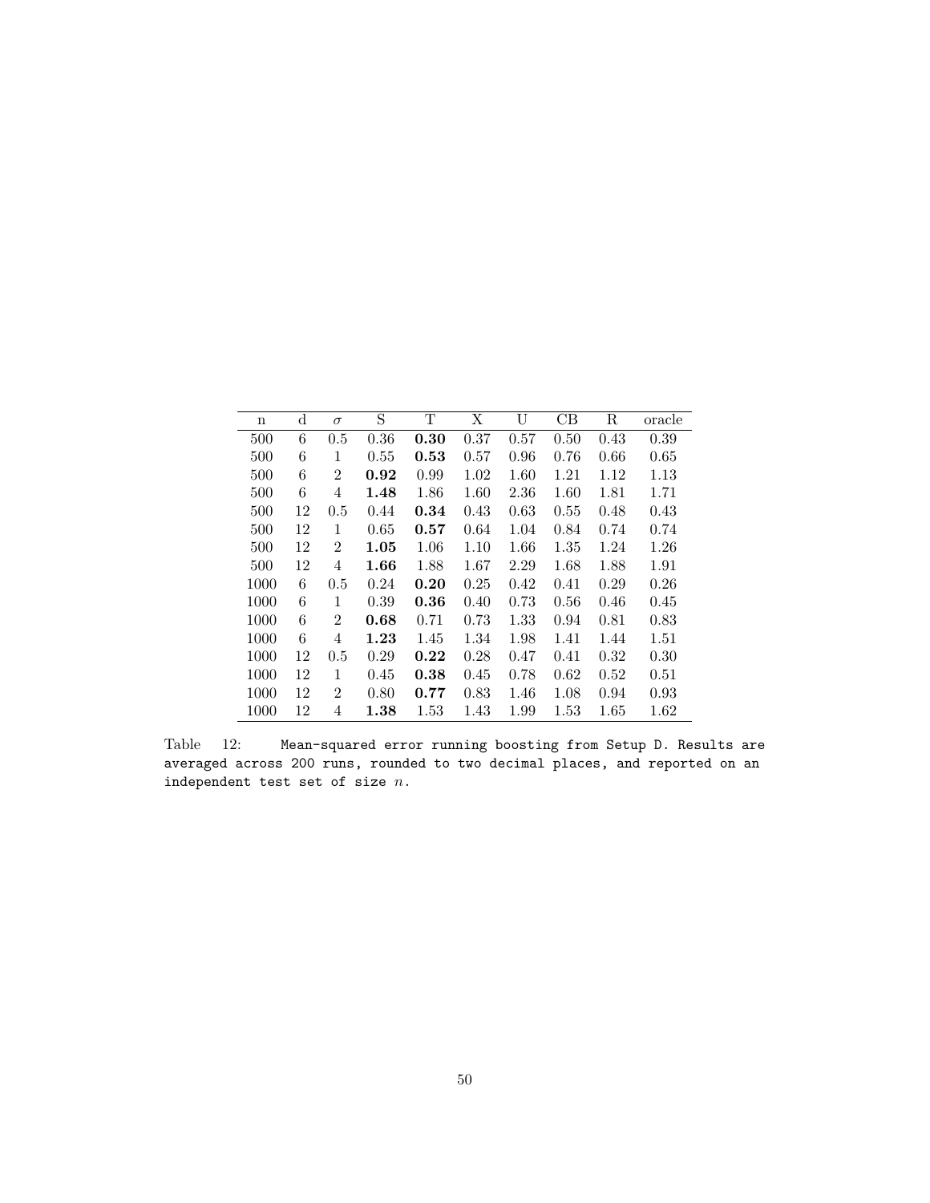| n | d | $\sigma$ | S | T | X | U | CB | R | oracle |
|---|---|---|---|---|---|---|---|---|---|
| 500 | 6 | 0.5 | 0.36 | **0.30** | 0.37 | 0.57 | 0.50 | 0.43 | 0.39 |
| 500 | 6 | 1 | 0.55 | **0.53** | 0.57 | 0.96 | 0.76 | 0.66 | 0.65 |
| 500 | 6 | 2 | **0.92** | 0.99 | 1.02 | 1.60 | 1.21 | 1.12 | 1.13 |
| 500 | 6 | 4 | **1.48** | 1.86 | 1.60 | 2.36 | 1.60 | 1.81 | 1.71 |
| 500 | 12 | 0.5 | 0.44 | **0.34** | 0.43 | 0.63 | 0.55 | 0.48 | 0.43 |
| 500 | 12 | 1 | 0.65 | **0.57** | 0.64 | 1.04 | 0.84 | 0.74 | 0.74 |
| 500 | 12 | 2 | **1.05** | 1.06 | 1.10 | 1.66 | 1.35 | 1.24 | 1.26 |
| 500 | 12 | 4 | **1.66** | 1.88 | 1.67 | 2.29 | 1.68 | 1.88 | 1.91 |
| 1000 | 6 | 0.5 | 0.24 | **0.20** | 0.25 | 0.42 | 0.41 | 0.29 | 0.26 |
| 1000 | 6 | 1 | 0.39 | **0.36** | 0.40 | 0.73 | 0.56 | 0.46 | 0.45 |
| 1000 | 6 | 2 | **0.68** | 0.71 | 0.73 | 1.33 | 0.94 | 0.81 | 0.83 |
| 1000 | 6 | 4 | **1.23** | 1.45 | 1.34 | 1.98 | 1.41 | 1.44 | 1.51 |
| 1000 | 12 | 0.5 | 0.29 | **0.22** | 0.28 | 0.47 | 0.41 | 0.32 | 0.30 |
| 1000 | 12 | 1 | 0.45 | **0.38** | 0.45 | 0.78 | 0.62 | 0.52 | 0.51 |
| 1000 | 12 | 2 | 0.80 | **0.77** | 0.83 | 1.46 | 1.08 | 0.94 | 0.93 |
| 1000 | 12 | 4 | **1.38** | 1.53 | 1.43 | 1.99 | 1.53 | 1.65 | 1.62 |

Table 12: Mean-squared error running boosting from Setup D. Results are averaged across 200 runs, rounded to two decimal places, and reported on an independent test set of size $n$.